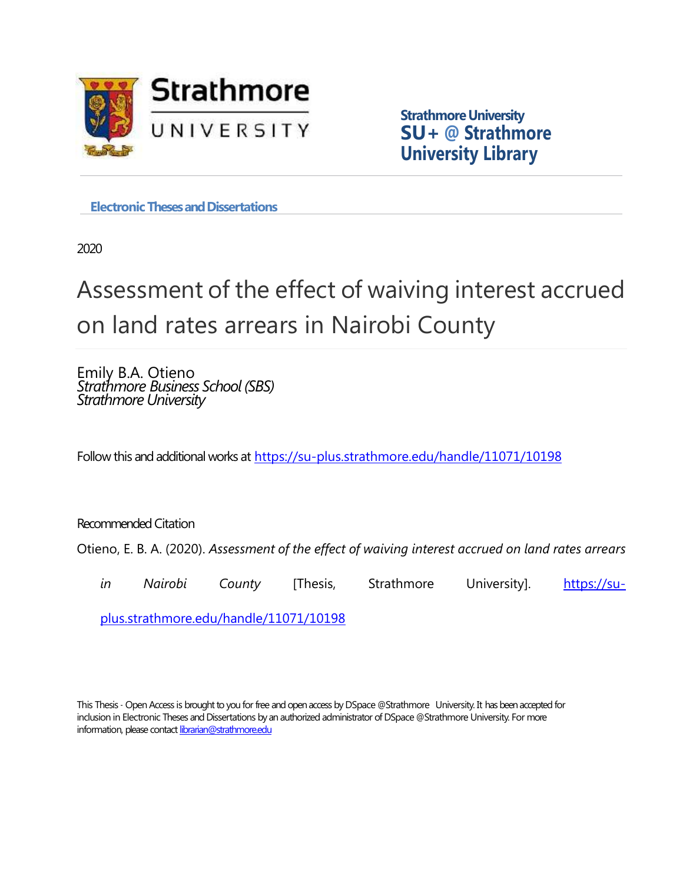Strathmore University
SU+ @ Strathmore University Library

Electronic Theses and Dissertations

2020

# Assessment of the effect of waiving interest accrued on land rates arrears in Nairobi County

Emily B.A. Otieno
*Strathmore Business School (SBS)*
*Strathmore University*

Follow this and additional works at https://su-plus.strathmore.edu/handle/11071/10198

Recommended Citation

Otieno, E. B. A. (2020). *Assessment of the effect of waiving interest accrued on land rates arrears in Nairobi County* [Thesis, Strathmore University]. https://su-plus.strathmore.edu/handle/11071/10198

This Thesis - Open Access is brought to you for free and open access by DSpace @Strathmore University. It has been accepted for inclusion in Electronic Theses and Dissertations by an authorized administrator of DSpace @Strathmore University. For more information, please contact librarian@strathmore.edu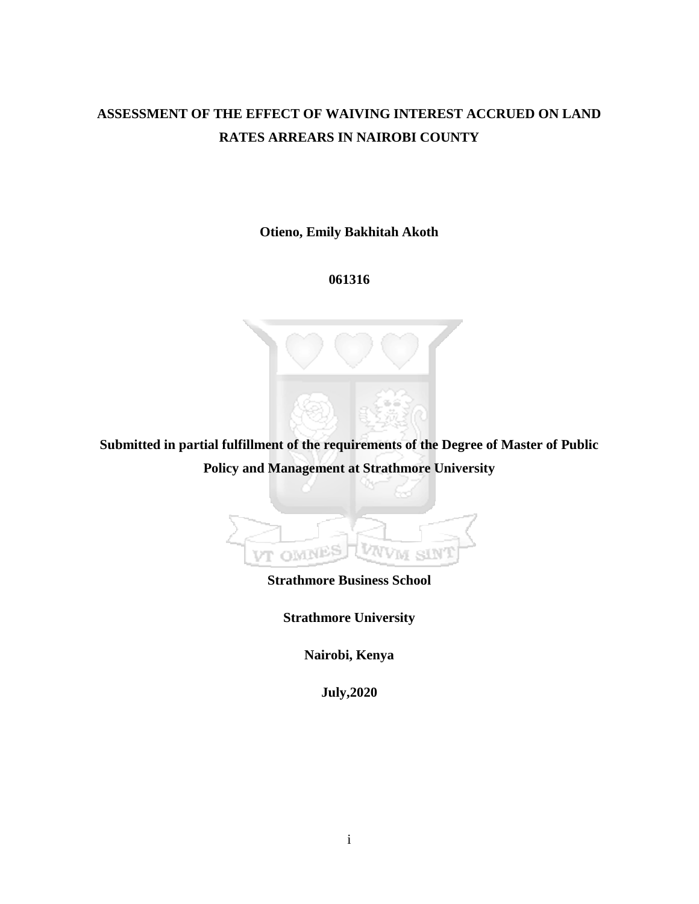# ASSESSMENT OF THE EFFECT OF WAIVING INTEREST ACCRUED ON LAND RATES ARREARS IN NAIROBI COUNTY

**Otieno, Emily Bakhitah Akoth**

**061316**

**Submitted in partial fulfillment of the requirements of the Degree of Master of Public Policy and Management at Strathmore University**

**Strathmore Business School**

**Strathmore University**

**Nairobi, Kenya**

**July,2020**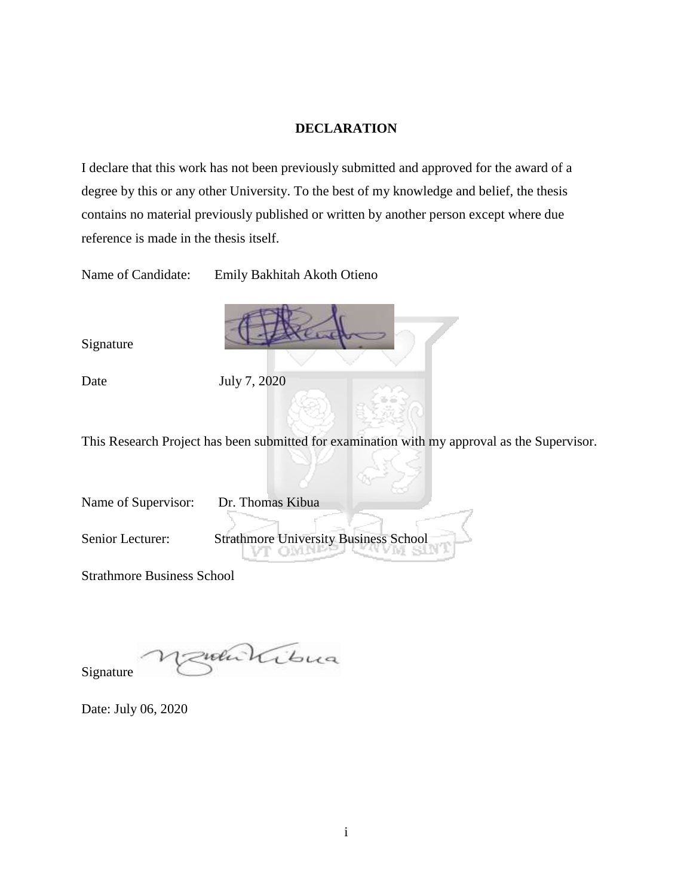# DECLARATION

I declare that this work has not been previously submitted and approved for the award of a degree by this or any other University. To the best of my knowledge and belief, the thesis contains no material previously published or written by another person except where due reference is made in the thesis itself.

Name of Candidate: Emily Bakhitah Akoth Otieno

Signature

Date July 7, 2020

This Research Project has been submitted for examination with my approval as the Supervisor.

Name of Supervisor: Dr. Thomas Kibua

Senior Lecturer: Strathmore University Business School

Strathmore Business School

Signature

Date: July 06, 2020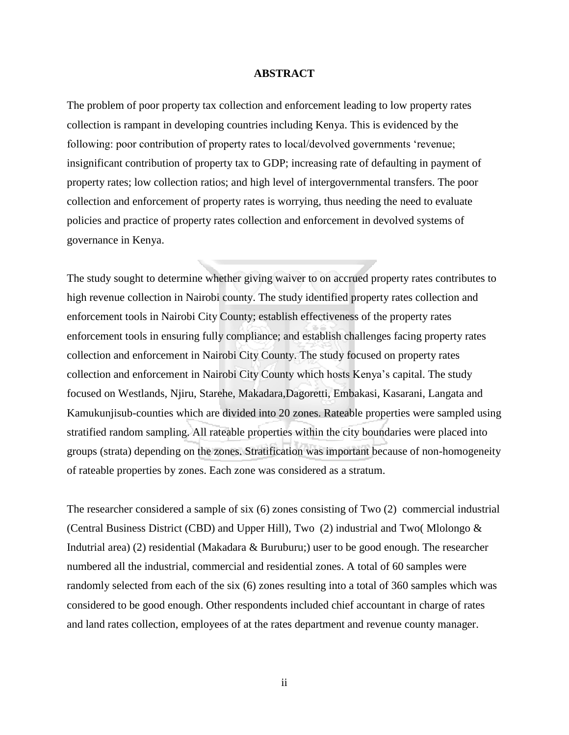## ABSTRACT

The problem of poor property tax collection and enforcement leading to low property rates collection is rampant in developing countries including Kenya. This is evidenced by the following: poor contribution of property rates to local/devolved governments 'revenue; insignificant contribution of property tax to GDP; increasing rate of defaulting in payment of property rates; low collection ratios; and high level of intergovernmental transfers. The poor collection and enforcement of property rates is worrying, thus needing the need to evaluate policies and practice of property rates collection and enforcement in devolved systems of governance in Kenya.

The study sought to determine whether giving waiver to on accrued property rates contributes to high revenue collection in Nairobi county. The study identified property rates collection and enforcement tools in Nairobi City County; establish effectiveness of the property rates enforcement tools in ensuring fully compliance; and establish challenges facing property rates collection and enforcement in Nairobi City County. The study focused on property rates collection and enforcement in Nairobi City County which hosts Kenya's capital. The study focused on Westlands, Njiru, Starehe, Makadara,Dagoretti, Embakasi, Kasarani, Langata and Kamukunjisub-counties which are divided into 20 zones. Rateable properties were sampled using stratified random sampling. All rateable properties within the city boundaries were placed into groups (strata) depending on the zones. Stratification was important because of non-homogeneity of rateable properties by zones. Each zone was considered as a stratum.

The researcher considered a sample of six (6) zones consisting of Two (2) commercial industrial (Central Business District (CBD) and Upper Hill), Two (2) industrial and Two( Mlolongo & Indutrial area) (2) residential (Makadara & Buruburu;) user to be good enough. The researcher numbered all the industrial, commercial and residential zones. A total of 60 samples were randomly selected from each of the six (6) zones resulting into a total of 360 samples which was considered to be good enough. Other respondents included chief accountant in charge of rates and land rates collection, employees of at the rates department and revenue county manager.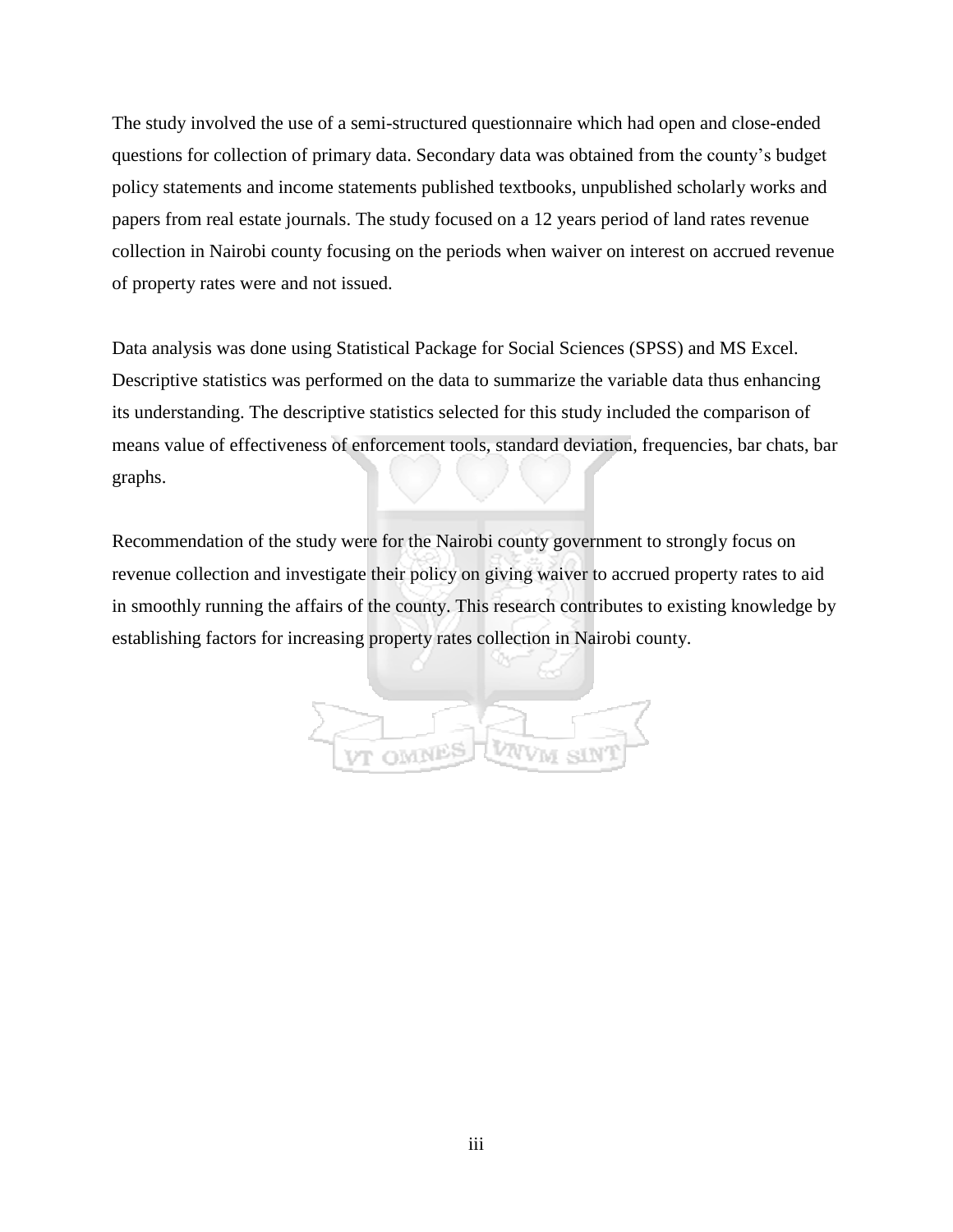The study involved the use of a semi-structured questionnaire which had open and close-ended questions for collection of primary data. Secondary data was obtained from the county's budget policy statements and income statements published textbooks, unpublished scholarly works and papers from real estate journals. The study focused on a 12 years period of land rates revenue collection in Nairobi county focusing on the periods when waiver on interest on accrued revenue of property rates were and not issued.

Data analysis was done using Statistical Package for Social Sciences (SPSS) and MS Excel. Descriptive statistics was performed on the data to summarize the variable data thus enhancing its understanding. The descriptive statistics selected for this study included the comparison of means value of effectiveness of enforcement tools, standard deviation, frequencies, bar chats, bar graphs.

Recommendation of the study were for the Nairobi county government to strongly focus on revenue collection and investigate their policy on giving waiver to accrued property rates to aid in smoothly running the affairs of the county. This research contributes to existing knowledge by establishing factors for increasing property rates collection in Nairobi county.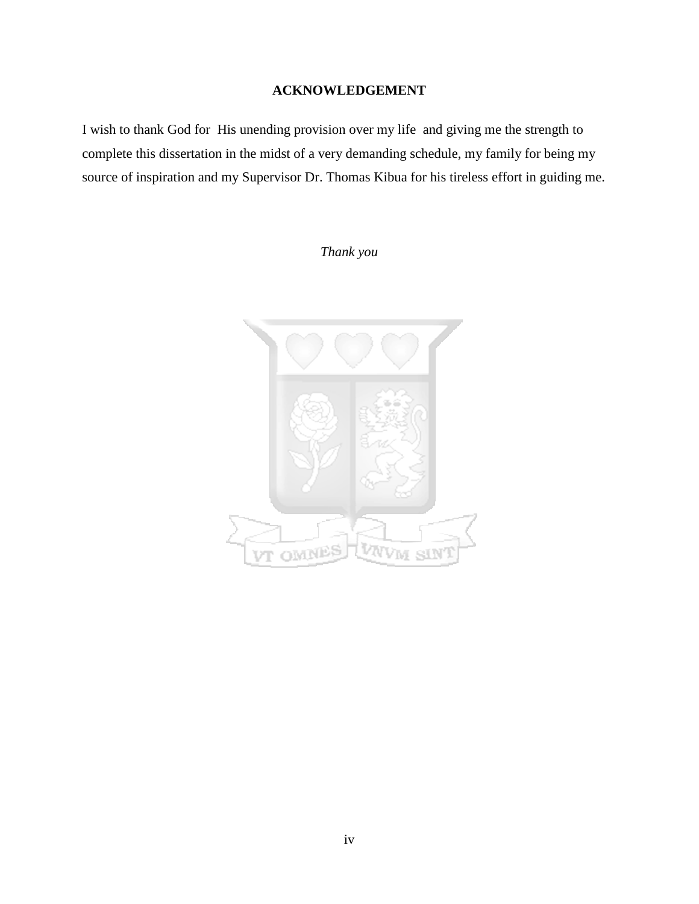## ACKNOWLEDGEMENT

I wish to thank God for His unending provision over my life and giving me the strength to complete this dissertation in the midst of a very demanding schedule, my family for being my source of inspiration and my Supervisor Dr. Thomas Kibua for his tireless effort in guiding me.

*Thank you*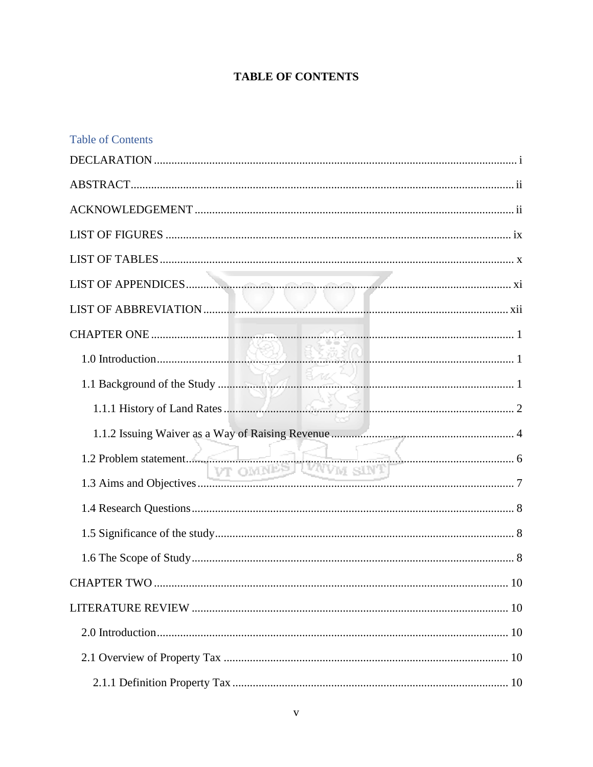# TABLE OF CONTENTS

Table of Contents

DECLARATION ............................................................................................................. i

ABSTRACT.................................................................................................................... ii

ACKNOWLEDGEMENT ............................................................................................. ii

LIST OF FIGURES ....................................................................................................... ix

LIST OF TABLES.......................................................................................................... x

LIST OF APPENDICES................................................................................................ xi

LIST OF ABBREVIATION......................................................................................... xii

CHAPTER ONE ............................................................................................................. 1

- 1.0 Introduction.......................................................................................................... 1
- 1.1 Background of the Study ..................................................................................... 1
  - 1.1.1 History of Land Rates ................................................................................... 2
  - 1.1.2 Issuing Waiver as a Way of Raising Revenue .............................................. 4
- 1.2 Problem statement................................................................................................ 6
- 1.3 Aims and Objectives ............................................................................................ 7
- 1.4 Research Questions .............................................................................................. 8
- 1.5 Significance of the study...................................................................................... 8
- 1.6 The Scope of Study .............................................................................................. 8

CHAPTER TWO .......................................................................................................... 10

LITERATURE REVIEW ............................................................................................. 10

- 2.0 Introduction......................................................................................................... 10
- 2.1 Overview of Property Tax .................................................................................. 10
  - 2.1.1 Definition Property Tax ............................................................................... 10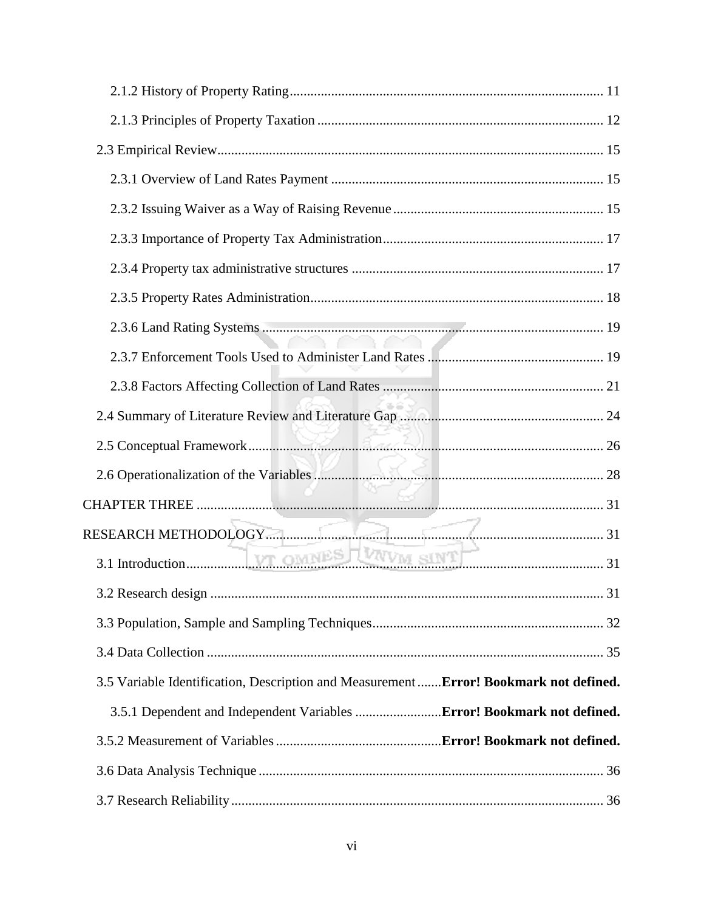2.1.2 History of Property Rating .......... 11

2.1.3 Principles of Property Taxation .......... 12

2.3 Empirical Review .......... 15

2.3.1 Overview of Land Rates Payment .......... 15

2.3.2 Issuing Waiver as a Way of Raising Revenue .......... 15

2.3.3 Importance of Property Tax Administration .......... 17

2.3.4 Property tax administrative structures .......... 17

2.3.5 Property Rates Administration .......... 18

2.3.6 Land Rating Systems .......... 19

2.3.7 Enforcement Tools Used to Administer Land Rates .......... 19

2.3.8 Factors Affecting Collection of Land Rates .......... 21

2.4 Summary of Literature Review and Literature Gap .......... 24

2.5 Conceptual Framework .......... 26

2.6 Operationalization of the Variables .......... 28

CHAPTER THREE .......... 31

RESEARCH METHODOLOGY .......... 31

3.1 Introduction .......... 31

3.2 Research design .......... 31

3.3 Population, Sample and Sampling Techniques .......... 32

3.4 Data Collection .......... 35

3.5 Variable Identification, Description and Measurement .......**Error! Bookmark not defined.**

3.5.1 Dependent and Independent Variables .......**Error! Bookmark not defined.**

3.5.2 Measurement of Variables .......**Error! Bookmark not defined.**

3.6 Data Analysis Technique .......... 36

3.7 Research Reliability .......... 36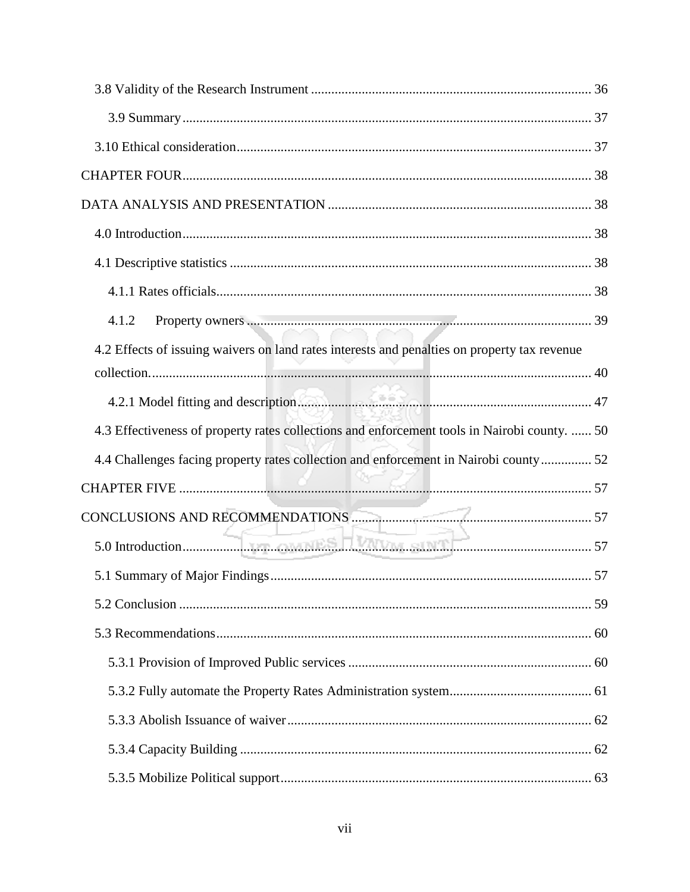3.8 Validity of the Research Instrument .................................................................................. 36

3.9 Summary ......................................................................................................................... 37

3.10 Ethical consideration ........................................................................................................ 37

CHAPTER FOUR ...................................................................................................................... 38

DATA ANALYSIS AND PRESENTATION ............................................................................. 38

4.0 Introduction ...................................................................................................................... 38

4.1 Descriptive statistics ......................................................................................................... 38

4.1.1 Rates officials ............................................................................................................... 38

4.1.2 Property owners .............................................................................................................. 39

4.2 Effects of issuing waivers on land rates interests and penalties on property tax revenue collection. .................................................................................................................................. 40

4.2.1 Model fitting and description .......................................................................................... 47

4.3 Effectiveness of property rates collections and enforcement tools in Nairobi county. ...... 50

4.4 Challenges facing property rates collection and enforcement in Nairobi county ............... 52

CHAPTER FIVE ......................................................................................................................... 57

CONCLUSIONS AND RECOMMENDATIONS ...................................................................... 57

5.0 Introduction ....................................................................................................................... 57

5.1 Summary of Major Findings .............................................................................................. 57

5.2 Conclusion .......................................................................................................................... 59

5.3 Recommendations ............................................................................................................... 60

5.3.1 Provision of Improved Public services ........................................................................... 60

5.3.2 Fully automate the Property Rates Administration system ............................................. 61

5.3.3 Abolish Issuance of waiver ............................................................................................. 62

5.3.4 Capacity Building ........................................................................................................... 62

5.3.5 Mobilize Political support ............................................................................................... 63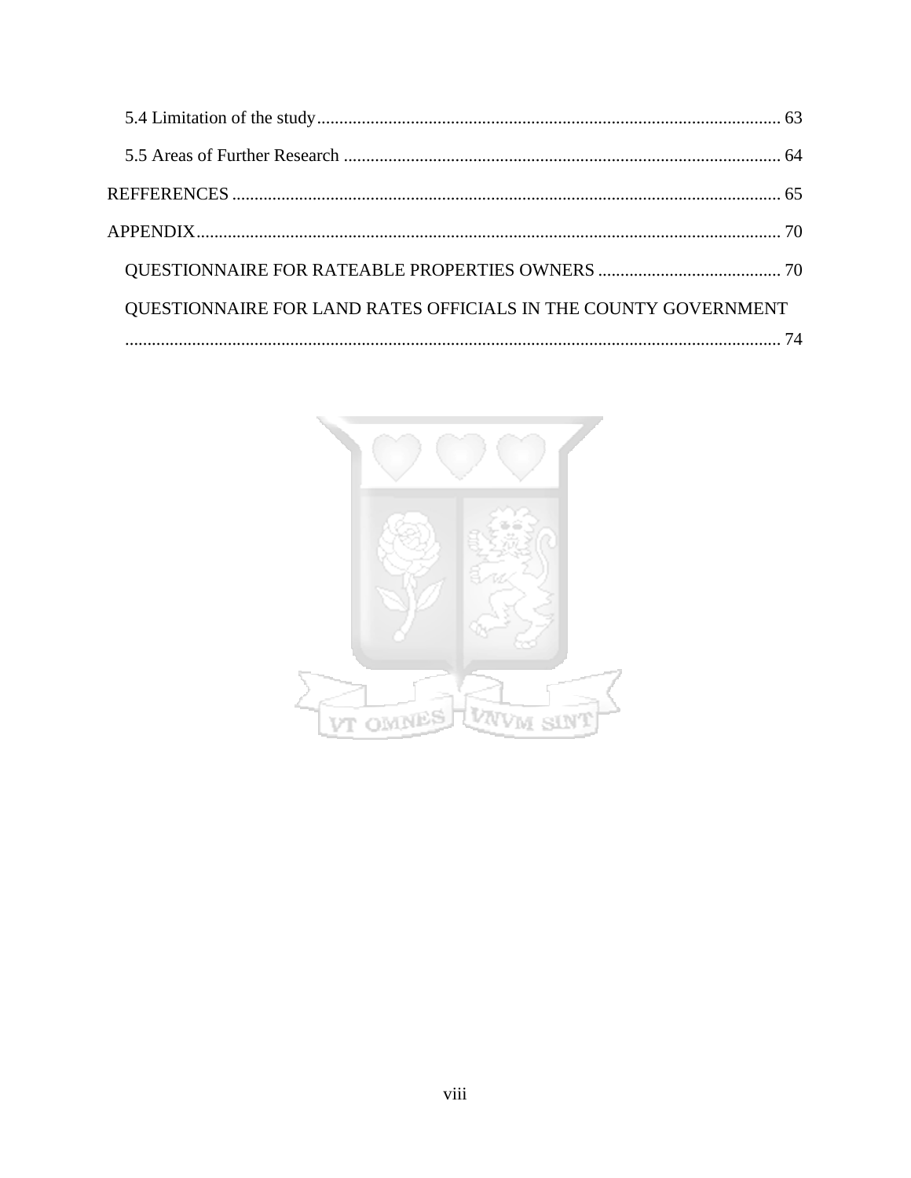5.4 Limitation of the study........................................................................................................ 63

5.5 Areas of Further Research .................................................................................................. 64

REFFERENCES ........................................................................................................................... 65

APPENDIX.................................................................................................................................... 70

QUESTIONNAIRE FOR RATEABLE PROPERTIES OWNERS .......................................... 70

QUESTIONNAIRE FOR LAND RATES OFFICIALS IN THE COUNTY GOVERNMENT .................................................................................................................................. 74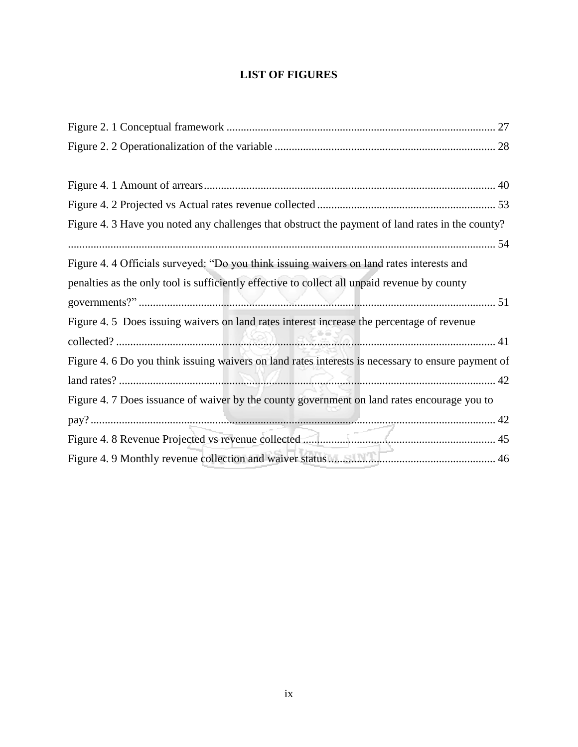# LIST OF FIGURES

Figure 2. 1 Conceptual framework ............................................................................................... 27

Figure 2. 2 Operationalization of the variable .............................................................................. 28

Figure 4. 1 Amount of arrears........................................................................................................ 40

Figure 4. 2 Projected vs Actual rates revenue collected ............................................................... 53

Figure 4. 3 Have you noted any challenges that obstruct the payment of land rates in the county? ........................................................................................................................................ 54

Figure 4. 4 Officials surveyed: “Do you think issuing waivers on land rates interests and penalties as the only tool is sufficiently effective to collect all unpaid revenue by county governments?” .............................................................................................................................. 51

Figure 4. 5 Does issuing waivers on land rates interest increase the percentage of revenue collected? ...................................................................................................................................... 41

Figure 4. 6 Do you think issuing waivers on land rates interests is necessary to ensure payment of land rates? ..................................................................................................................................... 42

Figure 4. 7 Does issuance of waiver by the county government on land rates encourage you to pay? .............................................................................................................................................. 42

Figure 4. 8 Revenue Projected vs revenue collected .................................................................... 45

Figure 4. 9 Monthly revenue collection and waiver status ........................................................... 46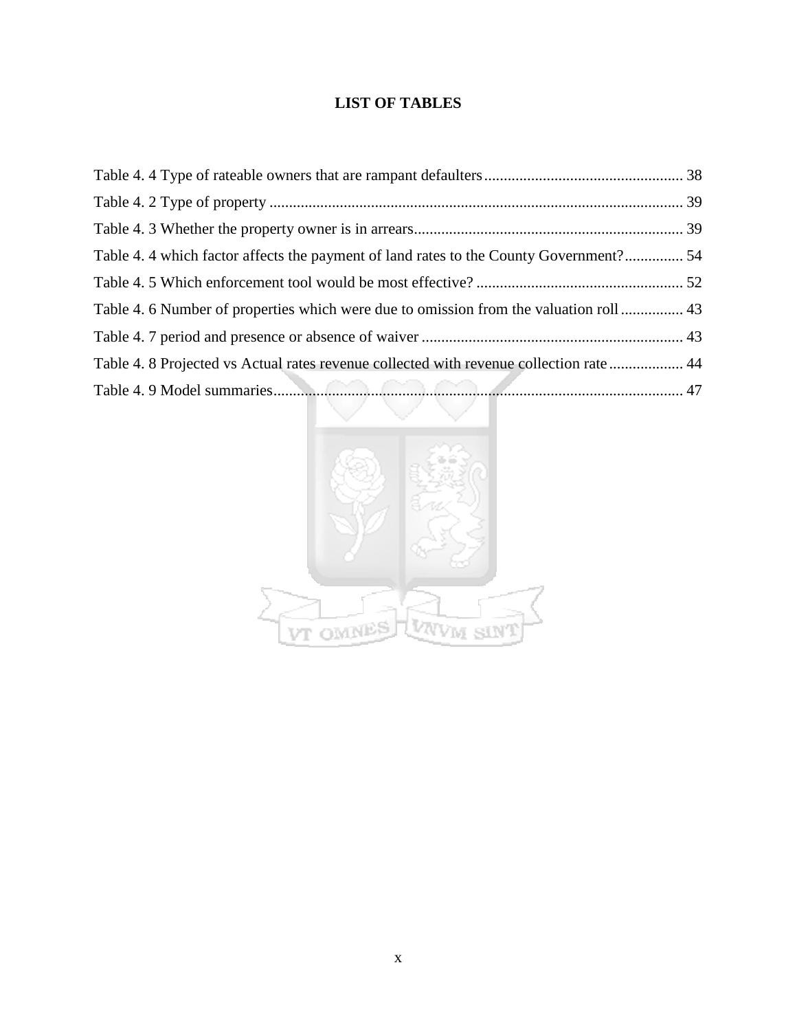# LIST OF TABLES

Table 4. 4 Type of rateable owners that are rampant defaulters ........................................................ 38

Table 4. 2 Type of property ........................................................................................................ 39

Table 4. 3 Whether the property owner is in arrears ..................................................................... 39

Table 4. 4 which factor affects the payment of land rates to the County Government? ............... 54

Table 4. 5 Which enforcement tool would be most effective? ..................................................... 52

Table 4. 6 Number of properties which were due to omission from the valuation roll ................ 43

Table 4. 7 period and presence or absence of waiver .................................................................... 43

Table 4. 8 Projected vs Actual rates revenue collected with revenue collection rate ................... 44

Table 4. 9 Model summaries ......................................................................................................... 47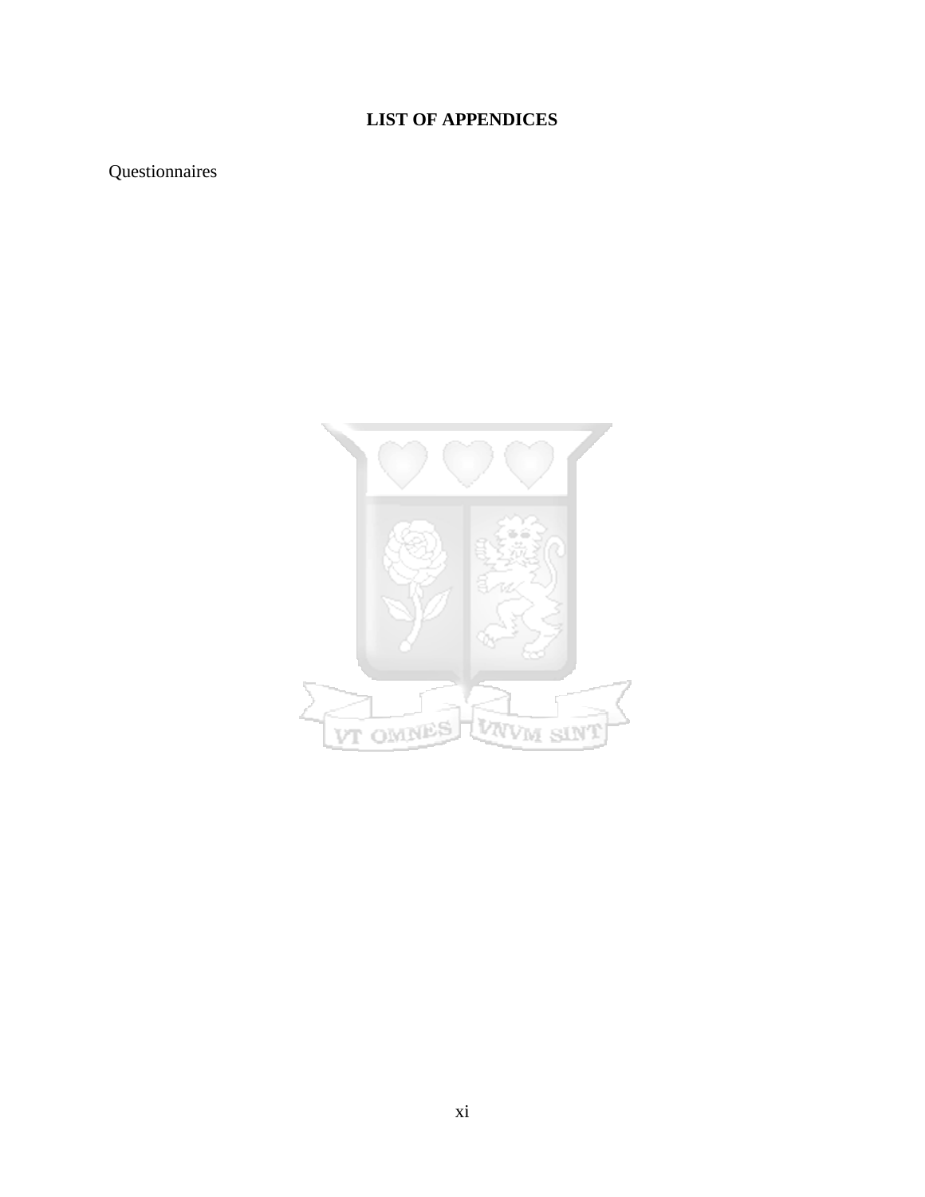# LIST OF APPENDICES

Questionnaires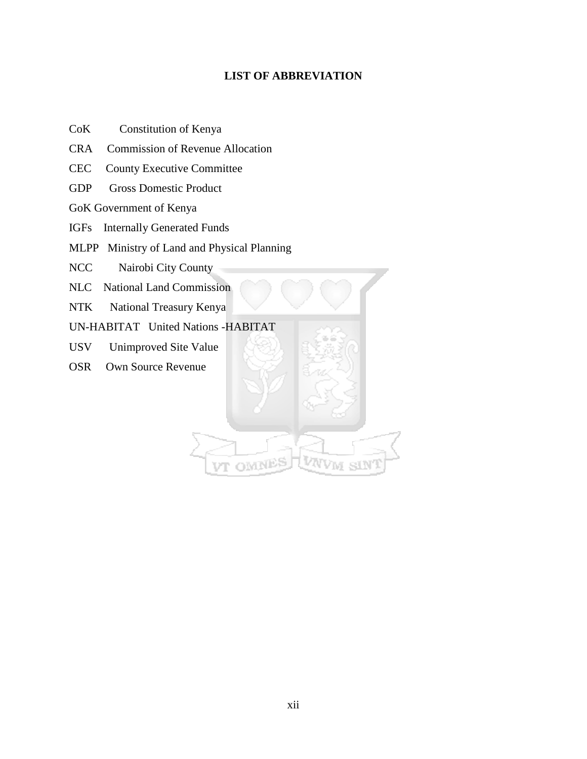## LIST OF ABBREVIATION

CoK Constitution of Kenya

CRA Commission of Revenue Allocation

CEC County Executive Committee

GDP Gross Domestic Product

GoK Government of Kenya

IGFs Internally Generated Funds

MLPP Ministry of Land and Physical Planning

NCC Nairobi City County

NLC National Land Commission

NTK National Treasury Kenya

UN-HABITAT United Nations -HABITAT

USV Unimproved Site Value

OSR Own Source Revenue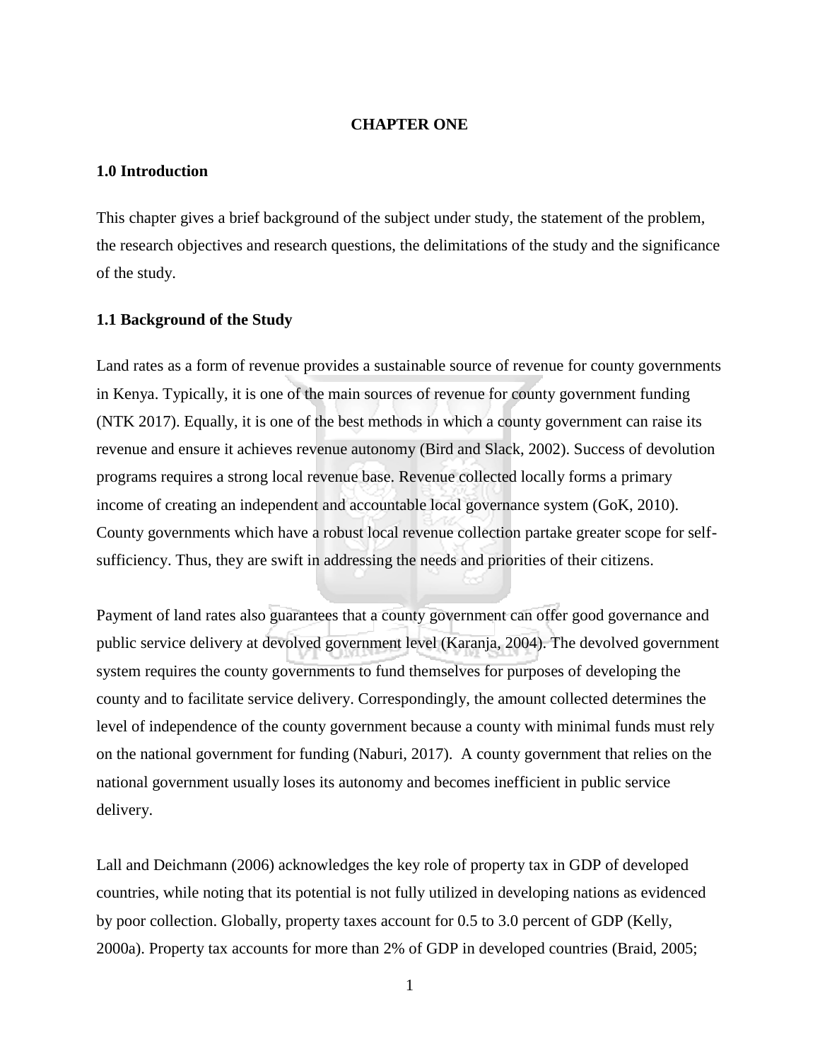# CHAPTER ONE

## 1.0 Introduction

This chapter gives a brief background of the subject under study, the statement of the problem, the research objectives and research questions, the delimitations of the study and the significance of the study.

## 1.1 Background of the Study

Land rates as a form of revenue provides a sustainable source of revenue for county governments in Kenya. Typically, it is one of the main sources of revenue for county government funding (NTK 2017). Equally, it is one of the best methods in which a county government can raise its revenue and ensure it achieves revenue autonomy (Bird and Slack, 2002). Success of devolution programs requires a strong local revenue base. Revenue collected locally forms a primary income of creating an independent and accountable local governance system (GoK, 2010). County governments which have a robust local revenue collection partake greater scope for self-sufficiency. Thus, they are swift in addressing the needs and priorities of their citizens.

Payment of land rates also guarantees that a county government can offer good governance and public service delivery at devolved government level (Karanja, 2004). The devolved government system requires the county governments to fund themselves for purposes of developing the county and to facilitate service delivery. Correspondingly, the amount collected determines the level of independence of the county government because a county with minimal funds must rely on the national government for funding (Naburi, 2017). A county government that relies on the national government usually loses its autonomy and becomes inefficient in public service delivery.

Lall and Deichmann (2006) acknowledges the key role of property tax in GDP of developed countries, while noting that its potential is not fully utilized in developing nations as evidenced by poor collection. Globally, property taxes account for 0.5 to 3.0 percent of GDP (Kelly, 2000a). Property tax accounts for more than 2% of GDP in developed countries (Braid, 2005;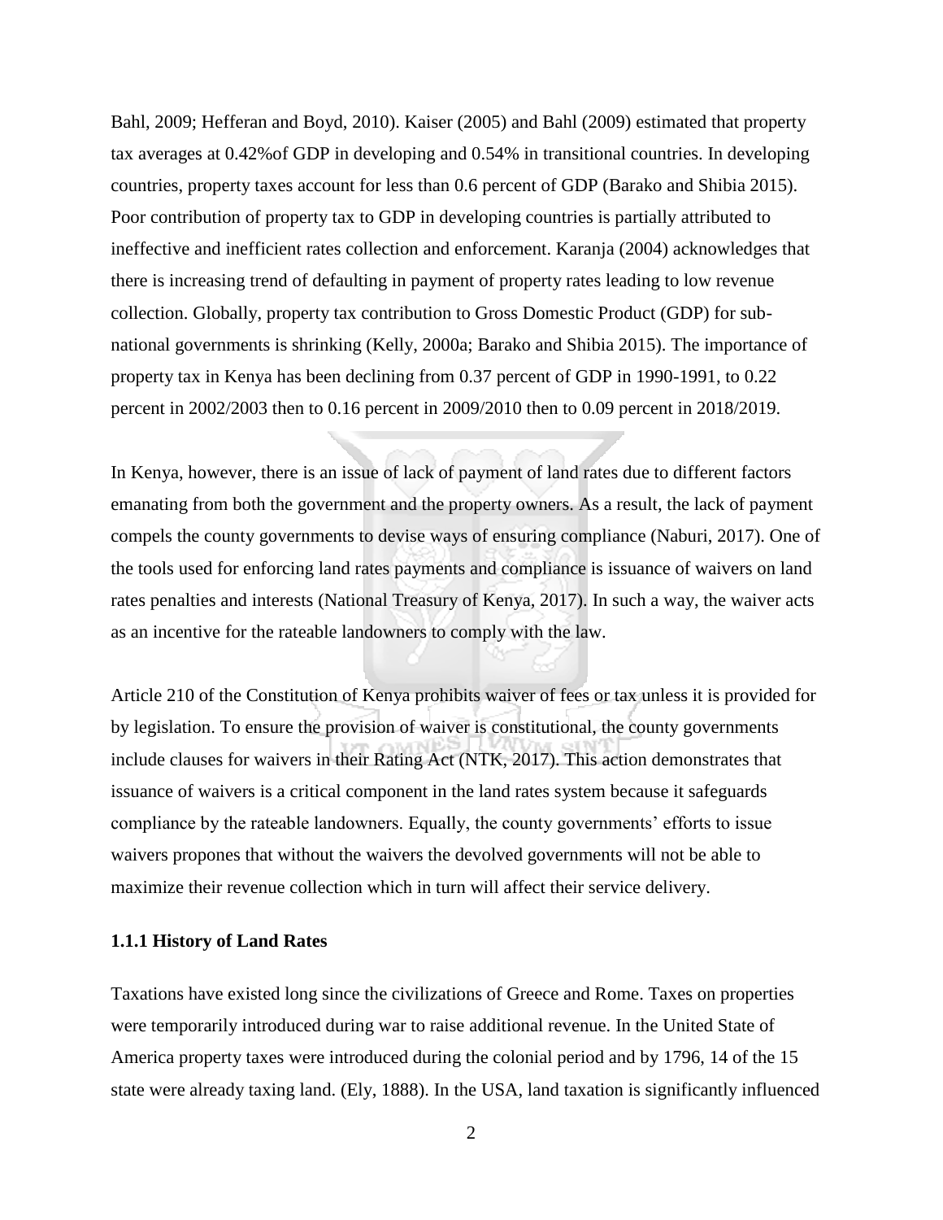Bahl, 2009; Hefferan and Boyd, 2010). Kaiser (2005) and Bahl (2009) estimated that property tax averages at 0.42%of GDP in developing and 0.54% in transitional countries. In developing countries, property taxes account for less than 0.6 percent of GDP (Barako and Shibia 2015). Poor contribution of property tax to GDP in developing countries is partially attributed to ineffective and inefficient rates collection and enforcement. Karanja (2004) acknowledges that there is increasing trend of defaulting in payment of property rates leading to low revenue collection. Globally, property tax contribution to Gross Domestic Product (GDP) for sub-national governments is shrinking (Kelly, 2000a; Barako and Shibia 2015). The importance of property tax in Kenya has been declining from 0.37 percent of GDP in 1990-1991, to 0.22 percent in 2002/2003 then to 0.16 percent in 2009/2010 then to 0.09 percent in 2018/2019.

In Kenya, however, there is an issue of lack of payment of land rates due to different factors emanating from both the government and the property owners. As a result, the lack of payment compels the county governments to devise ways of ensuring compliance (Naburi, 2017). One of the tools used for enforcing land rates payments and compliance is issuance of waivers on land rates penalties and interests (National Treasury of Kenya, 2017). In such a way, the waiver acts as an incentive for the rateable landowners to comply with the law.

Article 210 of the Constitution of Kenya prohibits waiver of fees or tax unless it is provided for by legislation. To ensure the provision of waiver is constitutional, the county governments include clauses for waivers in their Rating Act (NTK, 2017). This action demonstrates that issuance of waivers is a critical component in the land rates system because it safeguards compliance by the rateable landowners. Equally, the county governments' efforts to issue waivers propones that without the waivers the devolved governments will not be able to maximize their revenue collection which in turn will affect their service delivery.

### 1.1.1 History of Land Rates

Taxations have existed long since the civilizations of Greece and Rome. Taxes on properties were temporarily introduced during war to raise additional revenue. In the United State of America property taxes were introduced during the colonial period and by 1796, 14 of the 15 state were already taxing land. (Ely, 1888). In the USA, land taxation is significantly influenced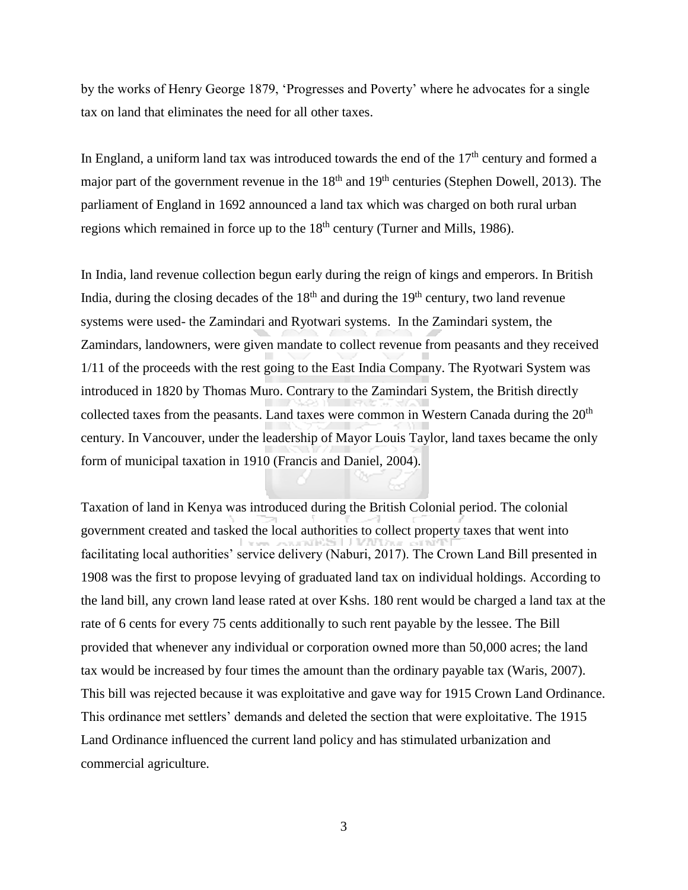by the works of Henry George 1879, 'Progresses and Poverty' where he advocates for a single tax on land that eliminates the need for all other taxes.

In England, a uniform land tax was introduced towards the end of the 17th century and formed a major part of the government revenue in the 18th and 19th centuries (Stephen Dowell, 2013). The parliament of England in 1692 announced a land tax which was charged on both rural urban regions which remained in force up to the 18th century (Turner and Mills, 1986).

In India, land revenue collection begun early during the reign of kings and emperors. In British India, during the closing decades of the 18th and during the 19th century, two land revenue systems were used- the Zamindari and Ryotwari systems. In the Zamindari system, the Zamindars, landowners, were given mandate to collect revenue from peasants and they received 1/11 of the proceeds with the rest going to the East India Company. The Ryotwari System was introduced in 1820 by Thomas Muro. Contrary to the Zamindari System, the British directly collected taxes from the peasants. Land taxes were common in Western Canada during the 20th century. In Vancouver, under the leadership of Mayor Louis Taylor, land taxes became the only form of municipal taxation in 1910 (Francis and Daniel, 2004).

Taxation of land in Kenya was introduced during the British Colonial period. The colonial government created and tasked the local authorities to collect property taxes that went into facilitating local authorities' service delivery (Naburi, 2017). The Crown Land Bill presented in 1908 was the first to propose levying of graduated land tax on individual holdings. According to the land bill, any crown land lease rated at over Kshs. 180 rent would be charged a land tax at the rate of 6 cents for every 75 cents additionally to such rent payable by the lessee. The Bill provided that whenever any individual or corporation owned more than 50,000 acres; the land tax would be increased by four times the amount than the ordinary payable tax (Waris, 2007). This bill was rejected because it was exploitative and gave way for 1915 Crown Land Ordinance. This ordinance met settlers' demands and deleted the section that were exploitative. The 1915 Land Ordinance influenced the current land policy and has stimulated urbanization and commercial agriculture.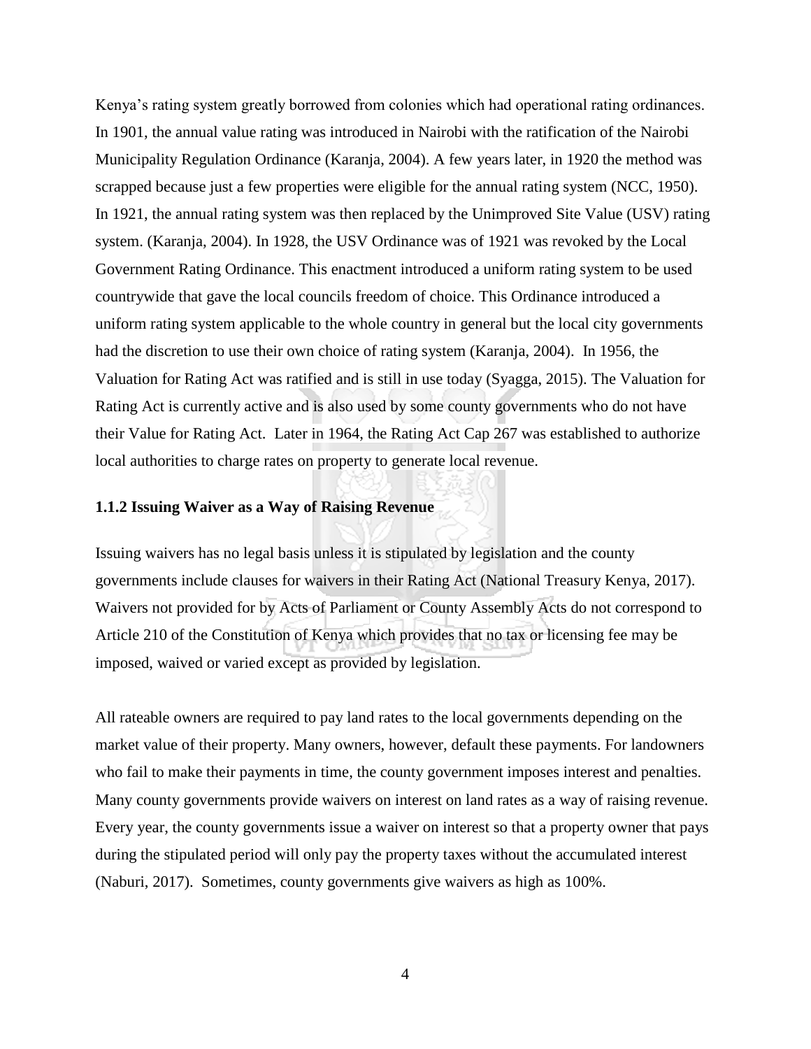Kenya's rating system greatly borrowed from colonies which had operational rating ordinances. In 1901, the annual value rating was introduced in Nairobi with the ratification of the Nairobi Municipality Regulation Ordinance (Karanja, 2004). A few years later, in 1920 the method was scrapped because just a few properties were eligible for the annual rating system (NCC, 1950). In 1921, the annual rating system was then replaced by the Unimproved Site Value (USV) rating system. (Karanja, 2004). In 1928, the USV Ordinance was of 1921 was revoked by the Local Government Rating Ordinance. This enactment introduced a uniform rating system to be used countrywide that gave the local councils freedom of choice. This Ordinance introduced a uniform rating system applicable to the whole country in general but the local city governments had the discretion to use their own choice of rating system (Karanja, 2004). In 1956, the Valuation for Rating Act was ratified and is still in use today (Syagga, 2015). The Valuation for Rating Act is currently active and is also used by some county governments who do not have their Value for Rating Act. Later in 1964, the Rating Act Cap 267 was established to authorize local authorities to charge rates on property to generate local revenue.

### 1.1.2 Issuing Waiver as a Way of Raising Revenue

Issuing waivers has no legal basis unless it is stipulated by legislation and the county governments include clauses for waivers in their Rating Act (National Treasury Kenya, 2017). Waivers not provided for by Acts of Parliament or County Assembly Acts do not correspond to Article 210 of the Constitution of Kenya which provides that no tax or licensing fee may be imposed, waived or varied except as provided by legislation.

All rateable owners are required to pay land rates to the local governments depending on the market value of their property. Many owners, however, default these payments. For landowners who fail to make their payments in time, the county government imposes interest and penalties. Many county governments provide waivers on interest on land rates as a way of raising revenue. Every year, the county governments issue a waiver on interest so that a property owner that pays during the stipulated period will only pay the property taxes without the accumulated interest (Naburi, 2017). Sometimes, county governments give waivers as high as 100%.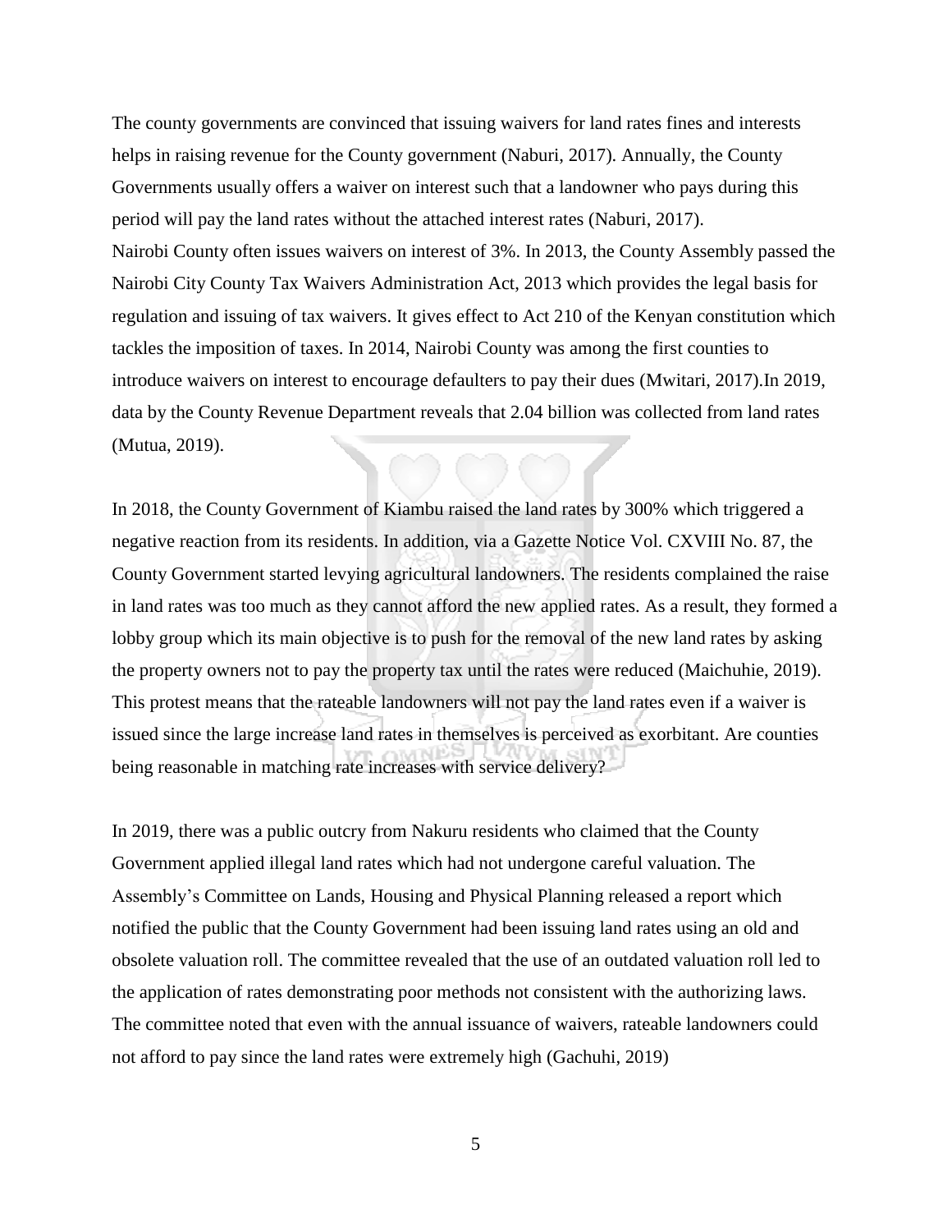The county governments are convinced that issuing waivers for land rates fines and interests helps in raising revenue for the County government (Naburi, 2017). Annually, the County Governments usually offers a waiver on interest such that a landowner who pays during this period will pay the land rates without the attached interest rates (Naburi, 2017).
Nairobi County often issues waivers on interest of 3%. In 2013, the County Assembly passed the Nairobi City County Tax Waivers Administration Act, 2013 which provides the legal basis for regulation and issuing of tax waivers. It gives effect to Act 210 of the Kenyan constitution which tackles the imposition of taxes. In 2014, Nairobi County was among the first counties to introduce waivers on interest to encourage defaulters to pay their dues (Mwitari, 2017).In 2019, data by the County Revenue Department reveals that 2.04 billion was collected from land rates (Mutua, 2019).

In 2018, the County Government of Kiambu raised the land rates by 300% which triggered a negative reaction from its residents. In addition, via a Gazette Notice Vol. CXVIII No. 87, the County Government started levying agricultural landowners. The residents complained the raise in land rates was too much as they cannot afford the new applied rates. As a result, they formed a lobby group which its main objective is to push for the removal of the new land rates by asking the property owners not to pay the property tax until the rates were reduced (Maichuhie, 2019). This protest means that the rateable landowners will not pay the land rates even if a waiver is issued since the large increase land rates in themselves is perceived as exorbitant. Are counties being reasonable in matching rate increases with service delivery?

In 2019, there was a public outcry from Nakuru residents who claimed that the County Government applied illegal land rates which had not undergone careful valuation. The Assembly's Committee on Lands, Housing and Physical Planning released a report which notified the public that the County Government had been issuing land rates using an old and obsolete valuation roll. The committee revealed that the use of an outdated valuation roll led to the application of rates demonstrating poor methods not consistent with the authorizing laws. The committee noted that even with the annual issuance of waivers, rateable landowners could not afford to pay since the land rates were extremely high (Gachuhi, 2019)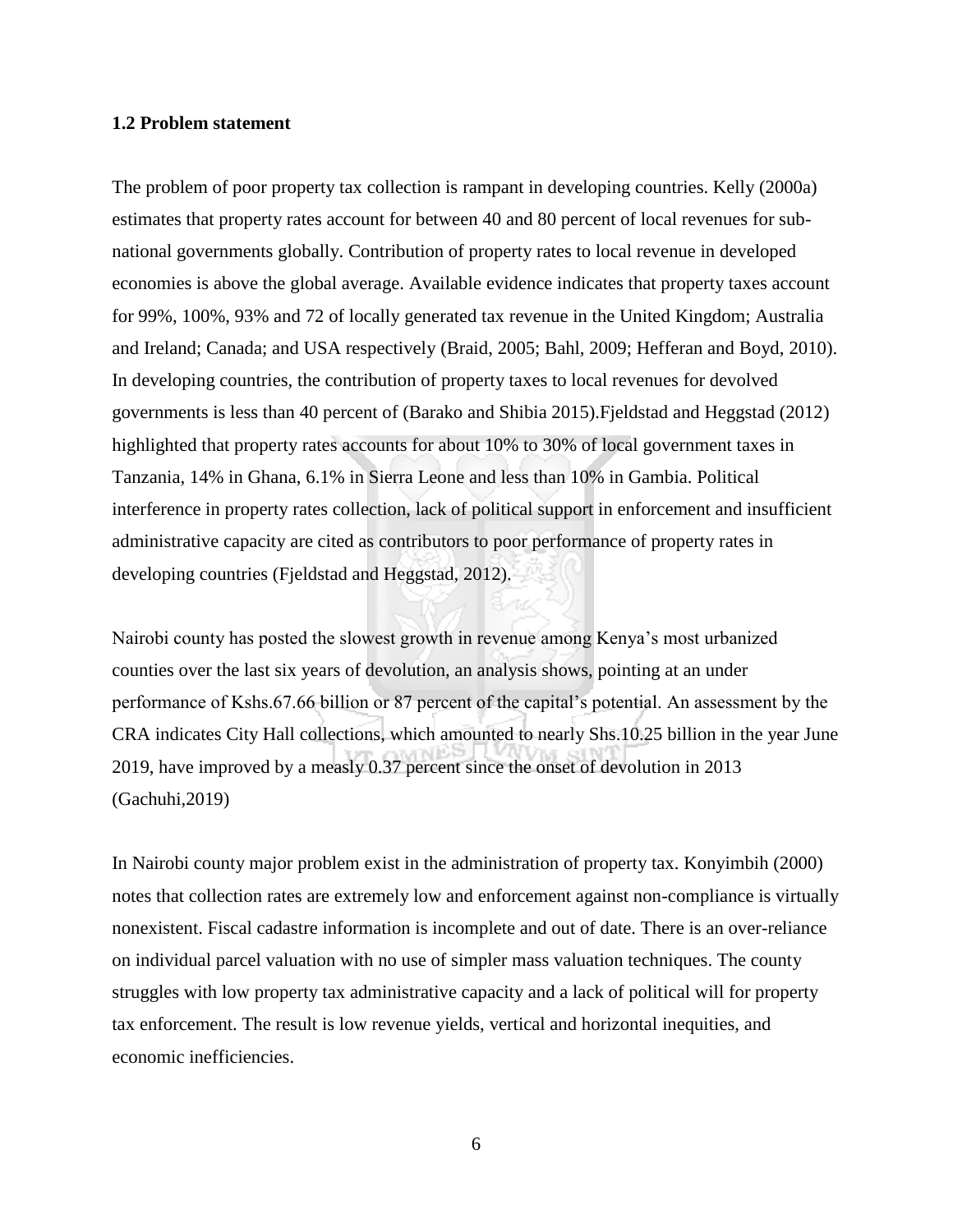### 1.2 Problem statement

The problem of poor property tax collection is rampant in developing countries. Kelly (2000a) estimates that property rates account for between 40 and 80 percent of local revenues for sub-national governments globally. Contribution of property rates to local revenue in developed economies is above the global average. Available evidence indicates that property taxes account for 99%, 100%, 93% and 72 of locally generated tax revenue in the United Kingdom; Australia and Ireland; Canada; and USA respectively (Braid, 2005; Bahl, 2009; Hefferan and Boyd, 2010). In developing countries, the contribution of property taxes to local revenues for devolved governments is less than 40 percent of (Barako and Shibia 2015).Fjeldstad and Heggstad (2012) highlighted that property rates accounts for about 10% to 30% of local government taxes in Tanzania, 14% in Ghana, 6.1% in Sierra Leone and less than 10% in Gambia. Political interference in property rates collection, lack of political support in enforcement and insufficient administrative capacity are cited as contributors to poor performance of property rates in developing countries (Fjeldstad and Heggstad, 2012).

Nairobi county has posted the slowest growth in revenue among Kenya's most urbanized counties over the last six years of devolution, an analysis shows, pointing at an under performance of Kshs.67.66 billion or 87 percent of the capital's potential. An assessment by the CRA indicates City Hall collections, which amounted to nearly Shs.10.25 billion in the year June 2019, have improved by a measly 0.37 percent since the onset of devolution in 2013 (Gachuhi,2019)

In Nairobi county major problem exist in the administration of property tax. Konyimbih (2000) notes that collection rates are extremely low and enforcement against non-compliance is virtually nonexistent. Fiscal cadastre information is incomplete and out of date. There is an over-reliance on individual parcel valuation with no use of simpler mass valuation techniques. The county struggles with low property tax administrative capacity and a lack of political will for property tax enforcement. The result is low revenue yields, vertical and horizontal inequities, and economic inefficiencies.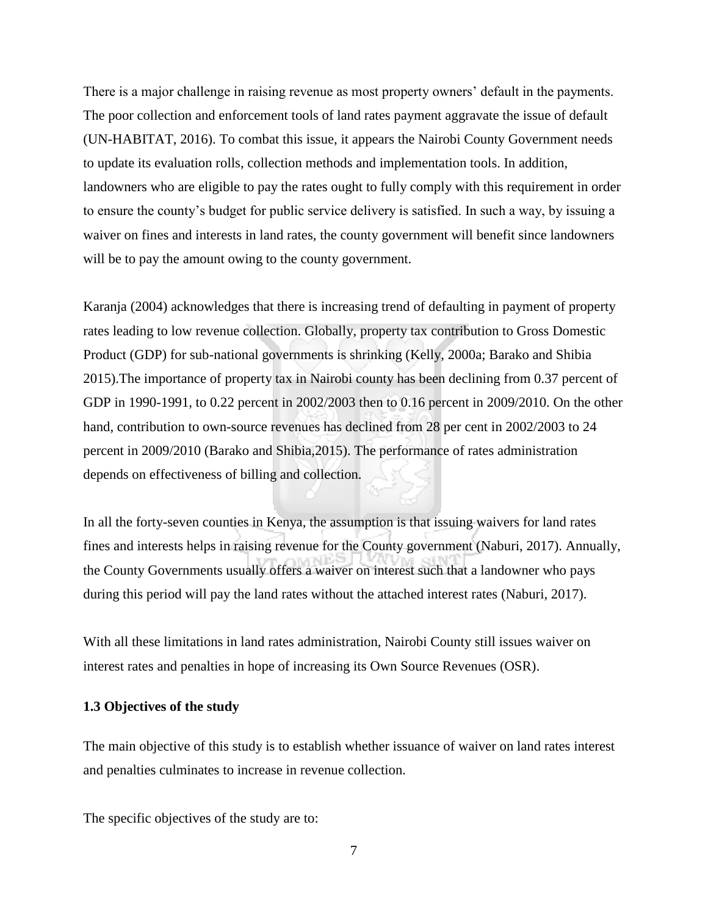There is a major challenge in raising revenue as most property owners' default in the payments. The poor collection and enforcement tools of land rates payment aggravate the issue of default (UN-HABITAT, 2016). To combat this issue, it appears the Nairobi County Government needs to update its evaluation rolls, collection methods and implementation tools. In addition, landowners who are eligible to pay the rates ought to fully comply with this requirement in order to ensure the county's budget for public service delivery is satisfied. In such a way, by issuing a waiver on fines and interests in land rates, the county government will benefit since landowners will be to pay the amount owing to the county government.

Karanja (2004) acknowledges that there is increasing trend of defaulting in payment of property rates leading to low revenue collection. Globally, property tax contribution to Gross Domestic Product (GDP) for sub-national governments is shrinking (Kelly, 2000a; Barako and Shibia 2015).The importance of property tax in Nairobi county has been declining from 0.37 percent of GDP in 1990-1991, to 0.22 percent in 2002/2003 then to 0.16 percent in 2009/2010. On the other hand, contribution to own-source revenues has declined from 28 per cent in 2002/2003 to 24 percent in 2009/2010 (Barako and Shibia,2015). The performance of rates administration depends on effectiveness of billing and collection.

In all the forty-seven counties in Kenya, the assumption is that issuing waivers for land rates fines and interests helps in raising revenue for the County government (Naburi, 2017). Annually, the County Governments usually offers a waiver on interest such that a landowner who pays during this period will pay the land rates without the attached interest rates (Naburi, 2017).

With all these limitations in land rates administration, Nairobi County still issues waiver on interest rates and penalties in hope of increasing its Own Source Revenues (OSR).

**1.3 Objectives of the study**

The main objective of this study is to establish whether issuance of waiver on land rates interest and penalties culminates to increase in revenue collection.

The specific objectives of the study are to: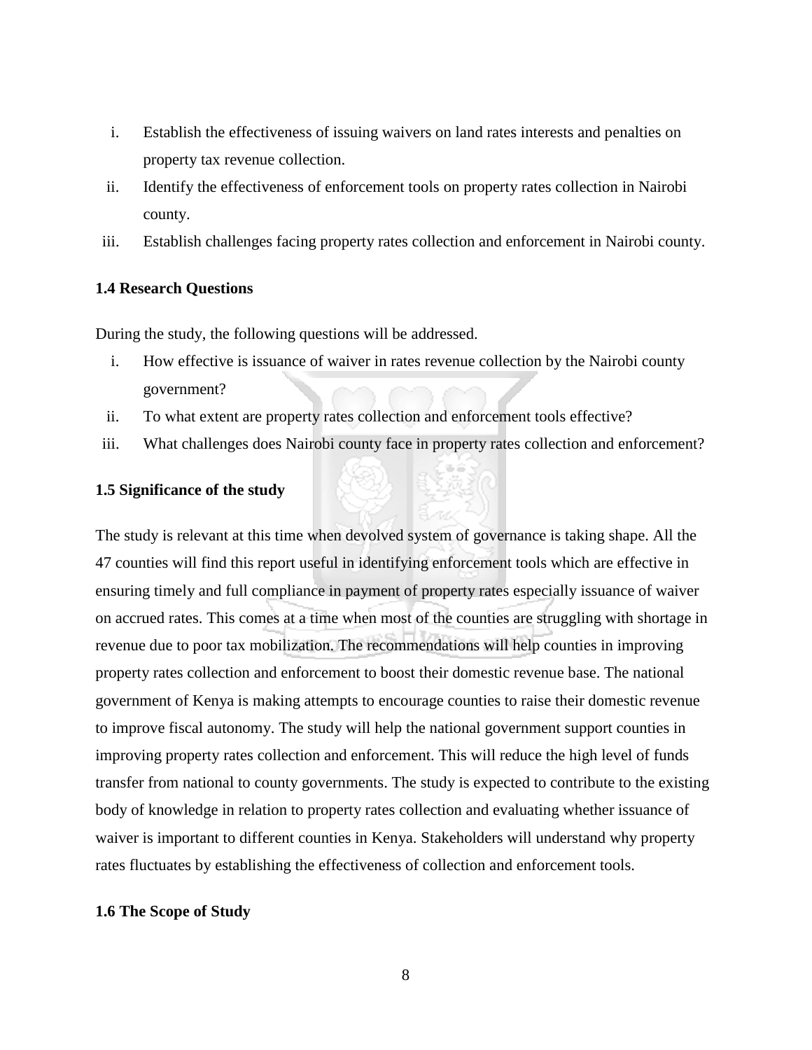i. Establish the effectiveness of issuing waivers on land rates interests and penalties on property tax revenue collection.
ii. Identify the effectiveness of enforcement tools on property rates collection in Nairobi county.
iii. Establish challenges facing property rates collection and enforcement in Nairobi county.

### 1.4 Research Questions

During the study, the following questions will be addressed.

i. How effective is issuance of waiver in rates revenue collection by the Nairobi county government?
ii. To what extent are property rates collection and enforcement tools effective?
iii. What challenges does Nairobi county face in property rates collection and enforcement?

### 1.5 Significance of the study

The study is relevant at this time when devolved system of governance is taking shape. All the 47 counties will find this report useful in identifying enforcement tools which are effective in ensuring timely and full compliance in payment of property rates especially issuance of waiver on accrued rates. This comes at a time when most of the counties are struggling with shortage in revenue due to poor tax mobilization. The recommendations will help counties in improving property rates collection and enforcement to boost their domestic revenue base. The national government of Kenya is making attempts to encourage counties to raise their domestic revenue to improve fiscal autonomy. The study will help the national government support counties in improving property rates collection and enforcement. This will reduce the high level of funds transfer from national to county governments. The study is expected to contribute to the existing body of knowledge in relation to property rates collection and evaluating whether issuance of waiver is important to different counties in Kenya. Stakeholders will understand why property rates fluctuates by establishing the effectiveness of collection and enforcement tools.

### 1.6 The Scope of Study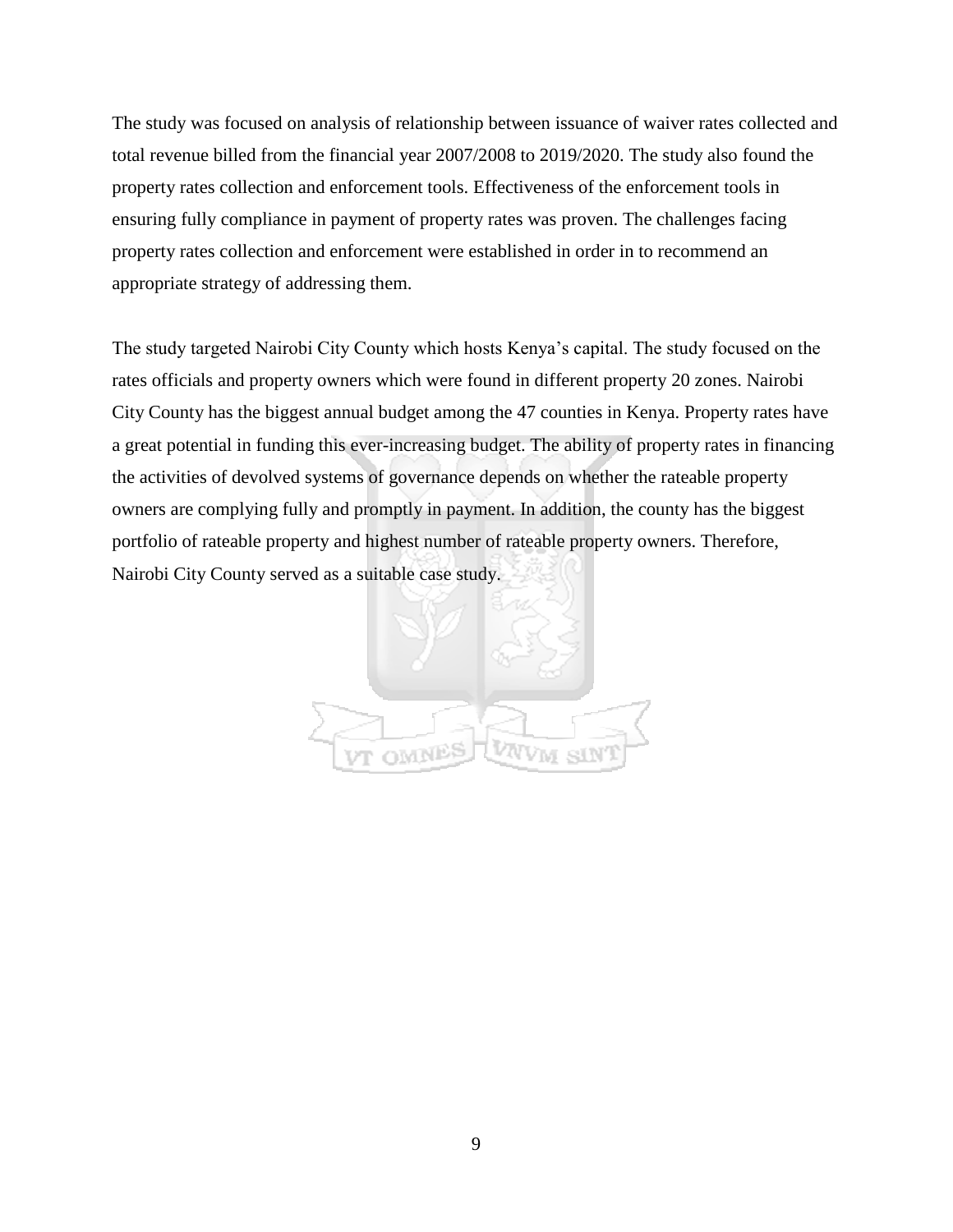The study was focused on analysis of relationship between issuance of waiver rates collected and total revenue billed from the financial year 2007/2008 to 2019/2020. The study also found the property rates collection and enforcement tools. Effectiveness of the enforcement tools in ensuring fully compliance in payment of property rates was proven. The challenges facing property rates collection and enforcement were established in order in to recommend an appropriate strategy of addressing them.

The study targeted Nairobi City County which hosts Kenya's capital. The study focused on the rates officials and property owners which were found in different property 20 zones. Nairobi City County has the biggest annual budget among the 47 counties in Kenya. Property rates have a great potential in funding this ever-increasing budget. The ability of property rates in financing the activities of devolved systems of governance depends on whether the rateable property owners are complying fully and promptly in payment. In addition, the county has the biggest portfolio of rateable property and highest number of rateable property owners. Therefore, Nairobi City County served as a suitable case study.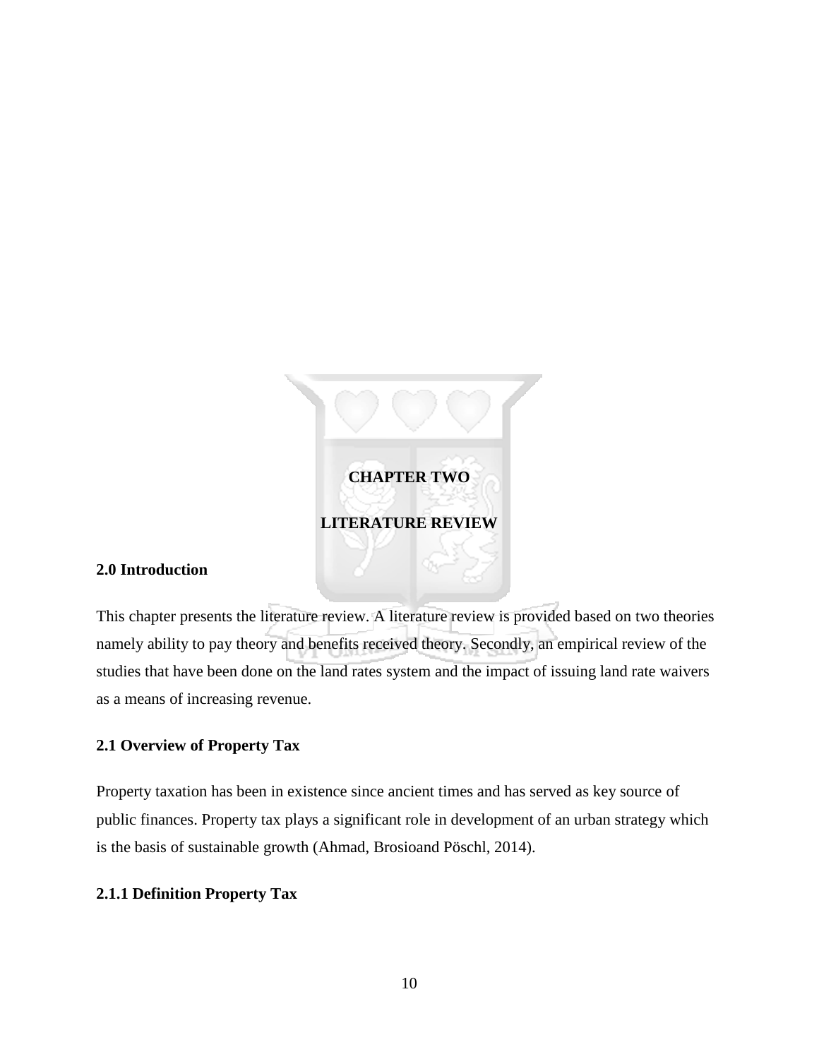# CHAPTER TWO

# LITERATURE REVIEW

## 2.0 Introduction

This chapter presents the literature review. A literature review is provided based on two theories namely ability to pay theory and benefits received theory. Secondly, an empirical review of the studies that have been done on the land rates system and the impact of issuing land rate waivers as a means of increasing revenue.

## 2.1 Overview of Property Tax

Property taxation has been in existence since ancient times and has served as key source of public finances. Property tax plays a significant role in development of an urban strategy which is the basis of sustainable growth (Ahmad, Brosioand Pöschl, 2014).

### 2.1.1 Definition Property Tax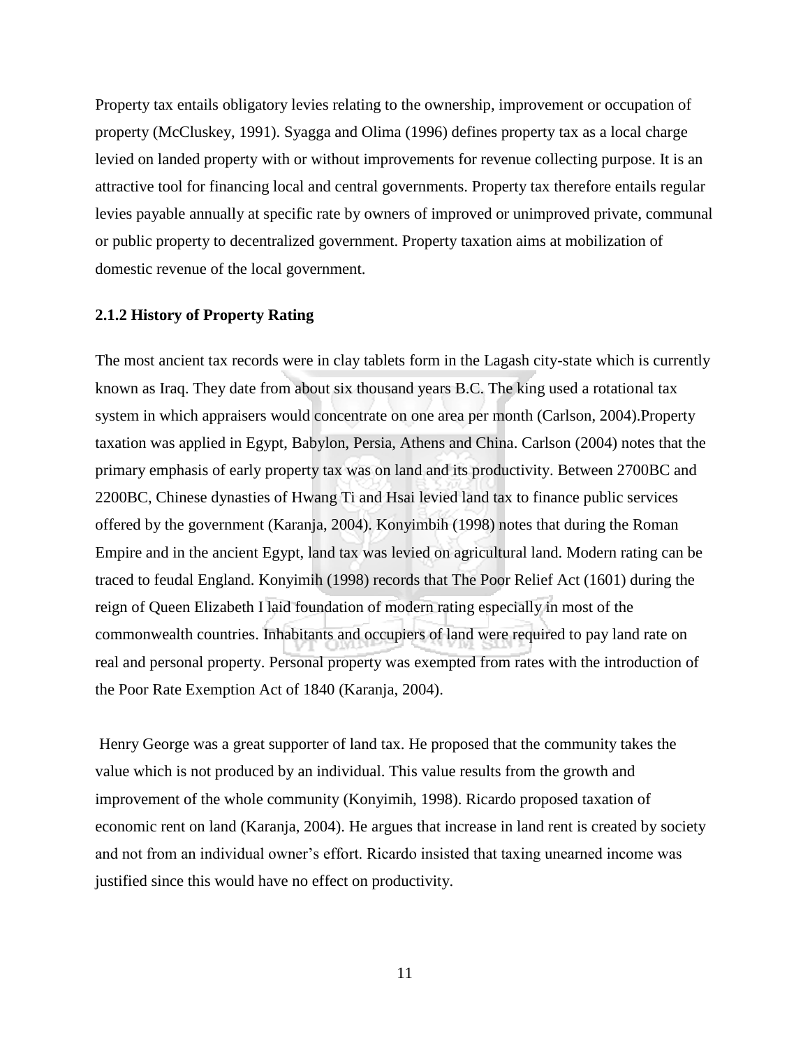Property tax entails obligatory levies relating to the ownership, improvement or occupation of property (McCluskey, 1991). Syagga and Olima (1996) defines property tax as a local charge levied on landed property with or without improvements for revenue collecting purpose. It is an attractive tool for financing local and central governments. Property tax therefore entails regular levies payable annually at specific rate by owners of improved or unimproved private, communal or public property to decentralized government. Property taxation aims at mobilization of domestic revenue of the local government.

### 2.1.2 History of Property Rating

The most ancient tax records were in clay tablets form in the Lagash city-state which is currently known as Iraq. They date from about six thousand years B.C. The king used a rotational tax system in which appraisers would concentrate on one area per month (Carlson, 2004).Property taxation was applied in Egypt, Babylon, Persia, Athens and China. Carlson (2004) notes that the primary emphasis of early property tax was on land and its productivity. Between 2700BC and 2200BC, Chinese dynasties of Hwang Ti and Hsai levied land tax to finance public services offered by the government (Karanja, 2004). Konyimbih (1998) notes that during the Roman Empire and in the ancient Egypt, land tax was levied on agricultural land. Modern rating can be traced to feudal England. Konyimih (1998) records that The Poor Relief Act (1601) during the reign of Queen Elizabeth I laid foundation of modern rating especially in most of the commonwealth countries. Inhabitants and occupiers of land were required to pay land rate on real and personal property. Personal property was exempted from rates with the introduction of the Poor Rate Exemption Act of 1840 (Karanja, 2004).

Henry George was a great supporter of land tax. He proposed that the community takes the value which is not produced by an individual. This value results from the growth and improvement of the whole community (Konyimih, 1998). Ricardo proposed taxation of economic rent on land (Karanja, 2004). He argues that increase in land rent is created by society and not from an individual owner's effort. Ricardo insisted that taxing unearned income was justified since this would have no effect on productivity.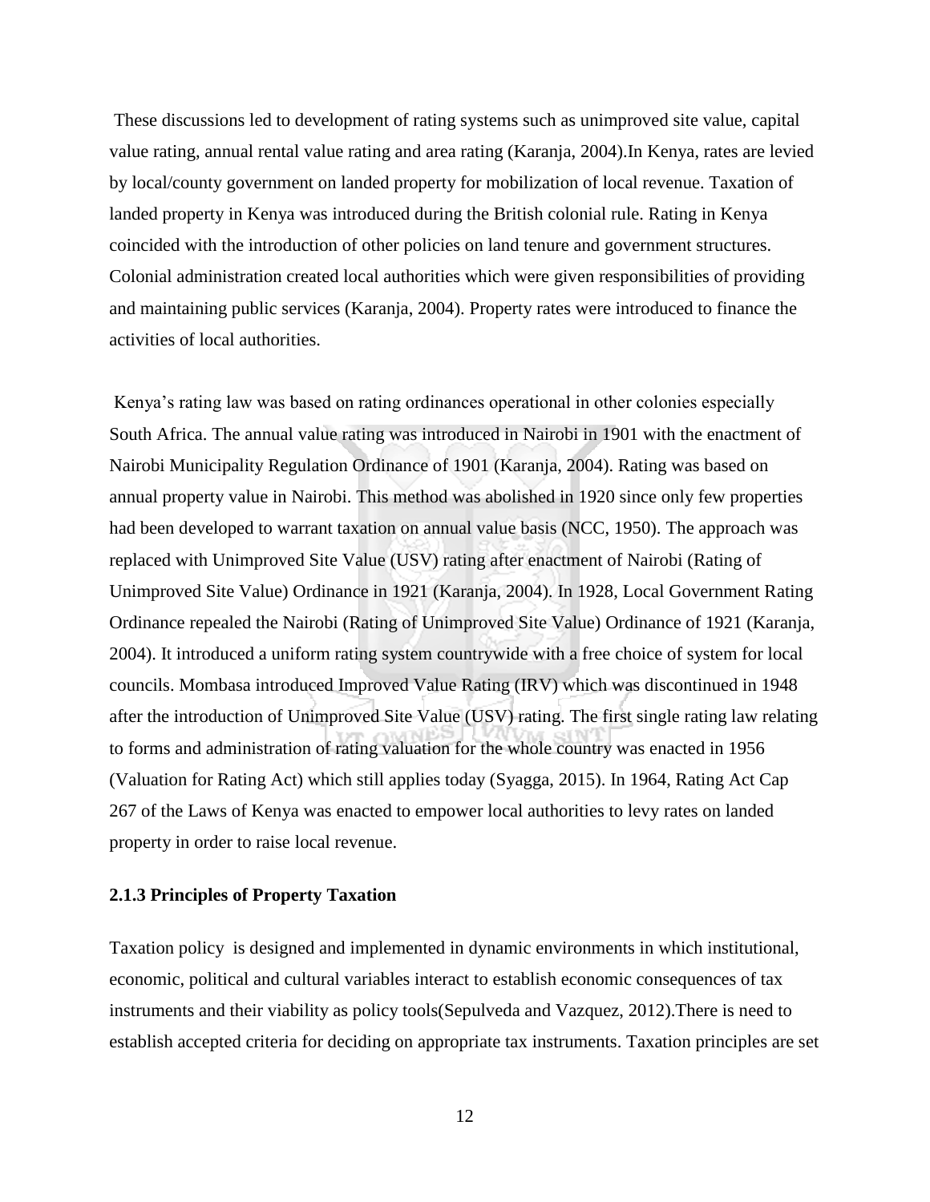These discussions led to development of rating systems such as unimproved site value, capital value rating, annual rental value rating and area rating (Karanja, 2004).In Kenya, rates are levied by local/county government on landed property for mobilization of local revenue. Taxation of landed property in Kenya was introduced during the British colonial rule. Rating in Kenya coincided with the introduction of other policies on land tenure and government structures. Colonial administration created local authorities which were given responsibilities of providing and maintaining public services (Karanja, 2004). Property rates were introduced to finance the activities of local authorities.

Kenya's rating law was based on rating ordinances operational in other colonies especially South Africa. The annual value rating was introduced in Nairobi in 1901 with the enactment of Nairobi Municipality Regulation Ordinance of 1901 (Karanja, 2004). Rating was based on annual property value in Nairobi. This method was abolished in 1920 since only few properties had been developed to warrant taxation on annual value basis (NCC, 1950). The approach was replaced with Unimproved Site Value (USV) rating after enactment of Nairobi (Rating of Unimproved Site Value) Ordinance in 1921 (Karanja, 2004). In 1928, Local Government Rating Ordinance repealed the Nairobi (Rating of Unimproved Site Value) Ordinance of 1921 (Karanja, 2004). It introduced a uniform rating system countrywide with a free choice of system for local councils. Mombasa introduced Improved Value Rating (IRV) which was discontinued in 1948 after the introduction of Unimproved Site Value (USV) rating. The first single rating law relating to forms and administration of rating valuation for the whole country was enacted in 1956 (Valuation for Rating Act) which still applies today (Syagga, 2015). In 1964, Rating Act Cap 267 of the Laws of Kenya was enacted to empower local authorities to levy rates on landed property in order to raise local revenue.

### 2.1.3 Principles of Property Taxation

Taxation policy is designed and implemented in dynamic environments in which institutional, economic, political and cultural variables interact to establish economic consequences of tax instruments and their viability as policy tools(Sepulveda and Vazquez, 2012).There is need to establish accepted criteria for deciding on appropriate tax instruments. Taxation principles are set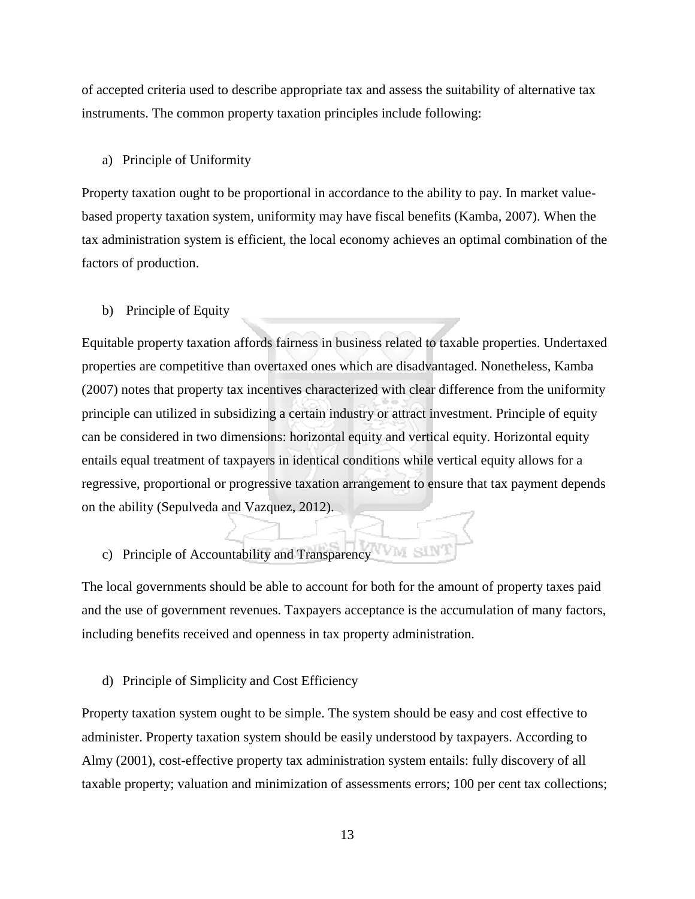of accepted criteria used to describe appropriate tax and assess the suitability of alternative tax instruments. The common property taxation principles include following:

a) Principle of Uniformity

Property taxation ought to be proportional in accordance to the ability to pay. In market value-based property taxation system, uniformity may have fiscal benefits (Kamba, 2007). When the tax administration system is efficient, the local economy achieves an optimal combination of the factors of production.

b) Principle of Equity

Equitable property taxation affords fairness in business related to taxable properties. Undertaxed properties are competitive than overtaxed ones which are disadvantaged. Nonetheless, Kamba (2007) notes that property tax incentives characterized with clear difference from the uniformity principle can utilized in subsidizing a certain industry or attract investment. Principle of equity can be considered in two dimensions: horizontal equity and vertical equity. Horizontal equity entails equal treatment of taxpayers in identical conditions while vertical equity allows for a regressive, proportional or progressive taxation arrangement to ensure that tax payment depends on the ability (Sepulveda and Vazquez, 2012).

c) Principle of Accountability and Transparency

The local governments should be able to account for both for the amount of property taxes paid and the use of government revenues. Taxpayers acceptance is the accumulation of many factors, including benefits received and openness in tax property administration.

d) Principle of Simplicity and Cost Efficiency

Property taxation system ought to be simple. The system should be easy and cost effective to administer. Property taxation system should be easily understood by taxpayers. According to Almy (2001), cost-effective property tax administration system entails: fully discovery of all taxable property; valuation and minimization of assessments errors; 100 per cent tax collections;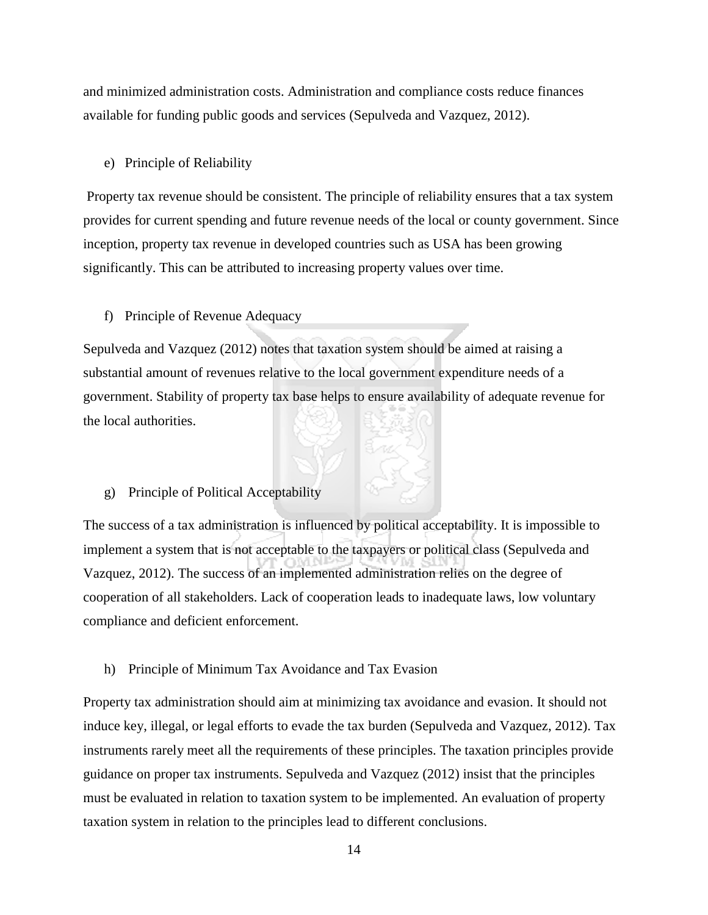and minimized administration costs. Administration and compliance costs reduce finances available for funding public goods and services (Sepulveda and Vazquez, 2012).

e) Principle of Reliability

Property tax revenue should be consistent. The principle of reliability ensures that a tax system provides for current spending and future revenue needs of the local or county government. Since inception, property tax revenue in developed countries such as USA has been growing significantly. This can be attributed to increasing property values over time.

f) Principle of Revenue Adequacy

Sepulveda and Vazquez (2012) notes that taxation system should be aimed at raising a substantial amount of revenues relative to the local government expenditure needs of a government. Stability of property tax base helps to ensure availability of adequate revenue for the local authorities.

g) Principle of Political Acceptability

The success of a tax administration is influenced by political acceptability. It is impossible to implement a system that is not acceptable to the taxpayers or political class (Sepulveda and Vazquez, 2012). The success of an implemented administration relies on the degree of cooperation of all stakeholders. Lack of cooperation leads to inadequate laws, low voluntary compliance and deficient enforcement.

h) Principle of Minimum Tax Avoidance and Tax Evasion

Property tax administration should aim at minimizing tax avoidance and evasion. It should not induce key, illegal, or legal efforts to evade the tax burden (Sepulveda and Vazquez, 2012). Tax instruments rarely meet all the requirements of these principles. The taxation principles provide guidance on proper tax instruments. Sepulveda and Vazquez (2012) insist that the principles must be evaluated in relation to taxation system to be implemented. An evaluation of property taxation system in relation to the principles lead to different conclusions.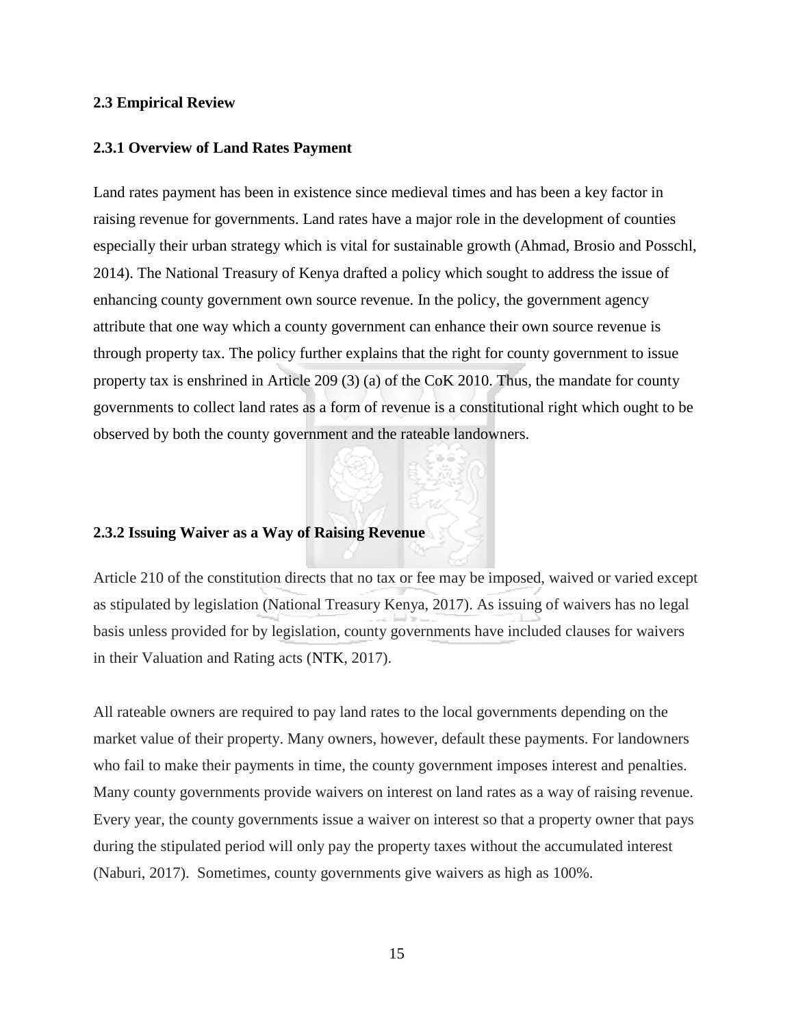### 2.3 Empirical Review

#### 2.3.1 Overview of Land Rates Payment

Land rates payment has been in existence since medieval times and has been a key factor in raising revenue for governments. Land rates have a major role in the development of counties especially their urban strategy which is vital for sustainable growth (Ahmad, Brosio and Posschl, 2014). The National Treasury of Kenya drafted a policy which sought to address the issue of enhancing county government own source revenue. In the policy, the government agency attribute that one way which a county government can enhance their own source revenue is through property tax. The policy further explains that the right for county government to issue property tax is enshrined in Article 209 (3) (a) of the CoK 2010. Thus, the mandate for county governments to collect land rates as a form of revenue is a constitutional right which ought to be observed by both the county government and the rateable landowners.

#### 2.3.2 Issuing Waiver as a Way of Raising Revenue

Article 210 of the constitution directs that no tax or fee may be imposed, waived or varied except as stipulated by legislation (National Treasury Kenya, 2017). As issuing of waivers has no legal basis unless provided for by legislation, county governments have included clauses for waivers in their Valuation and Rating acts (NTK, 2017).

All rateable owners are required to pay land rates to the local governments depending on the market value of their property. Many owners, however, default these payments. For landowners who fail to make their payments in time, the county government imposes interest and penalties. Many county governments provide waivers on interest on land rates as a way of raising revenue. Every year, the county governments issue a waiver on interest so that a property owner that pays during the stipulated period will only pay the property taxes without the accumulated interest (Naburi, 2017). Sometimes, county governments give waivers as high as 100%.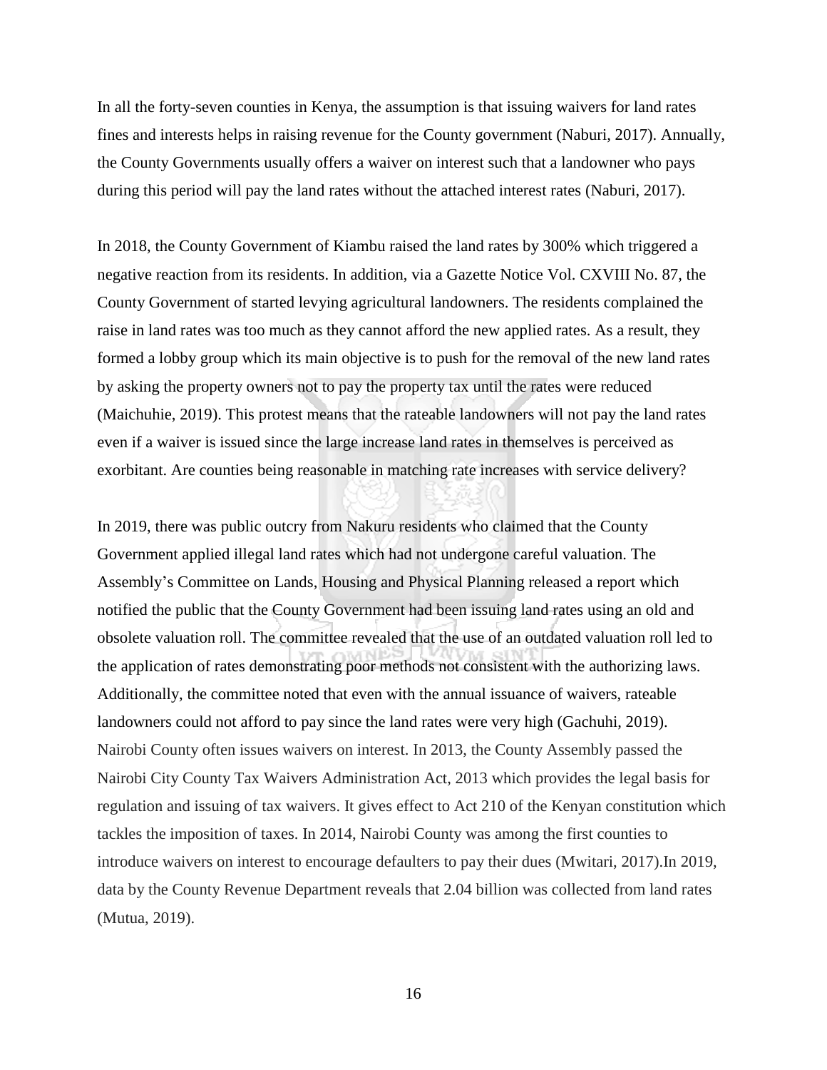In all the forty-seven counties in Kenya, the assumption is that issuing waivers for land rates fines and interests helps in raising revenue for the County government (Naburi, 2017). Annually, the County Governments usually offers a waiver on interest such that a landowner who pays during this period will pay the land rates without the attached interest rates (Naburi, 2017).

In 2018, the County Government of Kiambu raised the land rates by 300% which triggered a negative reaction from its residents. In addition, via a Gazette Notice Vol. CXVIII No. 87, the County Government of started levying agricultural landowners. The residents complained the raise in land rates was too much as they cannot afford the new applied rates. As a result, they formed a lobby group which its main objective is to push for the removal of the new land rates by asking the property owners not to pay the property tax until the rates were reduced (Maichuhie, 2019). This protest means that the rateable landowners will not pay the land rates even if a waiver is issued since the large increase land rates in themselves is perceived as exorbitant. Are counties being reasonable in matching rate increases with service delivery?

In 2019, there was public outcry from Nakuru residents who claimed that the County Government applied illegal land rates which had not undergone careful valuation. The Assembly's Committee on Lands, Housing and Physical Planning released a report which notified the public that the County Government had been issuing land rates using an old and obsolete valuation roll. The committee revealed that the use of an outdated valuation roll led to the application of rates demonstrating poor methods not consistent with the authorizing laws. Additionally, the committee noted that even with the annual issuance of waivers, rateable landowners could not afford to pay since the land rates were very high (Gachuhi, 2019). Nairobi County often issues waivers on interest. In 2013, the County Assembly passed the Nairobi City County Tax Waivers Administration Act, 2013 which provides the legal basis for regulation and issuing of tax waivers. It gives effect to Act 210 of the Kenyan constitution which tackles the imposition of taxes. In 2014, Nairobi County was among the first counties to introduce waivers on interest to encourage defaulters to pay their dues (Mwitari, 2017).In 2019, data by the County Revenue Department reveals that 2.04 billion was collected from land rates (Mutua, 2019).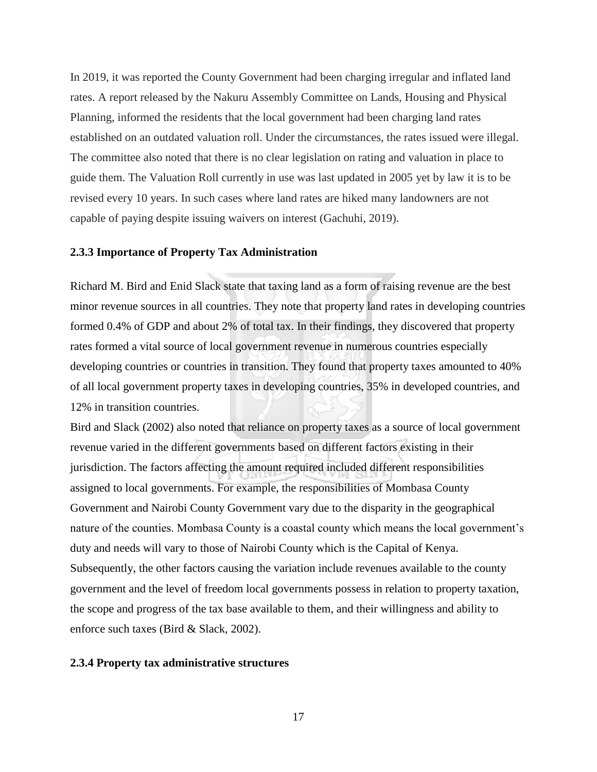In 2019, it was reported the County Government had been charging irregular and inflated land rates. A report released by the Nakuru Assembly Committee on Lands, Housing and Physical Planning, informed the residents that the local government had been charging land rates established on an outdated valuation roll. Under the circumstances, the rates issued were illegal. The committee also noted that there is no clear legislation on rating and valuation in place to guide them. The Valuation Roll currently in use was last updated in 2005 yet by law it is to be revised every 10 years. In such cases where land rates are hiked many landowners are not capable of paying despite issuing waivers on interest (Gachuhi, 2019).

### 2.3.3 Importance of Property Tax Administration

Richard M. Bird and Enid Slack state that taxing land as a form of raising revenue are the best minor revenue sources in all countries. They note that property land rates in developing countries formed 0.4% of GDP and about 2% of total tax. In their findings, they discovered that property rates formed a vital source of local government revenue in numerous countries especially developing countries or countries in transition. They found that property taxes amounted to 40% of all local government property taxes in developing countries, 35% in developed countries, and 12% in transition countries.

Bird and Slack (2002) also noted that reliance on property taxes as a source of local government revenue varied in the different governments based on different factors existing in their jurisdiction. The factors affecting the amount required included different responsibilities assigned to local governments. For example, the responsibilities of Mombasa County Government and Nairobi County Government vary due to the disparity in the geographical nature of the counties. Mombasa County is a coastal county which means the local government's duty and needs will vary to those of Nairobi County which is the Capital of Kenya. Subsequently, the other factors causing the variation include revenues available to the county government and the level of freedom local governments possess in relation to property taxation, the scope and progress of the tax base available to them, and their willingness and ability to enforce such taxes (Bird & Slack, 2002).

### 2.3.4 Property tax administrative structures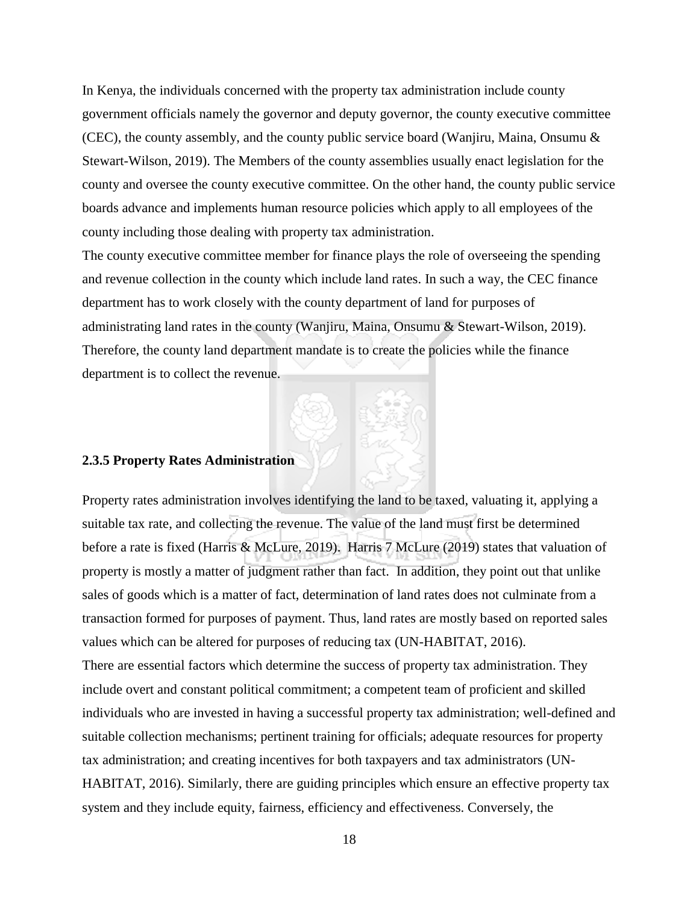In Kenya, the individuals concerned with the property tax administration include county government officials namely the governor and deputy governor, the county executive committee (CEC), the county assembly, and the county public service board (Wanjiru, Maina, Onsumu & Stewart-Wilson, 2019). The Members of the county assemblies usually enact legislation for the county and oversee the county executive committee. On the other hand, the county public service boards advance and implements human resource policies which apply to all employees of the county including those dealing with property tax administration.

The county executive committee member for finance plays the role of overseeing the spending and revenue collection in the county which include land rates. In such a way, the CEC finance department has to work closely with the county department of land for purposes of administrating land rates in the county (Wanjiru, Maina, Onsumu & Stewart-Wilson, 2019). Therefore, the county land department mandate is to create the policies while the finance department is to collect the revenue.

### 2.3.5 Property Rates Administration

Property rates administration involves identifying the land to be taxed, valuating it, applying a suitable tax rate, and collecting the revenue. The value of the land must first be determined before a rate is fixed (Harris & McLure, 2019). Harris 7 McLure (2019) states that valuation of property is mostly a matter of judgment rather than fact. In addition, they point out that unlike sales of goods which is a matter of fact, determination of land rates does not culminate from a transaction formed for purposes of payment. Thus, land rates are mostly based on reported sales values which can be altered for purposes of reducing tax (UN-HABITAT, 2016).

There are essential factors which determine the success of property tax administration. They include overt and constant political commitment; a competent team of proficient and skilled individuals who are invested in having a successful property tax administration; well-defined and suitable collection mechanisms; pertinent training for officials; adequate resources for property tax administration; and creating incentives for both taxpayers and tax administrators (UN-HABITAT, 2016). Similarly, there are guiding principles which ensure an effective property tax system and they include equity, fairness, efficiency and effectiveness. Conversely, the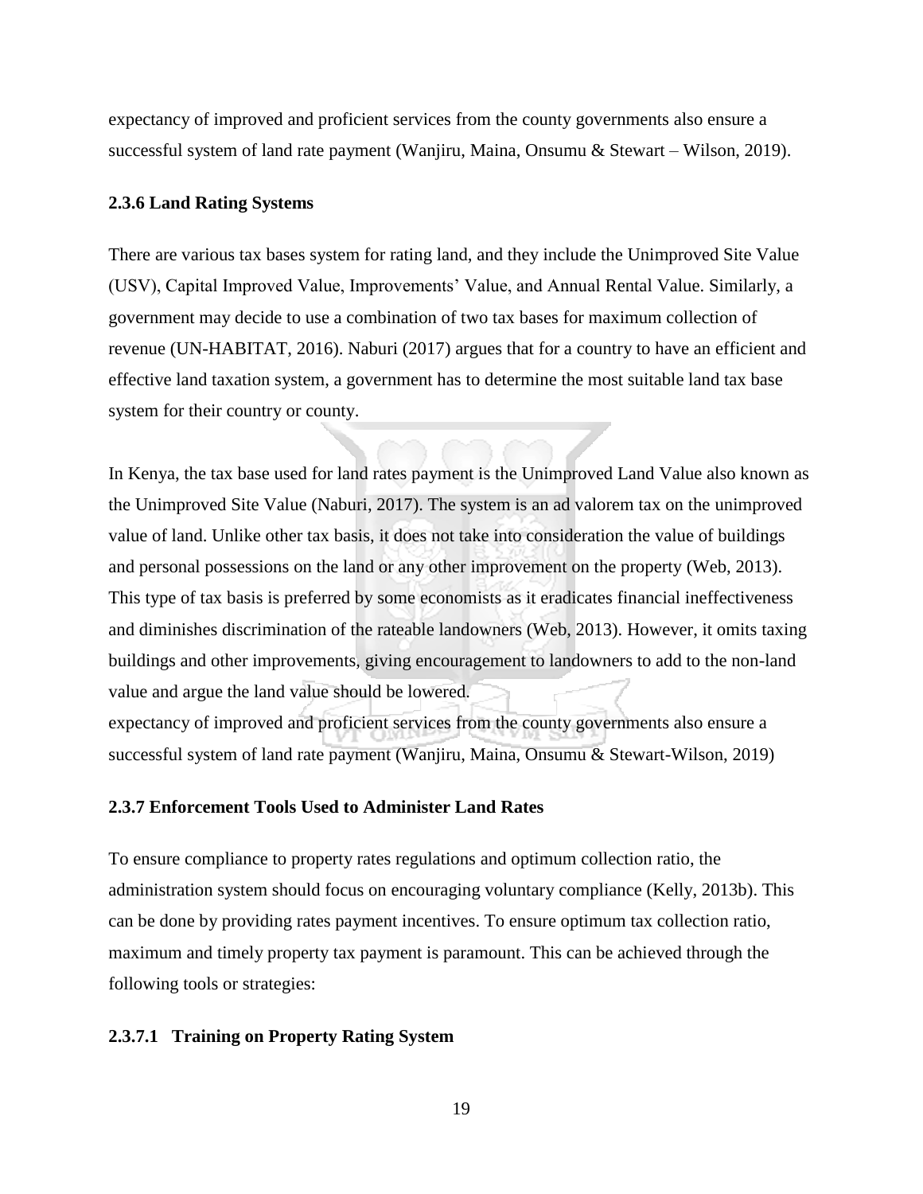expectancy of improved and proficient services from the county governments also ensure a successful system of land rate payment (Wanjiru, Maina, Onsumu & Stewart – Wilson, 2019).

### 2.3.6 Land Rating Systems

There are various tax bases system for rating land, and they include the Unimproved Site Value (USV), Capital Improved Value, Improvements' Value, and Annual Rental Value. Similarly, a government may decide to use a combination of two tax bases for maximum collection of revenue (UN-HABITAT, 2016). Naburi (2017) argues that for a country to have an efficient and effective land taxation system, a government has to determine the most suitable land tax base system for their country or county.

In Kenya, the tax base used for land rates payment is the Unimproved Land Value also known as the Unimproved Site Value (Naburi, 2017). The system is an ad valorem tax on the unimproved value of land. Unlike other tax basis, it does not take into consideration the value of buildings and personal possessions on the land or any other improvement on the property (Web, 2013). This type of tax basis is preferred by some economists as it eradicates financial ineffectiveness and diminishes discrimination of the rateable landowners (Web, 2013). However, it omits taxing buildings and other improvements, giving encouragement to landowners to add to the non-land value and argue the land value should be lowered.
expectancy of improved and proficient services from the county governments also ensure a successful system of land rate payment (Wanjiru, Maina, Onsumu & Stewart-Wilson, 2019)

### 2.3.7 Enforcement Tools Used to Administer Land Rates

To ensure compliance to property rates regulations and optimum collection ratio, the administration system should focus on encouraging voluntary compliance (Kelly, 2013b). This can be done by providing rates payment incentives. To ensure optimum tax collection ratio, maximum and timely property tax payment is paramount. This can be achieved through the following tools or strategies:

#### 2.3.7.1 Training on Property Rating System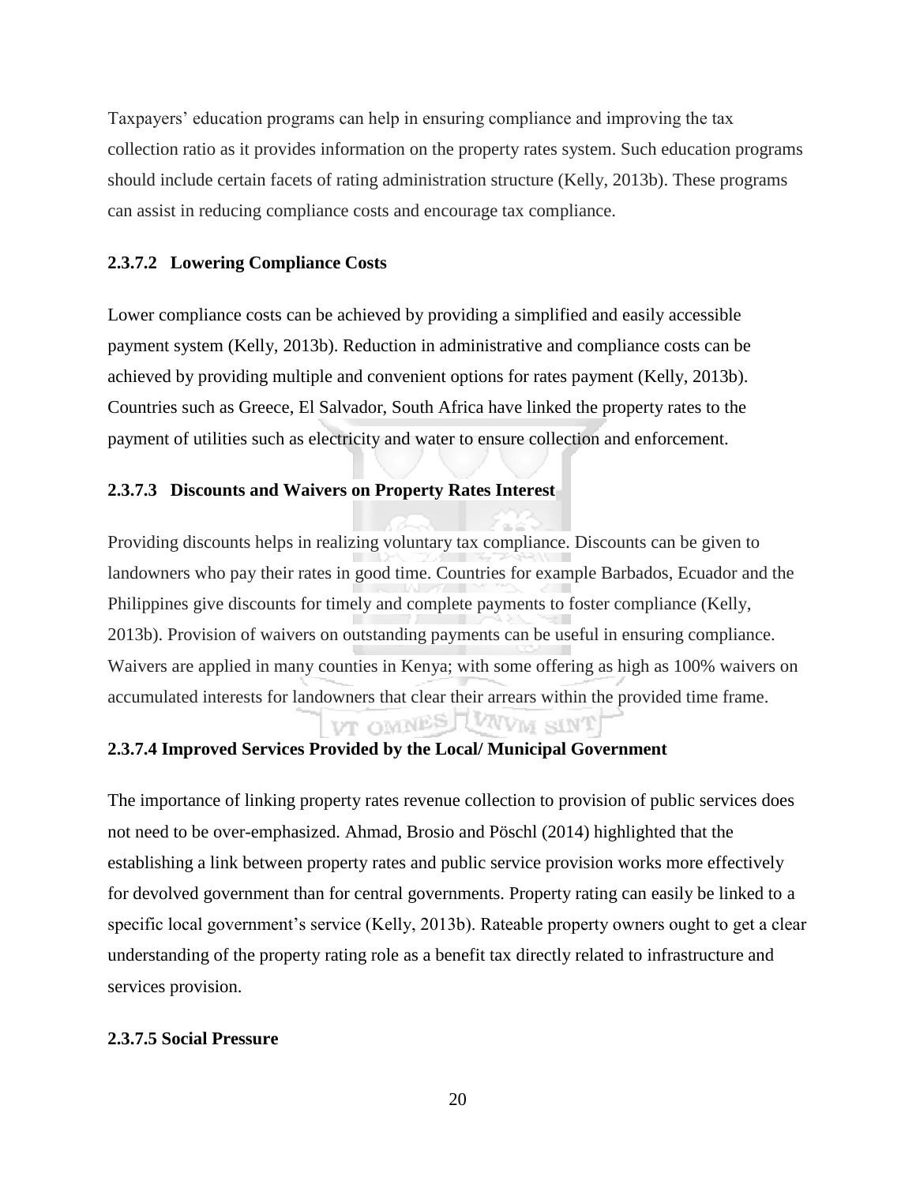Taxpayers' education programs can help in ensuring compliance and improving the tax collection ratio as it provides information on the property rates system. Such education programs should include certain facets of rating administration structure (Kelly, 2013b). These programs can assist in reducing compliance costs and encourage tax compliance.

#### 2.3.7.2 Lowering Compliance Costs

Lower compliance costs can be achieved by providing a simplified and easily accessible payment system (Kelly, 2013b). Reduction in administrative and compliance costs can be achieved by providing multiple and convenient options for rates payment (Kelly, 2013b). Countries such as Greece, El Salvador, South Africa have linked the property rates to the payment of utilities such as electricity and water to ensure collection and enforcement.

#### 2.3.7.3 Discounts and Waivers on Property Rates Interest

Providing discounts helps in realizing voluntary tax compliance. Discounts can be given to landowners who pay their rates in good time. Countries for example Barbados, Ecuador and the Philippines give discounts for timely and complete payments to foster compliance (Kelly, 2013b). Provision of waivers on outstanding payments can be useful in ensuring compliance. Waivers are applied in many counties in Kenya; with some offering as high as 100% waivers on accumulated interests for landowners that clear their arrears within the provided time frame.

#### 2.3.7.4 Improved Services Provided by the Local/ Municipal Government

The importance of linking property rates revenue collection to provision of public services does not need to be over-emphasized. Ahmad, Brosio and Pöschl (2014) highlighted that the establishing a link between property rates and public service provision works more effectively for devolved government than for central governments. Property rating can easily be linked to a specific local government's service (Kelly, 2013b). Rateable property owners ought to get a clear understanding of the property rating role as a benefit tax directly related to infrastructure and services provision.

#### 2.3.7.5 Social Pressure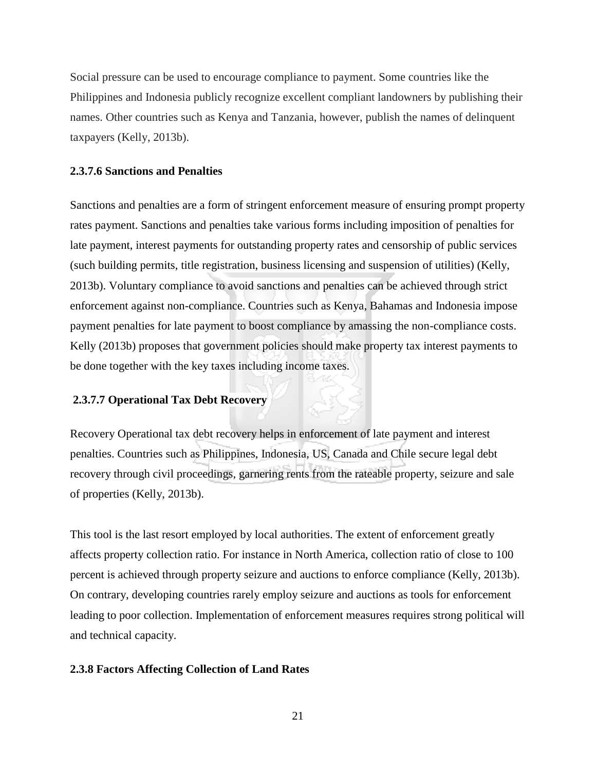Social pressure can be used to encourage compliance to payment. Some countries like the Philippines and Indonesia publicly recognize excellent compliant landowners by publishing their names. Other countries such as Kenya and Tanzania, however, publish the names of delinquent taxpayers (Kelly, 2013b).

#### 2.3.7.6 Sanctions and Penalties

Sanctions and penalties are a form of stringent enforcement measure of ensuring prompt property rates payment. Sanctions and penalties take various forms including imposition of penalties for late payment, interest payments for outstanding property rates and censorship of public services (such building permits, title registration, business licensing and suspension of utilities) (Kelly, 2013b). Voluntary compliance to avoid sanctions and penalties can be achieved through strict enforcement against non-compliance. Countries such as Kenya, Bahamas and Indonesia impose payment penalties for late payment to boost compliance by amassing the non-compliance costs. Kelly (2013b) proposes that government policies should make property tax interest payments to be done together with the key taxes including income taxes.

#### 2.3.7.7 Operational Tax Debt Recovery

Recovery Operational tax debt recovery helps in enforcement of late payment and interest penalties. Countries such as Philippines, Indonesia, US, Canada and Chile secure legal debt recovery through civil proceedings, garnering rents from the rateable property, seizure and sale of properties (Kelly, 2013b).

This tool is the last resort employed by local authorities. The extent of enforcement greatly affects property collection ratio. For instance in North America, collection ratio of close to 100 percent is achieved through property seizure and auctions to enforce compliance (Kelly, 2013b). On contrary, developing countries rarely employ seizure and auctions as tools for enforcement leading to poor collection. Implementation of enforcement measures requires strong political will and technical capacity.

### 2.3.8 Factors Affecting Collection of Land Rates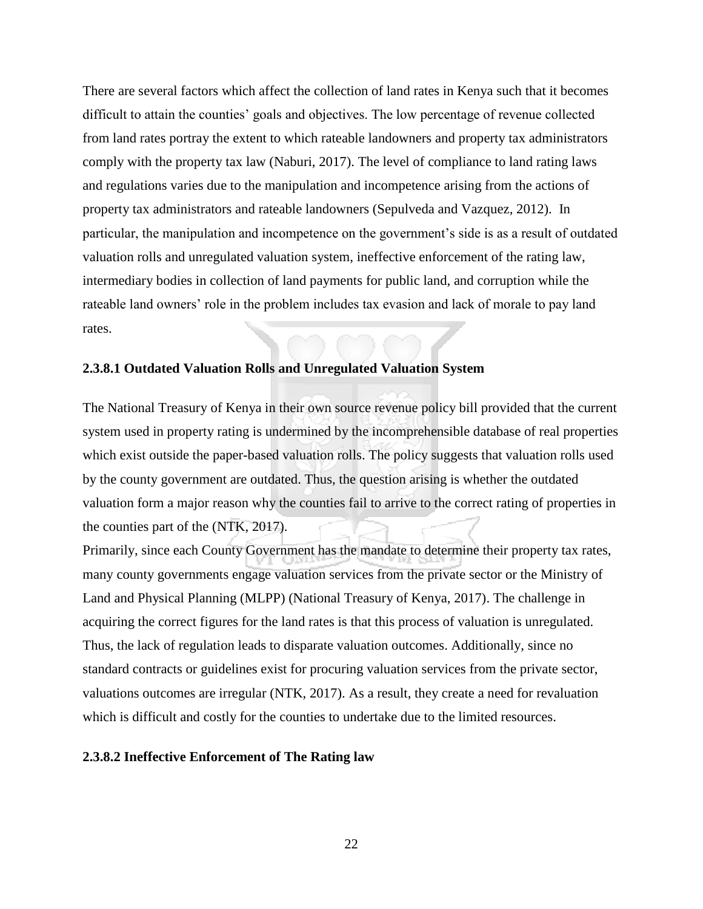There are several factors which affect the collection of land rates in Kenya such that it becomes difficult to attain the counties' goals and objectives. The low percentage of revenue collected from land rates portray the extent to which rateable landowners and property tax administrators comply with the property tax law (Naburi, 2017). The level of compliance to land rating laws and regulations varies due to the manipulation and incompetence arising from the actions of property tax administrators and rateable landowners (Sepulveda and Vazquez, 2012). In particular, the manipulation and incompetence on the government's side is as a result of outdated valuation rolls and unregulated valuation system, ineffective enforcement of the rating law, intermediary bodies in collection of land payments for public land, and corruption while the rateable land owners' role in the problem includes tax evasion and lack of morale to pay land rates.

#### 2.3.8.1 Outdated Valuation Rolls and Unregulated Valuation System

The National Treasury of Kenya in their own source revenue policy bill provided that the current system used in property rating is undermined by the incomprehensible database of real properties which exist outside the paper-based valuation rolls. The policy suggests that valuation rolls used by the county government are outdated. Thus, the question arising is whether the outdated valuation form a major reason why the counties fail to arrive to the correct rating of properties in the counties part of the (NTK, 2017).

Primarily, since each County Government has the mandate to determine their property tax rates, many county governments engage valuation services from the private sector or the Ministry of Land and Physical Planning (MLPP) (National Treasury of Kenya, 2017). The challenge in acquiring the correct figures for the land rates is that this process of valuation is unregulated. Thus, the lack of regulation leads to disparate valuation outcomes. Additionally, since no standard contracts or guidelines exist for procuring valuation services from the private sector, valuations outcomes are irregular (NTK, 2017). As a result, they create a need for revaluation which is difficult and costly for the counties to undertake due to the limited resources.

#### 2.3.8.2 Ineffective Enforcement of The Rating law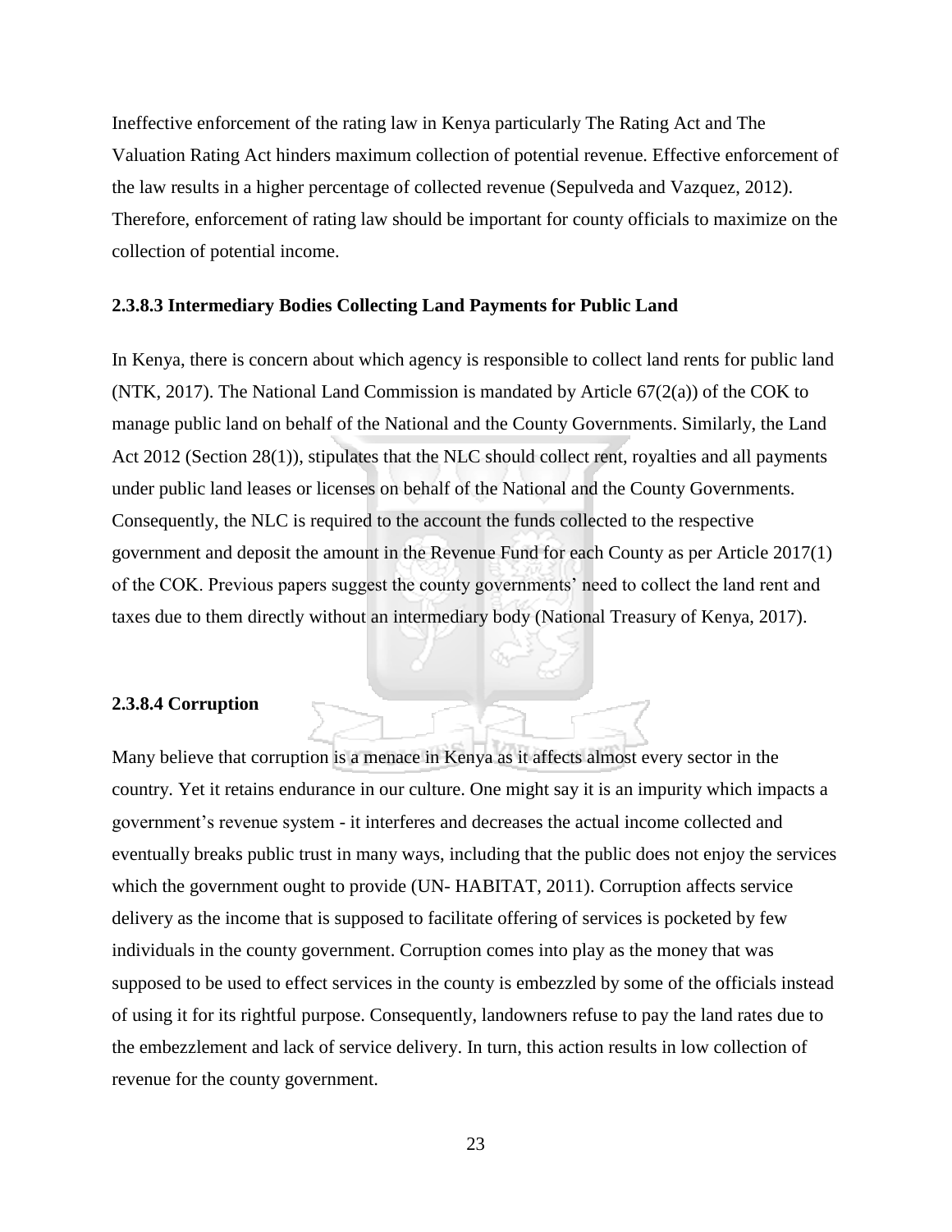Ineffective enforcement of the rating law in Kenya particularly The Rating Act and The Valuation Rating Act hinders maximum collection of potential revenue. Effective enforcement of the law results in a higher percentage of collected revenue (Sepulveda and Vazquez, 2012). Therefore, enforcement of rating law should be important for county officials to maximize on the collection of potential income.

#### 2.3.8.3 Intermediary Bodies Collecting Land Payments for Public Land

In Kenya, there is concern about which agency is responsible to collect land rents for public land (NTK, 2017). The National Land Commission is mandated by Article 67(2(a)) of the COK to manage public land on behalf of the National and the County Governments. Similarly, the Land Act 2012 (Section 28(1)), stipulates that the NLC should collect rent, royalties and all payments under public land leases or licenses on behalf of the National and the County Governments. Consequently, the NLC is required to the account the funds collected to the respective government and deposit the amount in the Revenue Fund for each County as per Article 2017(1) of the COK. Previous papers suggest the county governments' need to collect the land rent and taxes due to them directly without an intermediary body (National Treasury of Kenya, 2017).

#### 2.3.8.4 Corruption

Many believe that corruption is a menace in Kenya as it affects almost every sector in the country. Yet it retains endurance in our culture. One might say it is an impurity which impacts a government's revenue system - it interferes and decreases the actual income collected and eventually breaks public trust in many ways, including that the public does not enjoy the services which the government ought to provide (UN- HABITAT, 2011). Corruption affects service delivery as the income that is supposed to facilitate offering of services is pocketed by few individuals in the county government. Corruption comes into play as the money that was supposed to be used to effect services in the county is embezzled by some of the officials instead of using it for its rightful purpose. Consequently, landowners refuse to pay the land rates due to the embezzlement and lack of service delivery. In turn, this action results in low collection of revenue for the county government.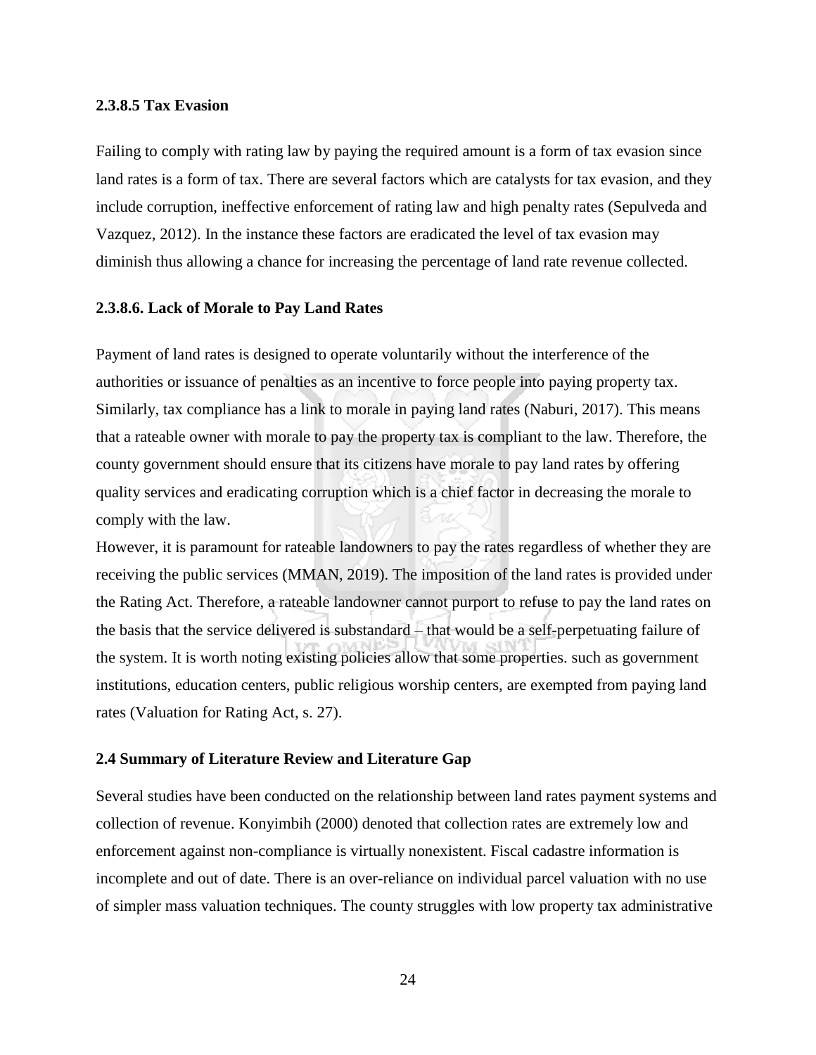#### 2.3.8.5 Tax Evasion

Failing to comply with rating law by paying the required amount is a form of tax evasion since land rates is a form of tax. There are several factors which are catalysts for tax evasion, and they include corruption, ineffective enforcement of rating law and high penalty rates (Sepulveda and Vazquez, 2012). In the instance these factors are eradicated the level of tax evasion may diminish thus allowing a chance for increasing the percentage of land rate revenue collected.

#### 2.3.8.6. Lack of Morale to Pay Land Rates

Payment of land rates is designed to operate voluntarily without the interference of the authorities or issuance of penalties as an incentive to force people into paying property tax. Similarly, tax compliance has a link to morale in paying land rates (Naburi, 2017). This means that a rateable owner with morale to pay the property tax is compliant to the law. Therefore, the county government should ensure that its citizens have morale to pay land rates by offering quality services and eradicating corruption which is a chief factor in decreasing the morale to comply with the law.

However, it is paramount for rateable landowners to pay the rates regardless of whether they are receiving the public services (MMAN, 2019). The imposition of the land rates is provided under the Rating Act. Therefore, a rateable landowner cannot purport to refuse to pay the land rates on the basis that the service delivered is substandard – that would be a self-perpetuating failure of the system. It is worth noting existing policies allow that some properties. such as government institutions, education centers, public religious worship centers, are exempted from paying land rates (Valuation for Rating Act, s. 27).

### 2.4 Summary of Literature Review and Literature Gap

Several studies have been conducted on the relationship between land rates payment systems and collection of revenue. Konyimbih (2000) denoted that collection rates are extremely low and enforcement against non-compliance is virtually nonexistent. Fiscal cadastre information is incomplete and out of date. There is an over-reliance on individual parcel valuation with no use of simpler mass valuation techniques. The county struggles with low property tax administrative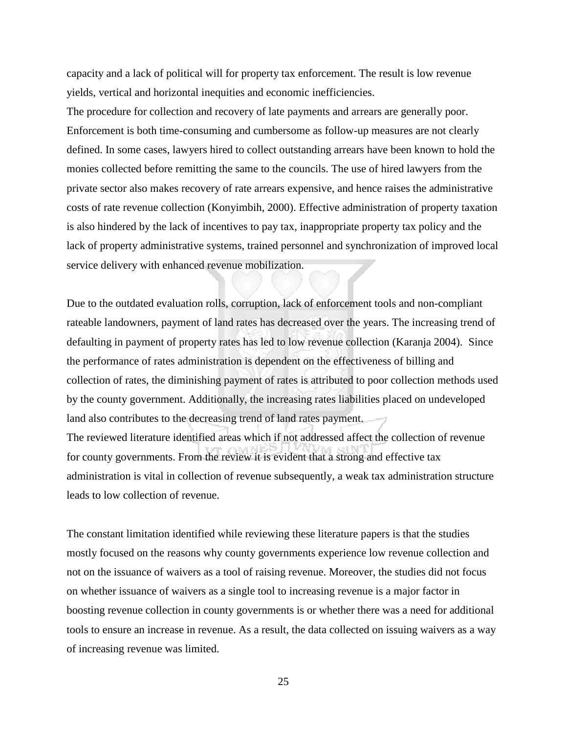capacity and a lack of political will for property tax enforcement. The result is low revenue yields, vertical and horizontal inequities and economic inefficiencies.

The procedure for collection and recovery of late payments and arrears are generally poor. Enforcement is both time-consuming and cumbersome as follow-up measures are not clearly defined. In some cases, lawyers hired to collect outstanding arrears have been known to hold the monies collected before remitting the same to the councils. The use of hired lawyers from the private sector also makes recovery of rate arrears expensive, and hence raises the administrative costs of rate revenue collection (Konyimbih, 2000). Effective administration of property taxation is also hindered by the lack of incentives to pay tax, inappropriate property tax policy and the lack of property administrative systems, trained personnel and synchronization of improved local service delivery with enhanced revenue mobilization.

Due to the outdated evaluation rolls, corruption, lack of enforcement tools and non-compliant rateable landowners, payment of land rates has decreased over the years. The increasing trend of defaulting in payment of property rates has led to low revenue collection (Karanja 2004). Since the performance of rates administration is dependent on the effectiveness of billing and collection of rates, the diminishing payment of rates is attributed to poor collection methods used by the county government. Additionally, the increasing rates liabilities placed on undeveloped land also contributes to the decreasing trend of land rates payment.

The reviewed literature identified areas which if not addressed affect the collection of revenue for county governments. From the review it is evident that a strong and effective tax administration is vital in collection of revenue subsequently, a weak tax administration structure leads to low collection of revenue.

The constant limitation identified while reviewing these literature papers is that the studies mostly focused on the reasons why county governments experience low revenue collection and not on the issuance of waivers as a tool of raising revenue. Moreover, the studies did not focus on whether issuance of waivers as a single tool to increasing revenue is a major factor in boosting revenue collection in county governments is or whether there was a need for additional tools to ensure an increase in revenue. As a result, the data collected on issuing waivers as a way of increasing revenue was limited.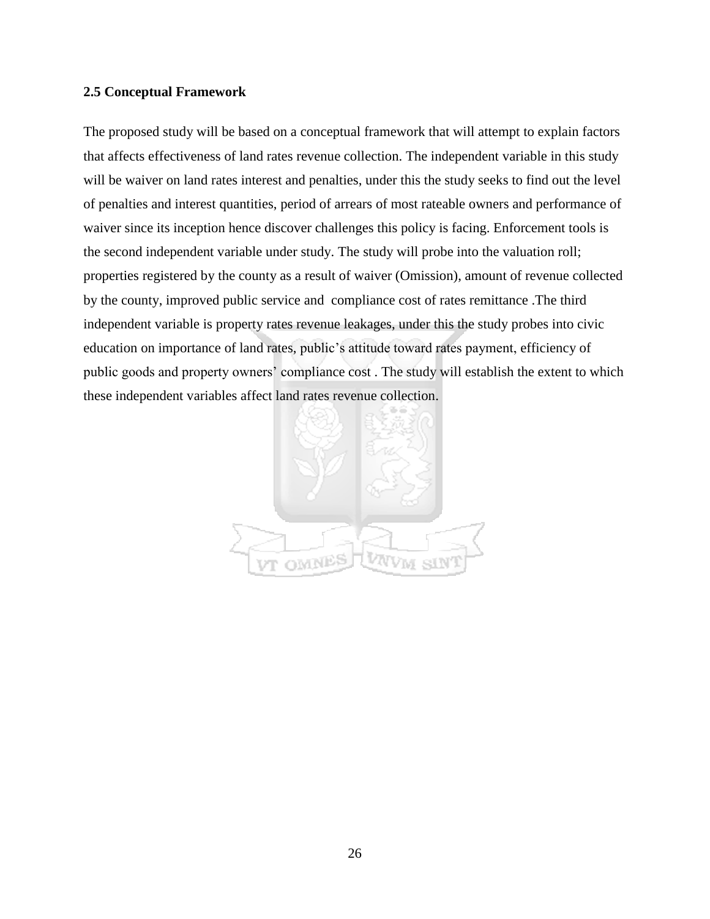### 2.5 Conceptual Framework

The proposed study will be based on a conceptual framework that will attempt to explain factors that affects effectiveness of land rates revenue collection. The independent variable in this study will be waiver on land rates interest and penalties, under this the study seeks to find out the level of penalties and interest quantities, period of arrears of most rateable owners and performance of waiver since its inception hence discover challenges this policy is facing. Enforcement tools is the second independent variable under study. The study will probe into the valuation roll; properties registered by the county as a result of waiver (Omission), amount of revenue collected by the county, improved public service and compliance cost of rates remittance .The third independent variable is property rates revenue leakages, under this the study probes into civic education on importance of land rates, public's attitude toward rates payment, efficiency of public goods and property owners' compliance cost . The study will establish the extent to which these independent variables affect land rates revenue collection.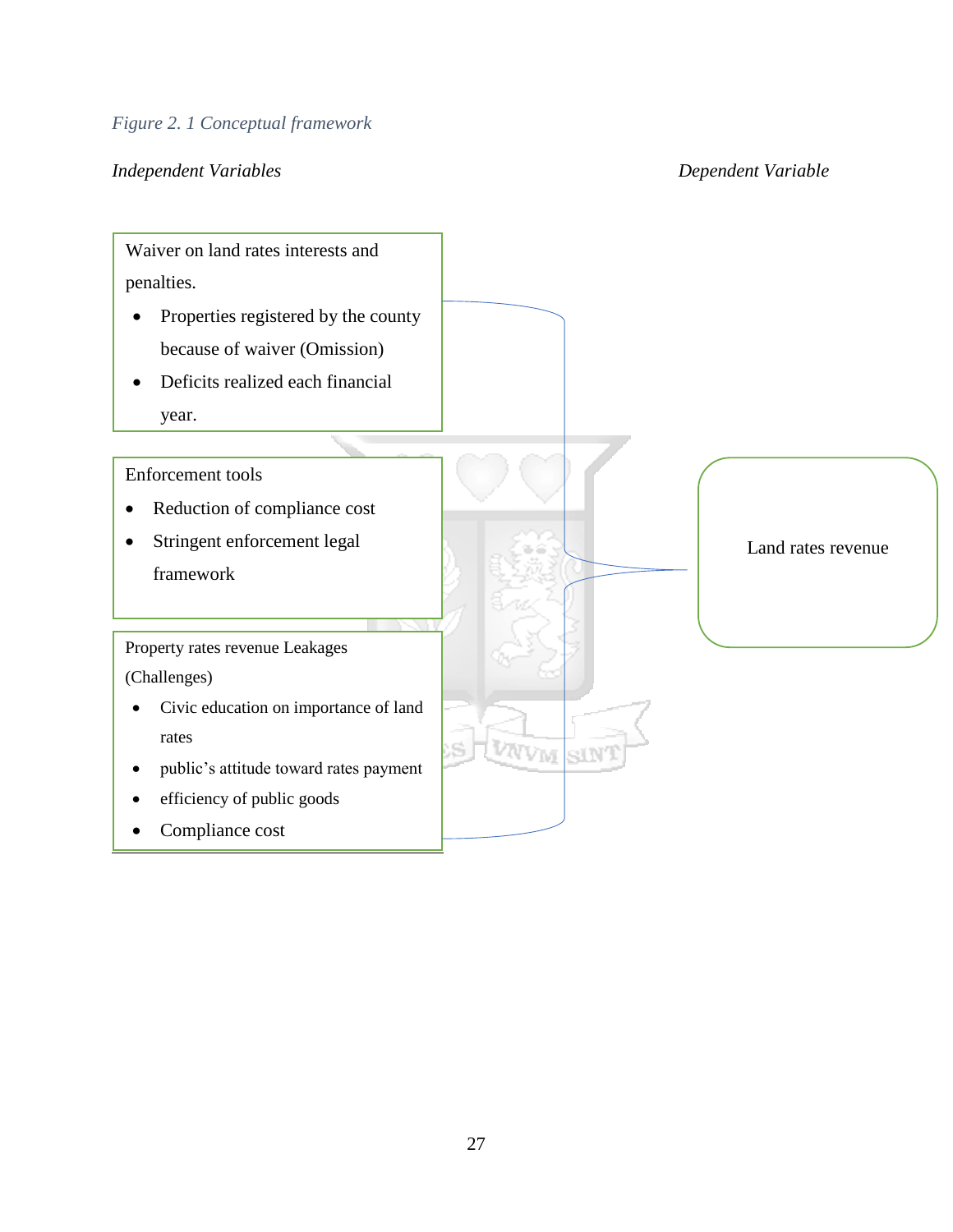*Figure 2. 1 Conceptual framework*

*Independent Variables* | *Dependent Variable*

**Waiver on land rates interests and penalties.**

- Properties registered by the county because of waiver (Omission)
- Deficits realized each financial year.

**Enforcement tools**

- Reduction of compliance cost
- Stringent enforcement legal framework

**Property rates revenue Leakages (Challenges)**

- Civic education on importance of land rates
- public's attitude toward rates payment
- efficiency of public goods
- Compliance cost

**Land rates revenue**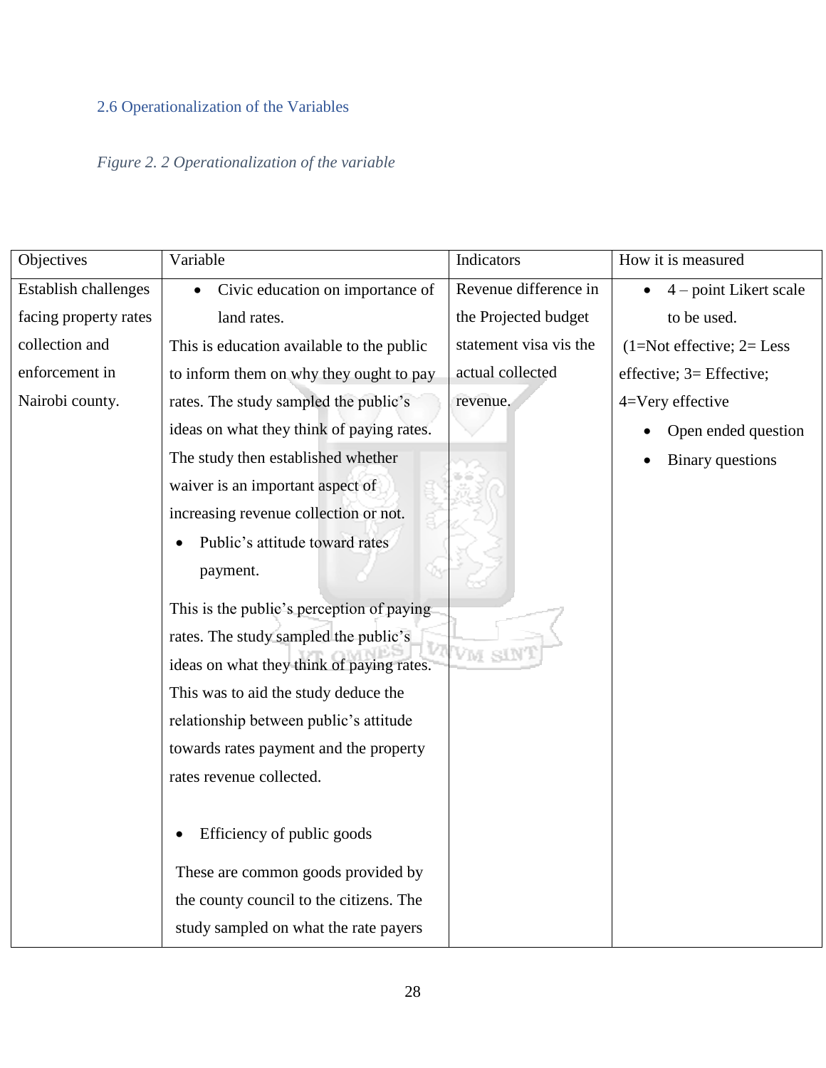## 2.6 Operationalization of the Variables

*Figure 2. 2 Operationalization of the variable*

| Objectives | Variable | Indicators | How it is measured |
|---|---|---|---|
| Establish challenges facing property rates collection and enforcement in Nairobi county. | • Civic education on importance of land rates.<br>This is education available to the public to inform them on why they ought to pay rates. The study sampled the public's ideas on what they think of paying rates. The study then established whether waiver is an important aspect of increasing revenue collection or not.<br>• Public's attitude toward rates payment.<br>This is the public's perception of paying rates. The study sampled the public's ideas on what they think of paying rates. This was to aid the study deduce the relationship between public's attitude towards rates payment and the property rates revenue collected.<br>• Efficiency of public goods<br>These are common goods provided by the county council to the citizens. The study sampled on what the rate payers | Revenue difference in the Projected budget statement visa vis the actual collected revenue. | • 4 – point Likert scale to be used.<br>(1=Not effective; 2= Less effective; 3= Effective; 4=Very effective<br>• Open ended question<br>• Binary questions |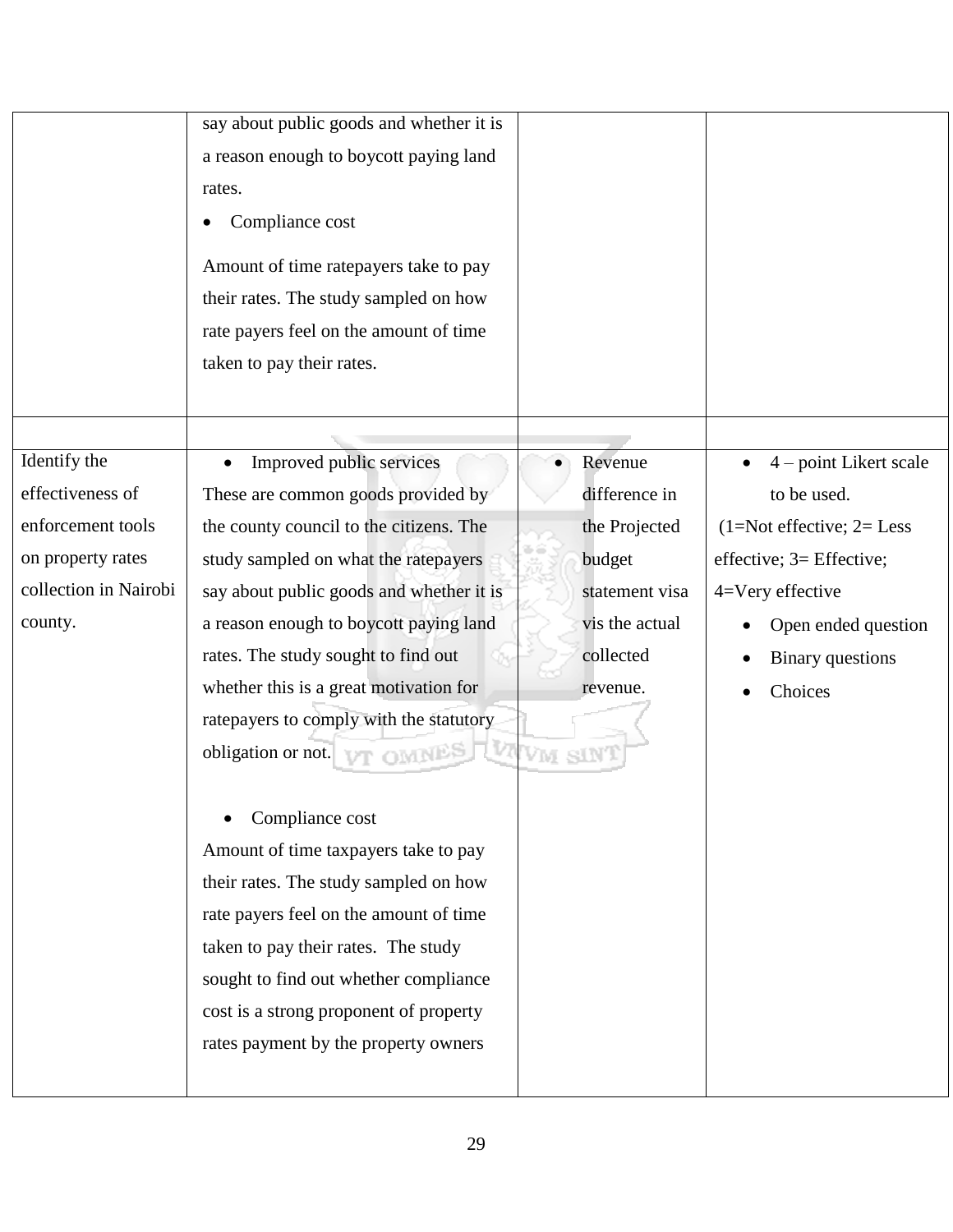|  |  |  |  |
|---|---|---|---|
|  | say about public goods and whether it is a reason enough to boycott paying land rates.<br>• Compliance cost<br>Amount of time ratepayers take to pay their rates. The study sampled on how rate payers feel on the amount of time taken to pay their rates. |  |  |
|  |  |  |  |
| Identify the effectiveness of enforcement tools on property rates collection in Nairobi county. | • Improved public services<br>These are common goods provided by the county council to the citizens. The study sampled on what the ratepayers say about public goods and whether it is a reason enough to boycott paying land rates. The study sought to find out whether this is a great motivation for ratepayers to comply with the statutory obligation or not.<br><br>• Compliance cost<br>Amount of time taxpayers take to pay their rates. The study sampled on how rate payers feel on the amount of time taken to pay their rates. The study sought to find out whether compliance cost is a strong proponent of property rates payment by the property owners | • Revenue difference in the Projected budget statement visa vis the actual collected revenue. | • 4 – point Likert scale to be used.<br>(1=Not effective; 2= Less effective; 3= Effective; 4=Very effective<br>• Open ended question<br>• Binary questions<br>• Choices |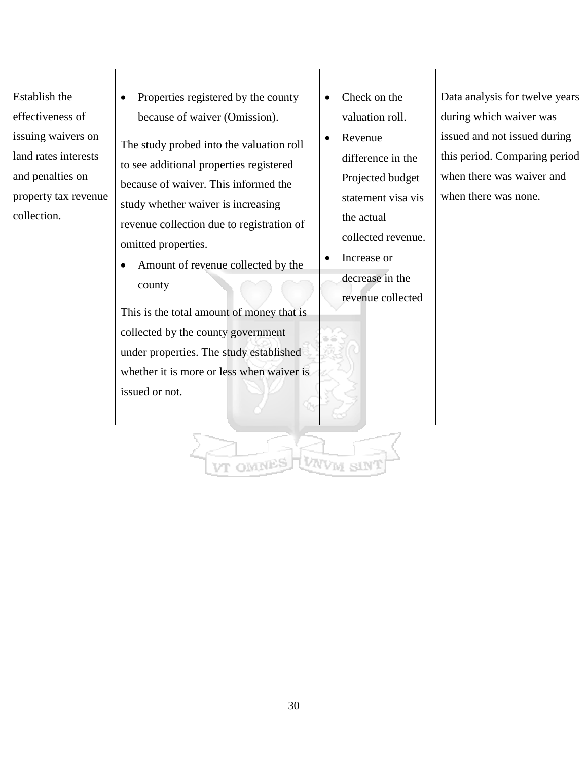| | | | |
|---|---|---|---|
| Establish the effectiveness of issuing waivers on land rates interests and penalties on property tax revenue collection. | • Properties registered by the county because of waiver (Omission).<br>The study probed into the valuation roll to see additional properties registered because of waiver. This informed the study whether waiver is increasing revenue collection due to registration of omitted properties.<br>• Amount of revenue collected by the county<br>This is the total amount of money that is collected by the county government under properties. The study established whether it is more or less when waiver is issued or not. | • Check on the valuation roll.<br>• Revenue difference in the Projected budget statement visa vis the actual collected revenue.<br>• Increase or decrease in the revenue collected | Data analysis for twelve years during which waiver was issued and not issued during this period. Comparing period when there was waiver and when there was none. |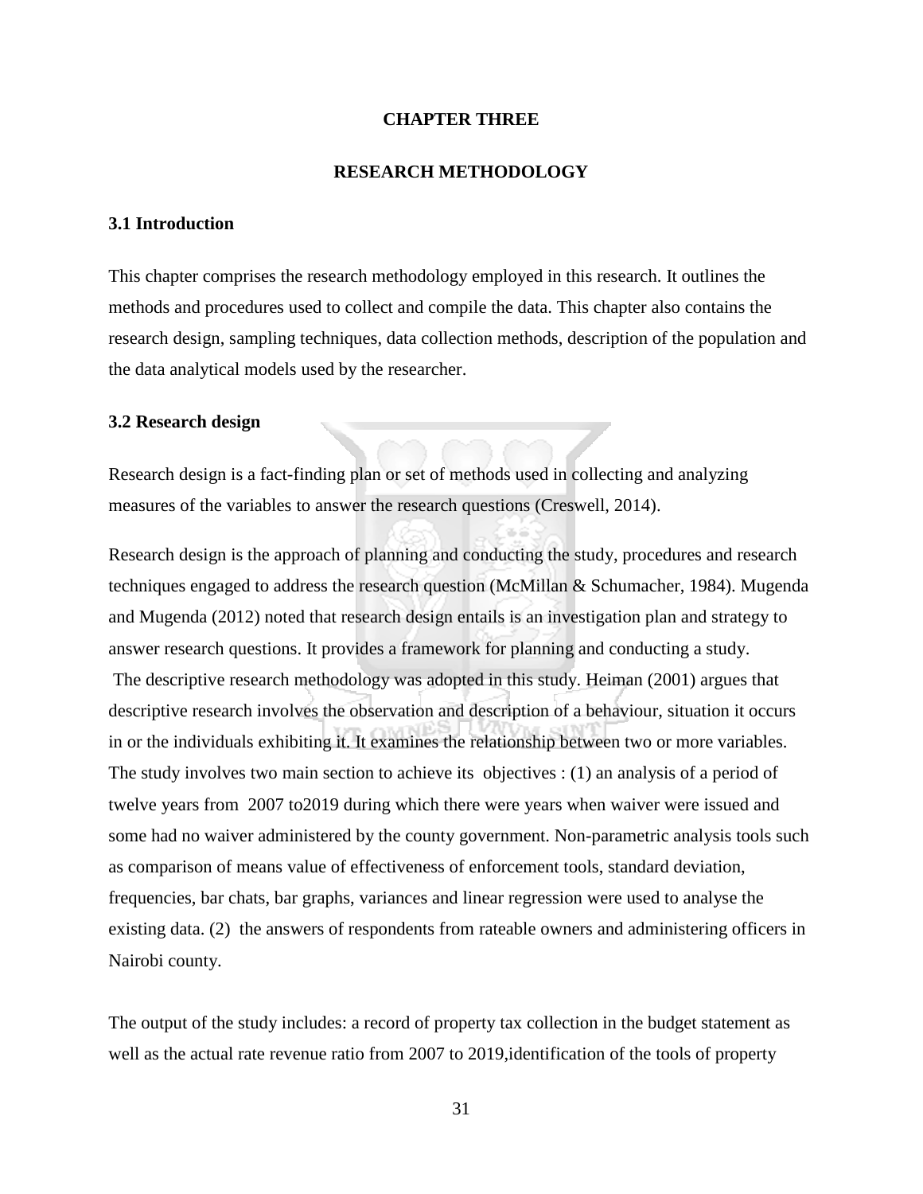# CHAPTER THREE

# RESEARCH METHODOLOGY

## 3.1 Introduction

This chapter comprises the research methodology employed in this research. It outlines the methods and procedures used to collect and compile the data. This chapter also contains the research design, sampling techniques, data collection methods, description of the population and the data analytical models used by the researcher.

## 3.2 Research design

Research design is a fact-finding plan or set of methods used in collecting and analyzing measures of the variables to answer the research questions (Creswell, 2014).

Research design is the approach of planning and conducting the study, procedures and research techniques engaged to address the research question (McMillan & Schumacher, 1984). Mugenda and Mugenda (2012) noted that research design entails is an investigation plan and strategy to answer research questions. It provides a framework for planning and conducting a study. The descriptive research methodology was adopted in this study. Heiman (2001) argues that descriptive research involves the observation and description of a behaviour, situation it occurs in or the individuals exhibiting it. It examines the relationship between two or more variables. The study involves two main section to achieve its objectives : (1) an analysis of a period of twelve years from 2007 to2019 during which there were years when waiver were issued and some had no waiver administered by the county government. Non-parametric analysis tools such as comparison of means value of effectiveness of enforcement tools, standard deviation, frequencies, bar chats, bar graphs, variances and linear regression were used to analyse the existing data. (2) the answers of respondents from rateable owners and administering officers in Nairobi county.

The output of the study includes: a record of property tax collection in the budget statement as well as the actual rate revenue ratio from 2007 to 2019,identification of the tools of property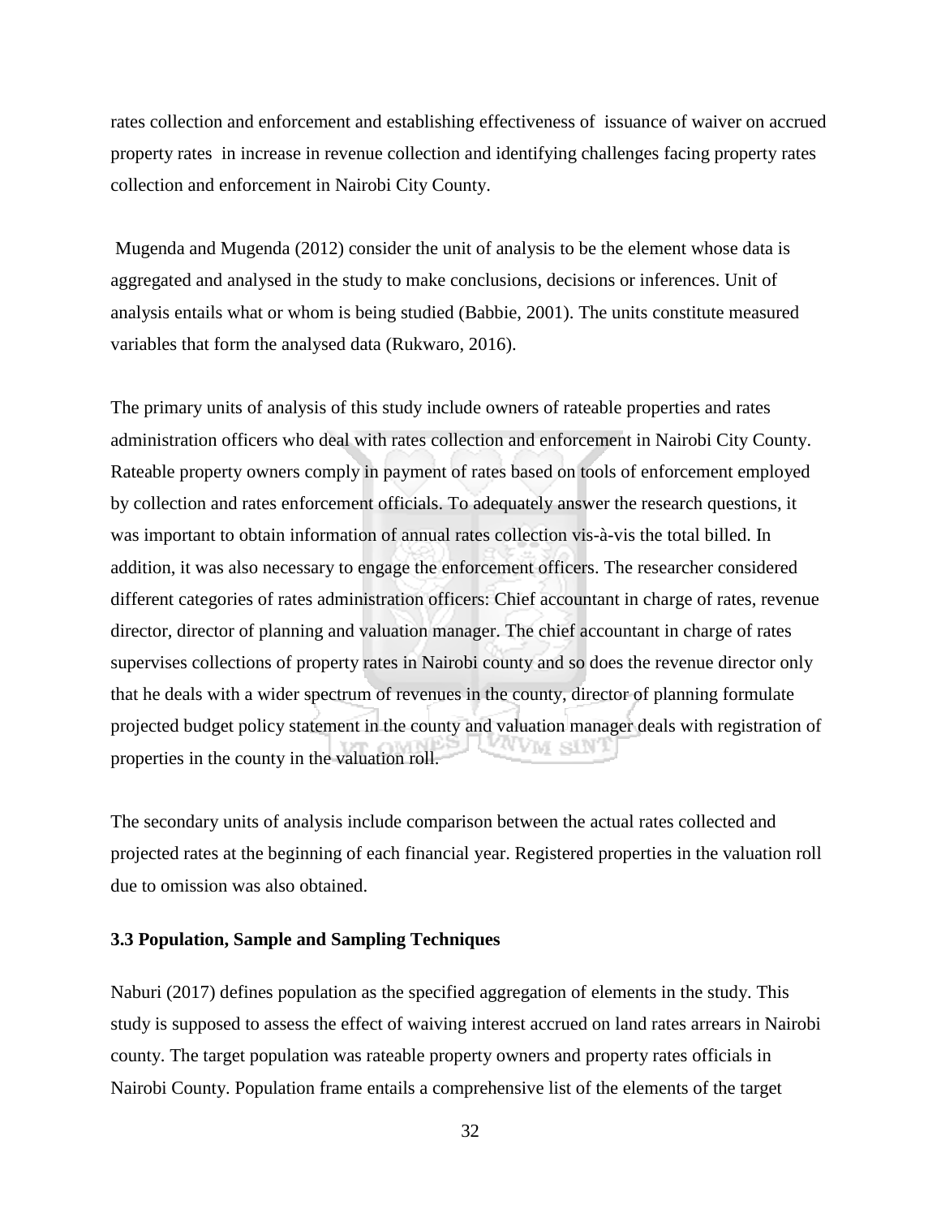rates collection and enforcement and establishing effectiveness of issuance of waiver on accrued property rates in increase in revenue collection and identifying challenges facing property rates collection and enforcement in Nairobi City County.

Mugenda and Mugenda (2012) consider the unit of analysis to be the element whose data is aggregated and analysed in the study to make conclusions, decisions or inferences. Unit of analysis entails what or whom is being studied (Babbie, 2001). The units constitute measured variables that form the analysed data (Rukwaro, 2016).

The primary units of analysis of this study include owners of rateable properties and rates administration officers who deal with rates collection and enforcement in Nairobi City County. Rateable property owners comply in payment of rates based on tools of enforcement employed by collection and rates enforcement officials. To adequately answer the research questions, it was important to obtain information of annual rates collection vis-à-vis the total billed. In addition, it was also necessary to engage the enforcement officers. The researcher considered different categories of rates administration officers: Chief accountant in charge of rates, revenue director, director of planning and valuation manager. The chief accountant in charge of rates supervises collections of property rates in Nairobi county and so does the revenue director only that he deals with a wider spectrum of revenues in the county, director of planning formulate projected budget policy statement in the county and valuation manager deals with registration of properties in the county in the valuation roll.

The secondary units of analysis include comparison between the actual rates collected and projected rates at the beginning of each financial year. Registered properties in the valuation roll due to omission was also obtained.

### 3.3 Population, Sample and Sampling Techniques

Naburi (2017) defines population as the specified aggregation of elements in the study. This study is supposed to assess the effect of waiving interest accrued on land rates arrears in Nairobi county. The target population was rateable property owners and property rates officials in Nairobi County. Population frame entails a comprehensive list of the elements of the target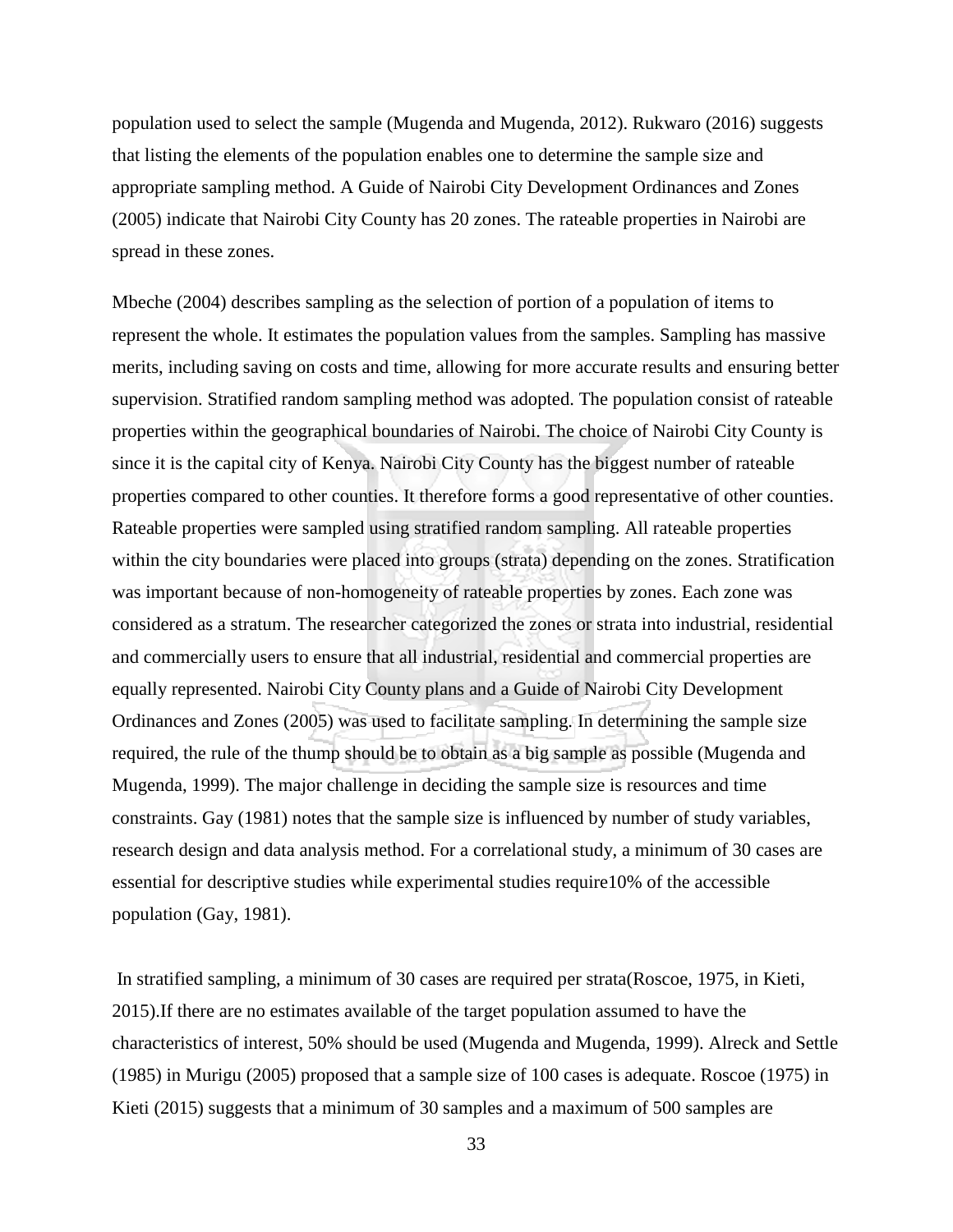population used to select the sample (Mugenda and Mugenda, 2012). Rukwaro (2016) suggests that listing the elements of the population enables one to determine the sample size and appropriate sampling method. A Guide of Nairobi City Development Ordinances and Zones (2005) indicate that Nairobi City County has 20 zones. The rateable properties in Nairobi are spread in these zones.

Mbeche (2004) describes sampling as the selection of portion of a population of items to represent the whole. It estimates the population values from the samples. Sampling has massive merits, including saving on costs and time, allowing for more accurate results and ensuring better supervision. Stratified random sampling method was adopted. The population consist of rateable properties within the geographical boundaries of Nairobi. The choice of Nairobi City County is since it is the capital city of Kenya. Nairobi City County has the biggest number of rateable properties compared to other counties. It therefore forms a good representative of other counties. Rateable properties were sampled using stratified random sampling. All rateable properties within the city boundaries were placed into groups (strata) depending on the zones. Stratification was important because of non-homogeneity of rateable properties by zones. Each zone was considered as a stratum. The researcher categorized the zones or strata into industrial, residential and commercially users to ensure that all industrial, residential and commercial properties are equally represented. Nairobi City County plans and a Guide of Nairobi City Development Ordinances and Zones (2005) was used to facilitate sampling. In determining the sample size required, the rule of the thump should be to obtain as a big sample as possible (Mugenda and Mugenda, 1999). The major challenge in deciding the sample size is resources and time constraints. Gay (1981) notes that the sample size is influenced by number of study variables, research design and data analysis method. For a correlational study, a minimum of 30 cases are essential for descriptive studies while experimental studies require10% of the accessible population (Gay, 1981).

In stratified sampling, a minimum of 30 cases are required per strata(Roscoe, 1975, in Kieti, 2015).If there are no estimates available of the target population assumed to have the characteristics of interest, 50% should be used (Mugenda and Mugenda, 1999). Alreck and Settle (1985) in Murigu (2005) proposed that a sample size of 100 cases is adequate. Roscoe (1975) in Kieti (2015) suggests that a minimum of 30 samples and a maximum of 500 samples are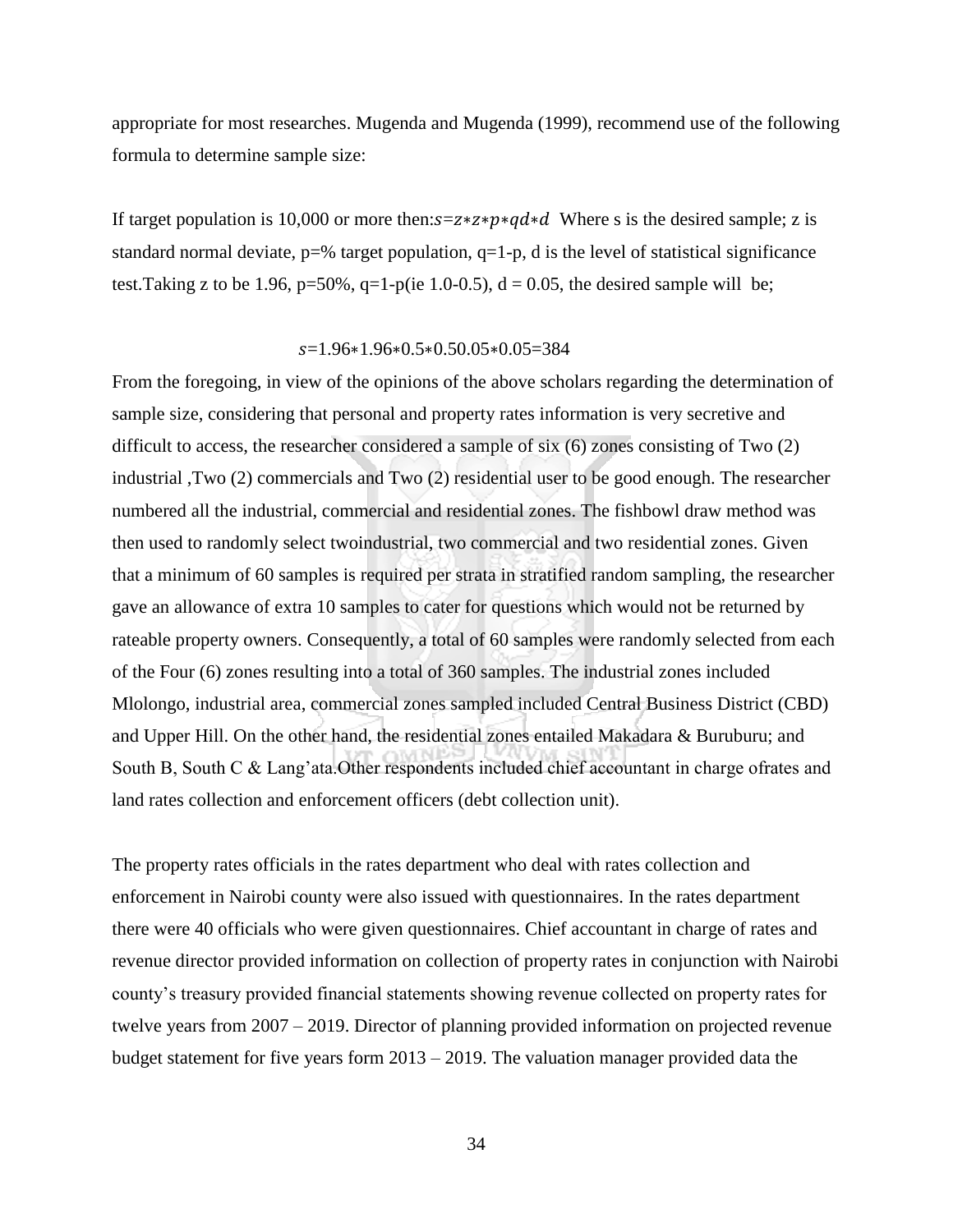appropriate for most researches. Mugenda and Mugenda (1999), recommend use of the following formula to determine sample size:

If target population is 10,000 or more then: $s = z * z * p * qd * d$ Where s is the desired sample; z is standard normal deviate, p=% target population, q=1-p, d is the level of statistical significance test.Taking z to be 1.96, p=50%, q=1-p(ie 1.0-0.5), d = 0.05, the desired sample will be;

$$s = 1.96 * 1.96 * 0.5 * 0.50.05 * 0.05 = 384$$

From the foregoing, in view of the opinions of the above scholars regarding the determination of sample size, considering that personal and property rates information is very secretive and difficult to access, the researcher considered a sample of six (6) zones consisting of Two (2) industrial ,Two (2) commercials and Two (2) residential user to be good enough. The researcher numbered all the industrial, commercial and residential zones. The fishbowl draw method was then used to randomly select twoindustrial, two commercial and two residential zones. Given that a minimum of 60 samples is required per strata in stratified random sampling, the researcher gave an allowance of extra 10 samples to cater for questions which would not be returned by rateable property owners. Consequently, a total of 60 samples were randomly selected from each of the Four (6) zones resulting into a total of 360 samples. The industrial zones included Mlolongo, industrial area, commercial zones sampled included Central Business District (CBD) and Upper Hill. On the other hand, the residential zones entailed Makadara & Buruburu; and South B, South C & Lang'ata.Other respondents included chief accountant in charge ofrates and land rates collection and enforcement officers (debt collection unit).

The property rates officials in the rates department who deal with rates collection and enforcement in Nairobi county were also issued with questionnaires. In the rates department there were 40 officials who were given questionnaires. Chief accountant in charge of rates and revenue director provided information on collection of property rates in conjunction with Nairobi county's treasury provided financial statements showing revenue collected on property rates for twelve years from 2007 – 2019. Director of planning provided information on projected revenue budget statement for five years form 2013 – 2019. The valuation manager provided data the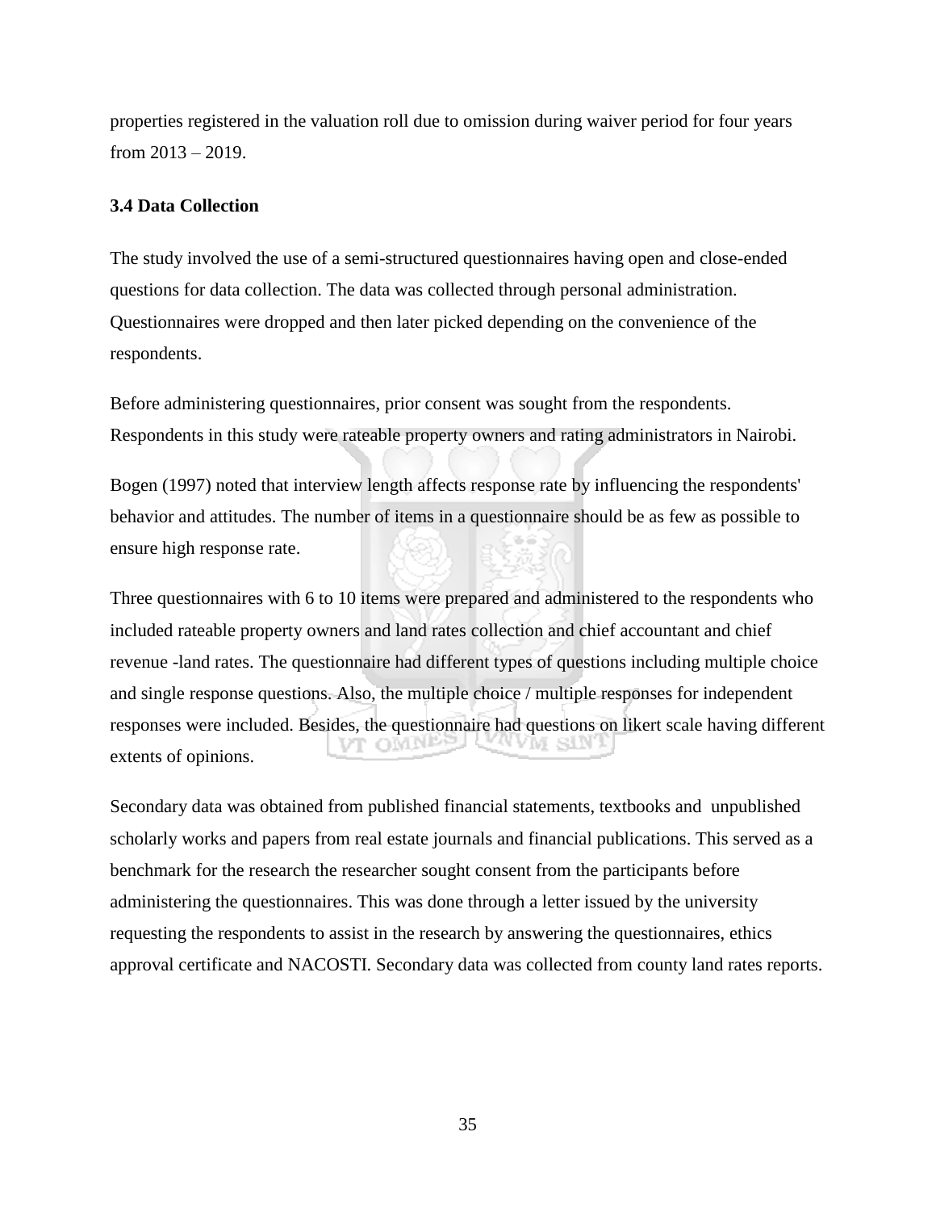properties registered in the valuation roll due to omission during waiver period for four years from 2013 – 2019.

### 3.4 Data Collection

The study involved the use of a semi-structured questionnaires having open and close-ended questions for data collection. The data was collected through personal administration. Questionnaires were dropped and then later picked depending on the convenience of the respondents.

Before administering questionnaires, prior consent was sought from the respondents. Respondents in this study were rateable property owners and rating administrators in Nairobi.

Bogen (1997) noted that interview length affects response rate by influencing the respondents' behavior and attitudes. The number of items in a questionnaire should be as few as possible to ensure high response rate.

Three questionnaires with 6 to 10 items were prepared and administered to the respondents who included rateable property owners and land rates collection and chief accountant and chief revenue -land rates. The questionnaire had different types of questions including multiple choice and single response questions. Also, the multiple choice / multiple responses for independent responses were included. Besides, the questionnaire had questions on likert scale having different extents of opinions.

Secondary data was obtained from published financial statements, textbooks and unpublished scholarly works and papers from real estate journals and financial publications. This served as a benchmark for the research the researcher sought consent from the participants before administering the questionnaires. This was done through a letter issued by the university requesting the respondents to assist in the research by answering the questionnaires, ethics approval certificate and NACOSTI. Secondary data was collected from county land rates reports.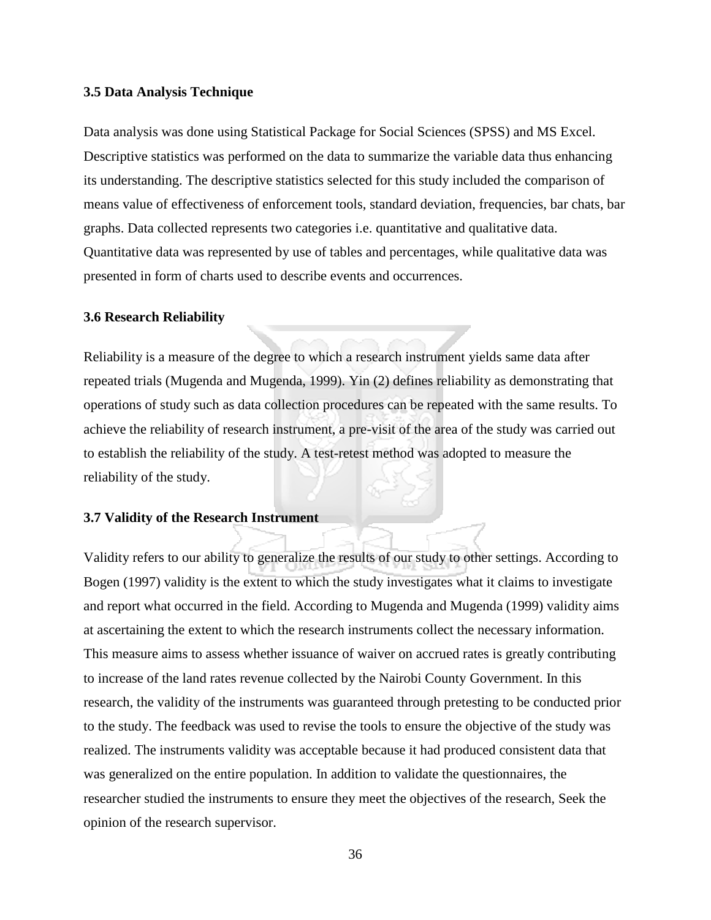### 3.5 Data Analysis Technique

Data analysis was done using Statistical Package for Social Sciences (SPSS) and MS Excel. Descriptive statistics was performed on the data to summarize the variable data thus enhancing its understanding. The descriptive statistics selected for this study included the comparison of means value of effectiveness of enforcement tools, standard deviation, frequencies, bar chats, bar graphs. Data collected represents two categories i.e. quantitative and qualitative data. Quantitative data was represented by use of tables and percentages, while qualitative data was presented in form of charts used to describe events and occurrences.

### 3.6 Research Reliability

Reliability is a measure of the degree to which a research instrument yields same data after repeated trials (Mugenda and Mugenda, 1999). Yin (2) defines reliability as demonstrating that operations of study such as data collection procedures can be repeated with the same results. To achieve the reliability of research instrument, a pre-visit of the area of the study was carried out to establish the reliability of the study. A test-retest method was adopted to measure the reliability of the study.

### 3.7 Validity of the Research Instrument

Validity refers to our ability to generalize the results of our study to other settings. According to Bogen (1997) validity is the extent to which the study investigates what it claims to investigate and report what occurred in the field. According to Mugenda and Mugenda (1999) validity aims at ascertaining the extent to which the research instruments collect the necessary information. This measure aims to assess whether issuance of waiver on accrued rates is greatly contributing to increase of the land rates revenue collected by the Nairobi County Government. In this research, the validity of the instruments was guaranteed through pretesting to be conducted prior to the study. The feedback was used to revise the tools to ensure the objective of the study was realized. The instruments validity was acceptable because it had produced consistent data that was generalized on the entire population. In addition to validate the questionnaires, the researcher studied the instruments to ensure they meet the objectives of the research, Seek the opinion of the research supervisor.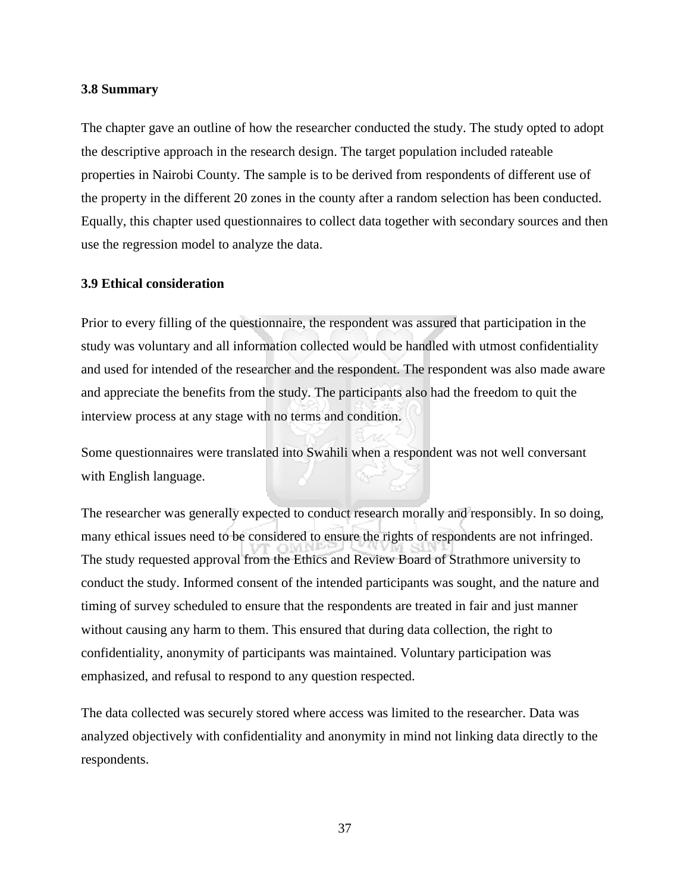### 3.8 Summary

The chapter gave an outline of how the researcher conducted the study. The study opted to adopt the descriptive approach in the research design. The target population included rateable properties in Nairobi County. The sample is to be derived from respondents of different use of the property in the different 20 zones in the county after a random selection has been conducted. Equally, this chapter used questionnaires to collect data together with secondary sources and then use the regression model to analyze the data.

### 3.9 Ethical consideration

Prior to every filling of the questionnaire, the respondent was assured that participation in the study was voluntary and all information collected would be handled with utmost confidentiality and used for intended of the researcher and the respondent. The respondent was also made aware and appreciate the benefits from the study. The participants also had the freedom to quit the interview process at any stage with no terms and condition.

Some questionnaires were translated into Swahili when a respondent was not well conversant with English language.

The researcher was generally expected to conduct research morally and responsibly. In so doing, many ethical issues need to be considered to ensure the rights of respondents are not infringed. The study requested approval from the Ethics and Review Board of Strathmore university to conduct the study. Informed consent of the intended participants was sought, and the nature and timing of survey scheduled to ensure that the respondents are treated in fair and just manner without causing any harm to them. This ensured that during data collection, the right to confidentiality, anonymity of participants was maintained. Voluntary participation was emphasized, and refusal to respond to any question respected.

The data collected was securely stored where access was limited to the researcher. Data was analyzed objectively with confidentiality and anonymity in mind not linking data directly to the respondents.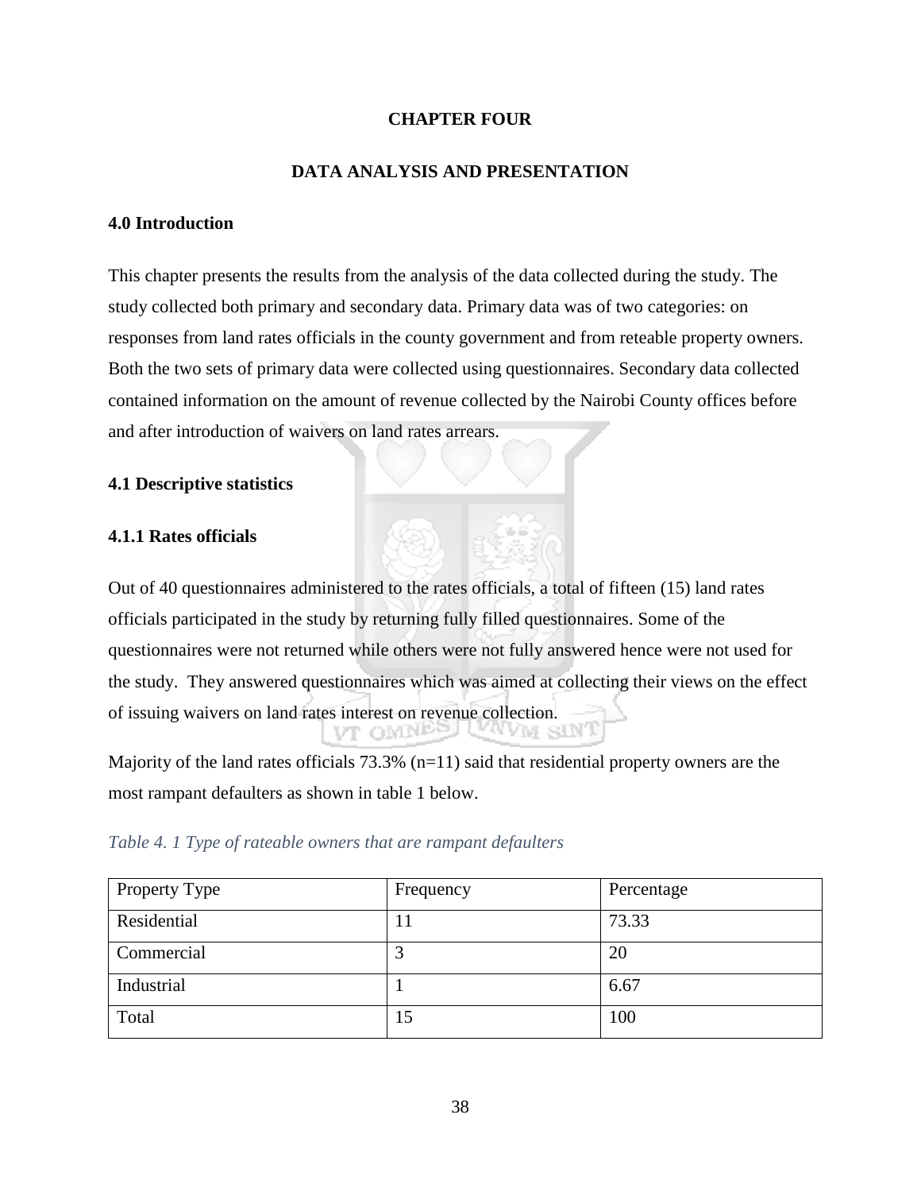# CHAPTER FOUR

# DATA ANALYSIS AND PRESENTATION

## 4.0 Introduction

This chapter presents the results from the analysis of the data collected during the study. The study collected both primary and secondary data. Primary data was of two categories: on responses from land rates officials in the county government and from reteable property owners. Both the two sets of primary data were collected using questionnaires. Secondary data collected contained information on the amount of revenue collected by the Nairobi County offices before and after introduction of waivers on land rates arrears.

## 4.1 Descriptive statistics

### 4.1.1 Rates officials

Out of 40 questionnaires administered to the rates officials, a total of fifteen (15) land rates officials participated in the study by returning fully filled questionnaires. Some of the questionnaires were not returned while others were not fully answered hence were not used for the study. They answered questionnaires which was aimed at collecting their views on the effect of issuing waivers on land rates interest on revenue collection.

Majority of the land rates officials 73.3% (n=11) said that residential property owners are the most rampant defaulters as shown in table 1 below.

*Table 4. 1 Type of rateable owners that are rampant defaulters*

| Property Type | Frequency | Percentage |
| --- | --- | --- |
| Residential | 11 | 73.33 |
| Commercial | 3 | 20 |
| Industrial | 1 | 6.67 |
| Total | 15 | 100 |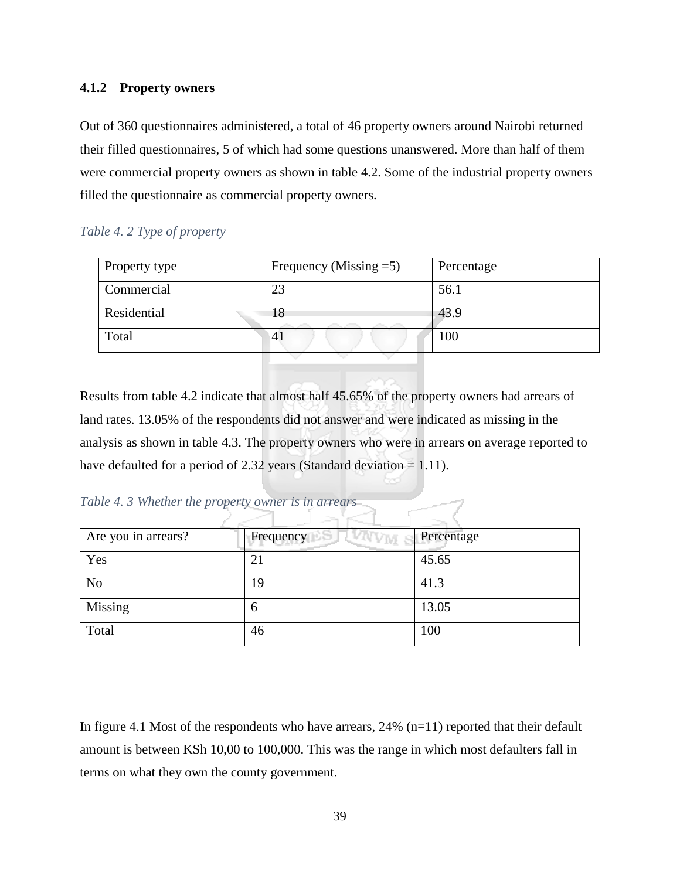### 4.1.2 Property owners

Out of 360 questionnaires administered, a total of 46 property owners around Nairobi returned their filled questionnaires, 5 of which had some questions unanswered. More than half of them were commercial property owners as shown in table 4.2. Some of the industrial property owners filled the questionnaire as commercial property owners.

*Table 4. 2 Type of property*

| Property type | Frequency (Missing =5) | Percentage |
|---|---|---|
| Commercial | 23 | 56.1 |
| Residential | 18 | 43.9 |
| Total | 41 | 100 |

Results from table 4.2 indicate that almost half 45.65% of the property owners had arrears of land rates. 13.05% of the respondents did not answer and were indicated as missing in the analysis as shown in table 4.3. The property owners who were in arrears on average reported to have defaulted for a period of 2.32 years (Standard deviation = 1.11).

*Table 4. 3 Whether the property owner is in arrears*

| Are you in arrears? | Frequency | Percentage |
|---|---|---|
| Yes | 21 | 45.65 |
| No | 19 | 41.3 |
| Missing | 6 | 13.05 |
| Total | 46 | 100 |

In figure 4.1 Most of the respondents who have arrears, 24% (n=11) reported that their default amount is between KSh 10,00 to 100,000. This was the range in which most defaulters fall in terms on what they own the county government.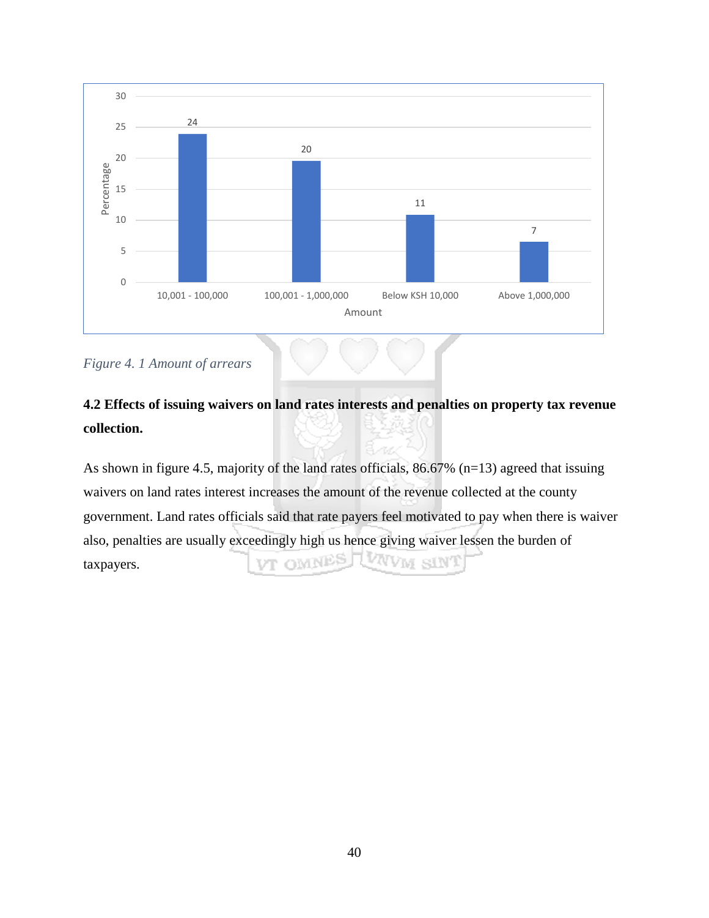| Amount | Percentage |
| --- | --- |
| 10,001 - 100,000 | 24 |
| 100,001 - 1,000,000 | 20 |
| Below KSH 10,000 | 11 |
| Above 1,000,000 | 7 |

*Figure 4. 1 Amount of arrears*

## 4.2 Effects of issuing waivers on land rates interests and penalties on property tax revenue collection.

As shown in figure 4.5, majority of the land rates officials, 86.67% (n=13) agreed that issuing waivers on land rates interest increases the amount of the revenue collected at the county government. Land rates officials said that rate payers feel motivated to pay when there is waiver also, penalties are usually exceedingly high us hence giving waiver lessen the burden of taxpayers.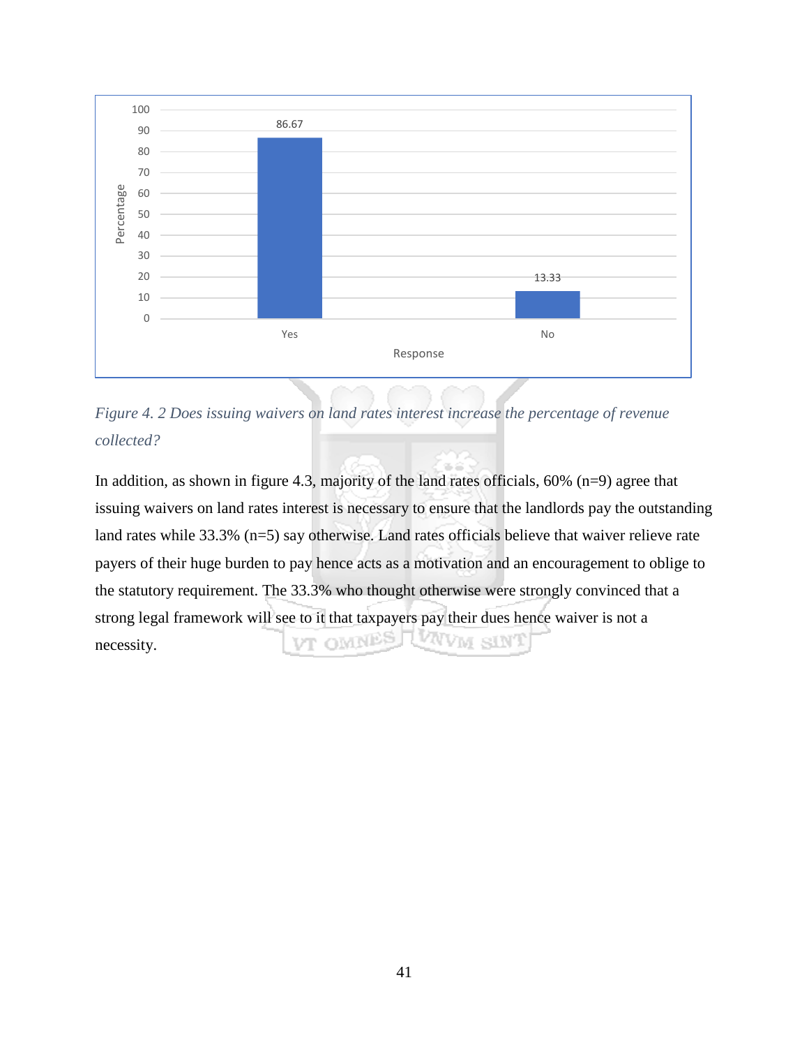*Figure 4. 2 Does issuing waivers on land rates interest increase the percentage of revenue collected?*

In addition, as shown in figure 4.3, majority of the land rates officials, 60% (n=9) agree that issuing waivers on land rates interest is necessary to ensure that the landlords pay the outstanding land rates while 33.3% (n=5) say otherwise. Land rates officials believe that waiver relieve rate payers of their huge burden to pay hence acts as a motivation and an encouragement to oblige to the statutory requirement. The 33.3% who thought otherwise were strongly convinced that a strong legal framework will see to it that taxpayers pay their dues hence waiver is not a necessity.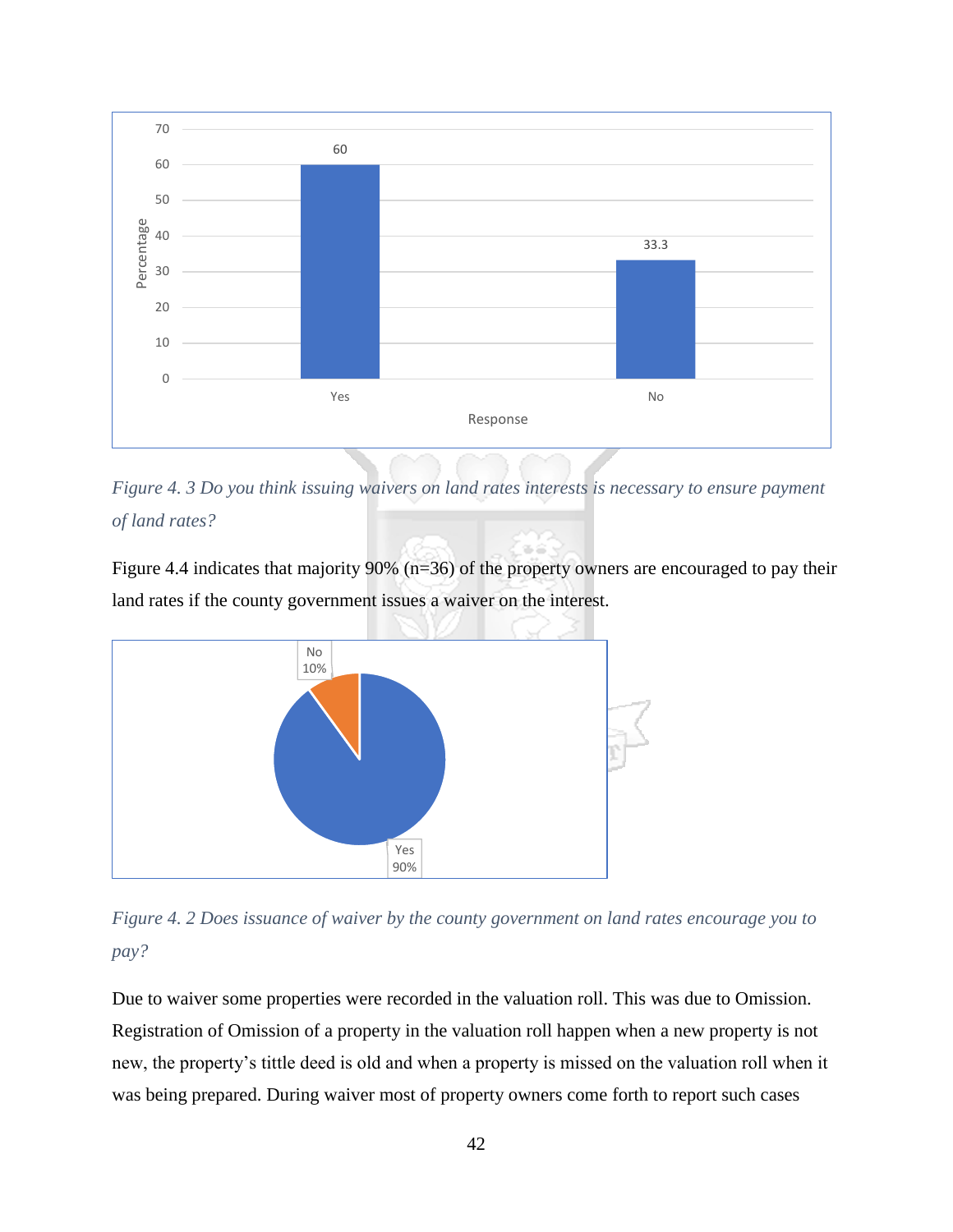*Figure 4. 3 Do you think issuing waivers on land rates interests is necessary to ensure payment of land rates?*

Figure 4.4 indicates that majority 90% (n=36) of the property owners are encouraged to pay their land rates if the county government issues a waiver on the interest.

*Figure 4. 2 Does issuance of waiver by the county government on land rates encourage you to pay?*

Due to waiver some properties were recorded in the valuation roll. This was due to Omission. Registration of Omission of a property in the valuation roll happen when a new property is not new, the property's tittle deed is old and when a property is missed on the valuation roll when it was being prepared. During waiver most of property owners come forth to report such cases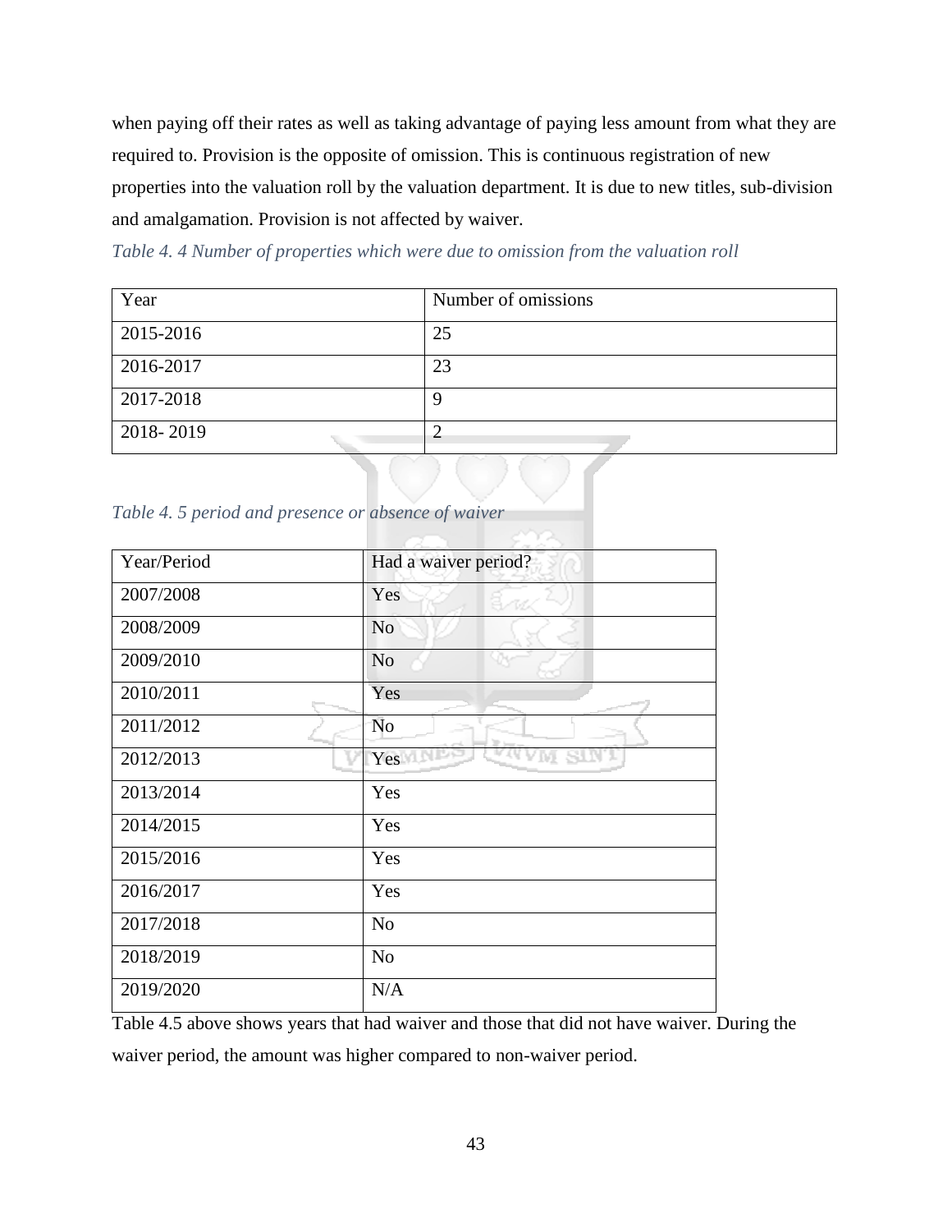when paying off their rates as well as taking advantage of paying less amount from what they are required to. Provision is the opposite of omission. This is continuous registration of new properties into the valuation roll by the valuation department. It is due to new titles, sub-division and amalgamation. Provision is not affected by waiver.

*Table 4. 4 Number of properties which were due to omission from the valuation roll*

| Year | Number of omissions |
|---|---|
| 2015-2016 | 25 |
| 2016-2017 | 23 |
| 2017-2018 | 9 |
| 2018- 2019 | 2 |

*Table 4. 5 period and presence or absence of waiver*

| Year/Period | Had a waiver period? |
|---|---|
| 2007/2008 | Yes |
| 2008/2009 | No |
| 2009/2010 | No |
| 2010/2011 | Yes |
| 2011/2012 | No |
| 2012/2013 | Yes |
| 2013/2014 | Yes |
| 2014/2015 | Yes |
| 2015/2016 | Yes |
| 2016/2017 | Yes |
| 2017/2018 | No |
| 2018/2019 | No |
| 2019/2020 | N/A |

Table 4.5 above shows years that had waiver and those that did not have waiver. During the waiver period, the amount was higher compared to non-waiver period.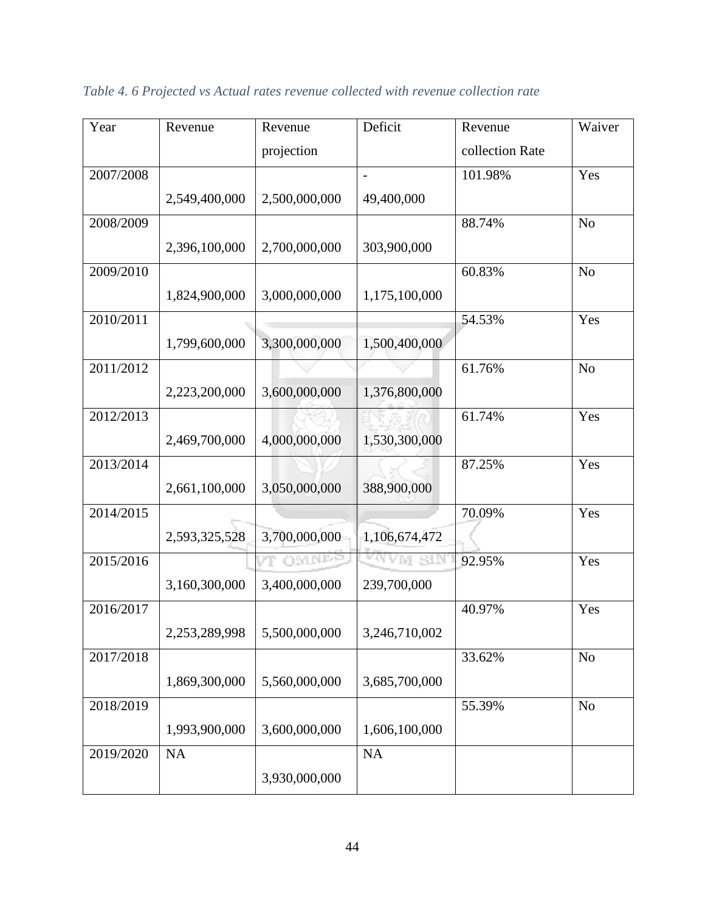*Table 4. 6 Projected vs Actual rates revenue collected with revenue collection rate*

| Year | Revenue | Revenue projection | Deficit | Revenue collection Rate | Waiver |
|---|---|---|---|---|---|
| 2007/2008 | 2,549,400,000 | 2,500,000,000 | - 49,400,000 | 101.98% | Yes |
| 2008/2009 | 2,396,100,000 | 2,700,000,000 | 303,900,000 | 88.74% | No |
| 2009/2010 | 1,824,900,000 | 3,000,000,000 | 1,175,100,000 | 60.83% | No |
| 2010/2011 | 1,799,600,000 | 3,300,000,000 | 1,500,400,000 | 54.53% | Yes |
| 2011/2012 | 2,223,200,000 | 3,600,000,000 | 1,376,800,000 | 61.76% | No |
| 2012/2013 | 2,469,700,000 | 4,000,000,000 | 1,530,300,000 | 61.74% | Yes |
| 2013/2014 | 2,661,100,000 | 3,050,000,000 | 388,900,000 | 87.25% | Yes |
| 2014/2015 | 2,593,325,528 | 3,700,000,000 | 1,106,674,472 | 70.09% | Yes |
| 2015/2016 | 3,160,300,000 | 3,400,000,000 | 239,700,000 | 92.95% | Yes |
| 2016/2017 | 2,253,289,998 | 5,500,000,000 | 3,246,710,002 | 40.97% | Yes |
| 2017/2018 | 1,869,300,000 | 5,560,000,000 | 3,685,700,000 | 33.62% | No |
| 2018/2019 | 1,993,900,000 | 3,600,000,000 | 1,606,100,000 | 55.39% | No |
| 2019/2020 | NA | 3,930,000,000 | NA | | |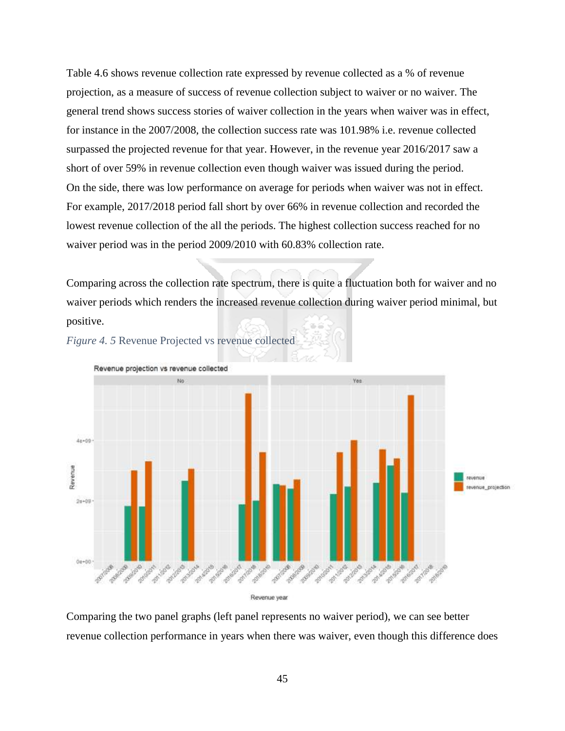Table 4.6 shows revenue collection rate expressed by revenue collected as a % of revenue projection, as a measure of success of revenue collection subject to waiver or no waiver. The general trend shows success stories of waiver collection in the years when waiver was in effect, for instance in the 2007/2008, the collection success rate was 101.98% i.e. revenue collected surpassed the projected revenue for that year. However, in the revenue year 2016/2017 saw a short of over 59% in revenue collection even though waiver was issued during the period. On the side, there was low performance on average for periods when waiver was not in effect. For example, 2017/2018 period fall short by over 66% in revenue collection and recorded the lowest revenue collection of the all the periods. The highest collection success reached for no waiver period was in the period 2009/2010 with 60.83% collection rate.

Comparing across the collection rate spectrum, there is quite a fluctuation both for waiver and no waiver periods which renders the increased revenue collection during waiver period minimal, but positive.

*Figure 4. 5* Revenue Projected vs revenue collected

Comparing the two panel graphs (left panel represents no waiver period), we can see better revenue collection performance in years when there was waiver, even though this difference does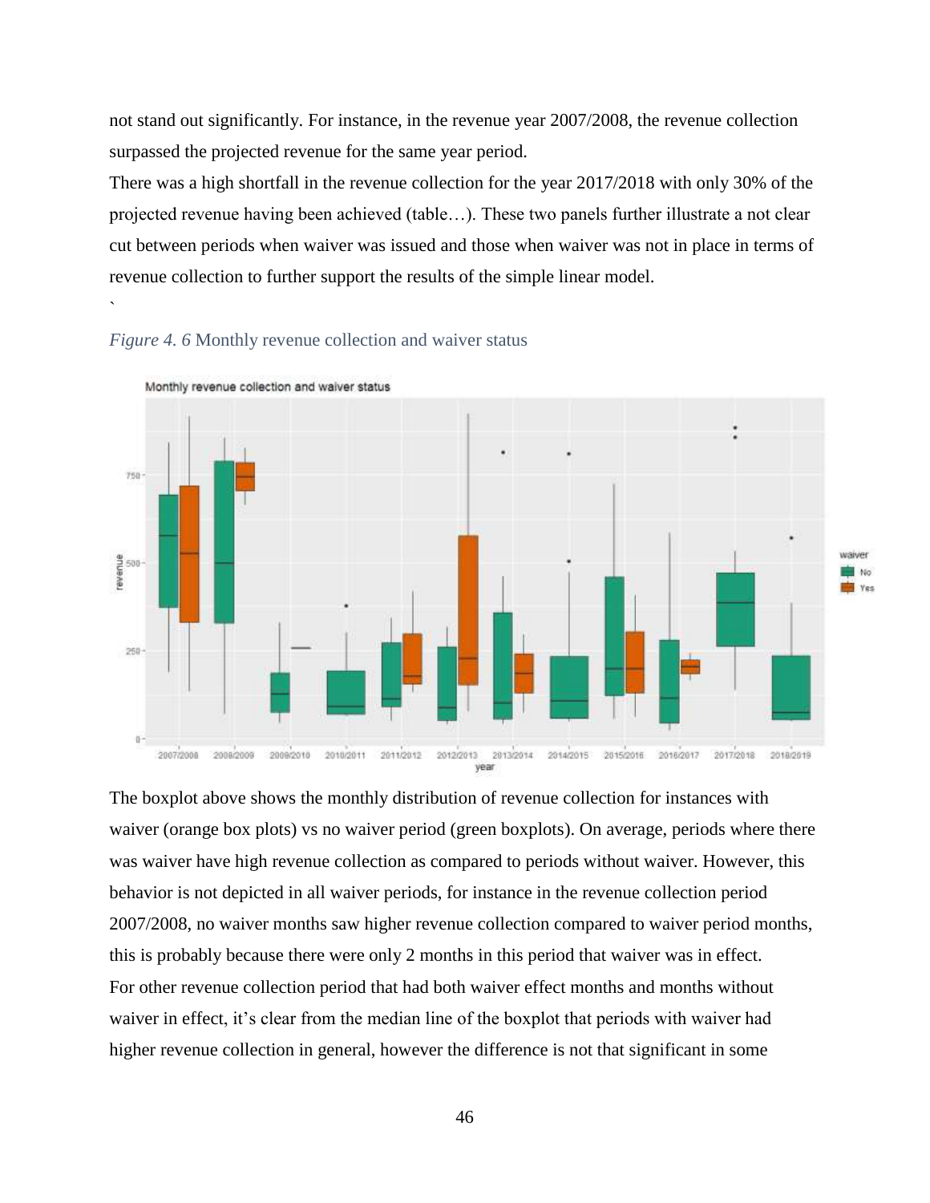not stand out significantly. For instance, in the revenue year 2007/2008, the revenue collection surpassed the projected revenue for the same year period.

There was a high shortfall in the revenue collection for the year 2017/2018 with only 30% of the projected revenue having been achieved (table…). These two panels further illustrate a not clear cut between periods when waiver was issued and those when waiver was not in place in terms of revenue collection to further support the results of the simple linear model.

`

*Figure 4. 6* Monthly revenue collection and waiver status

The boxplot above shows the monthly distribution of revenue collection for instances with waiver (orange box plots) vs no waiver period (green boxplots). On average, periods where there was waiver have high revenue collection as compared to periods without waiver. However, this behavior is not depicted in all waiver periods, for instance in the revenue collection period 2007/2008, no waiver months saw higher revenue collection compared to waiver period months, this is probably because there were only 2 months in this period that waiver was in effect.

For other revenue collection period that had both waiver effect months and months without waiver in effect, it's clear from the median line of the boxplot that periods with waiver had higher revenue collection in general, however the difference is not that significant in some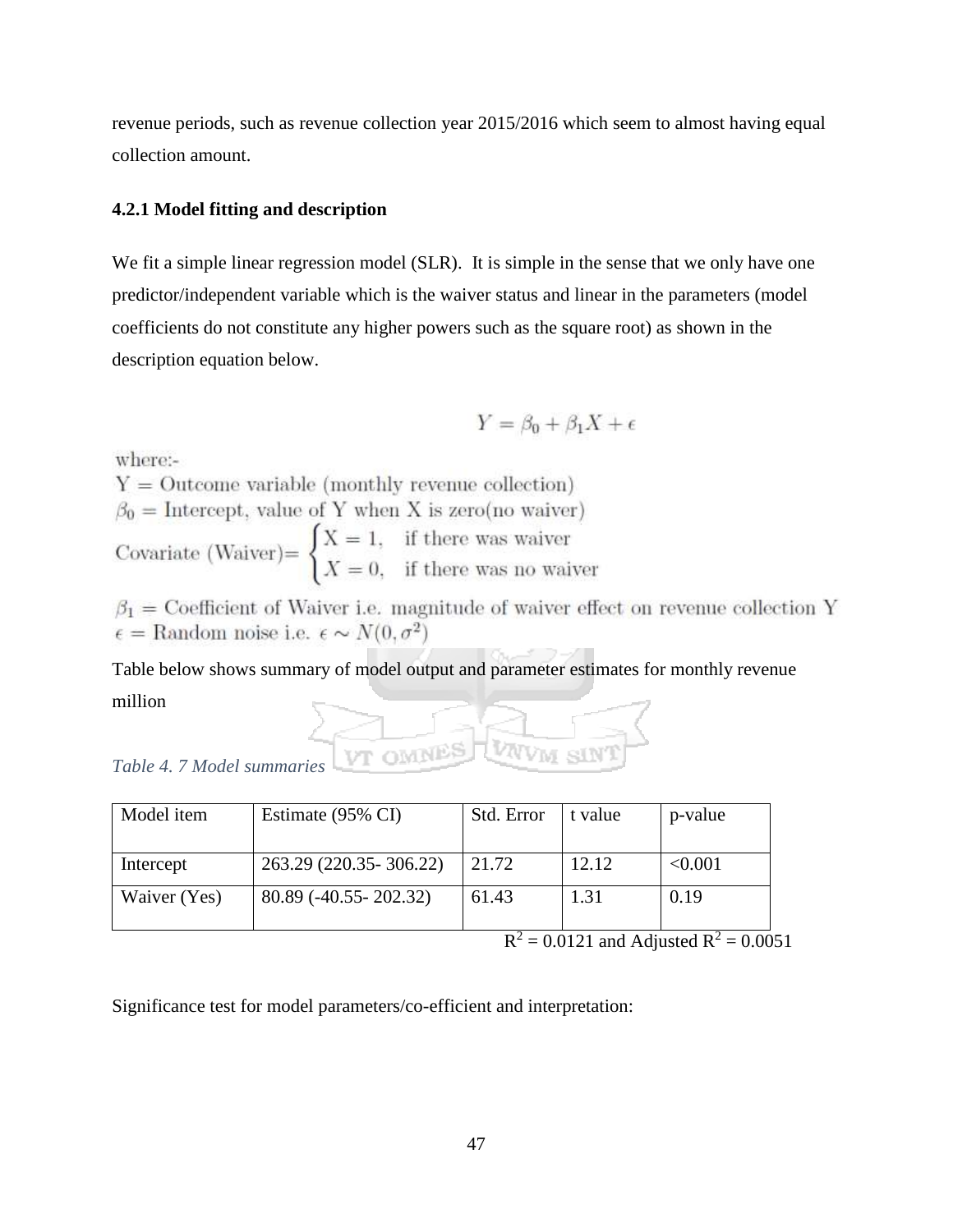revenue periods, such as revenue collection year 2015/2016 which seem to almost having equal collection amount.

### 4.2.1 Model fitting and description

We fit a simple linear regression model (SLR). It is simple in the sense that we only have one predictor/independent variable which is the waiver status and linear in the parameters (model coefficients do not constitute any higher powers such as the square root) as shown in the description equation below.

$$Y = \beta_0 + \beta_1 X + \epsilon$$

where:-

Y = Outcome variable (monthly revenue collection)

$\beta_0$ = Intercept, value of Y when X is zero(no waiver)

$$\text{Covariate (Waiver)} = \begin{cases} X = 1, & \text{if there was waiver} \\ X = 0, & \text{if there was no waiver} \end{cases}$$

$\beta_1$ = Coefficient of Waiver i.e. magnitude of waiver effect on revenue collection Y

$\epsilon$ = Random noise i.e. $\epsilon \sim N(0, \sigma^2)$

Table below shows summary of model output and parameter estimates for monthly revenue million

*Table 4. 7 Model summaries*

| Model item | Estimate (95% CI) | Std. Error | t value | p-value |
|---|---|---|---|---|
| Intercept | 263.29 (220.35- 306.22) | 21.72 | 12.12 | <0.001 |
| Waiver (Yes) | 80.89 (-40.55- 202.32) | 61.43 | 1.31 | 0.19 |

$R^2 = 0.0121$ and Adjusted $R^2 = 0.0051$

Significance test for model parameters/co-efficient and interpretation: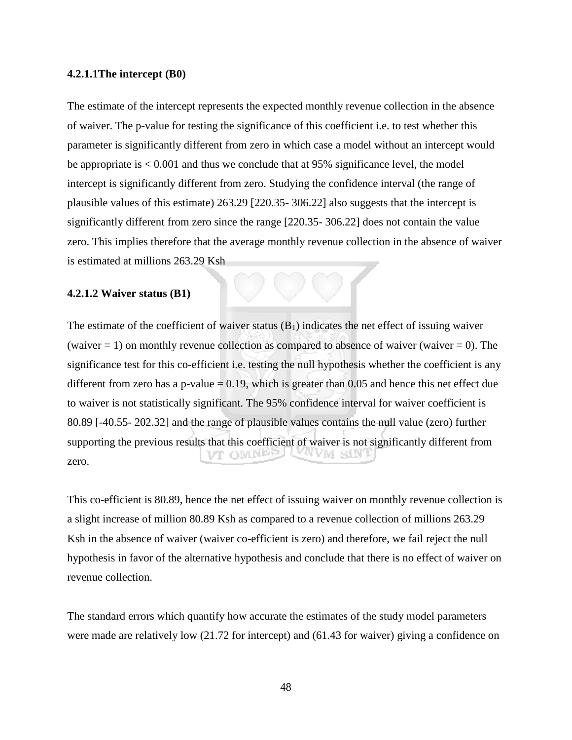#### 4.2.1.1The intercept (B0)

The estimate of the intercept represents the expected monthly revenue collection in the absence of waiver. The p-value for testing the significance of this coefficient i.e. to test whether this parameter is significantly different from zero in which case a model without an intercept would be appropriate is $< 0.001$ and thus we conclude that at 95% significance level, the model intercept is significantly different from zero. Studying the confidence interval (the range of plausible values of this estimate) 263.29 [220.35- 306.22] also suggests that the intercept is significantly different from zero since the range [220.35- 306.22] does not contain the value zero. This implies therefore that the average monthly revenue collection in the absence of waiver is estimated at millions 263.29 Ksh

#### 4.2.1.2 Waiver status (B1)

The estimate of the coefficient of waiver status ($B_1$) indicates the net effect of issuing waiver (waiver = 1) on monthly revenue collection as compared to absence of waiver (waiver = 0). The significance test for this co-efficient i.e. testing the null hypothesis whether the coefficient is any different from zero has a p-value = 0.19, which is greater than 0.05 and hence this net effect due to waiver is not statistically significant. The 95% confidence interval for waiver coefficient is 80.89 [-40.55- 202.32] and the range of plausible values contains the null value (zero) further supporting the previous results that this coefficient of waiver is not significantly different from zero.

This co-efficient is 80.89, hence the net effect of issuing waiver on monthly revenue collection is a slight increase of million 80.89 Ksh as compared to a revenue collection of millions 263.29 Ksh in the absence of waiver (waiver co-efficient is zero) and therefore, we fail reject the null hypothesis in favor of the alternative hypothesis and conclude that there is no effect of waiver on revenue collection.

The standard errors which quantify how accurate the estimates of the study model parameters were made are relatively low (21.72 for intercept) and (61.43 for waiver) giving a confidence on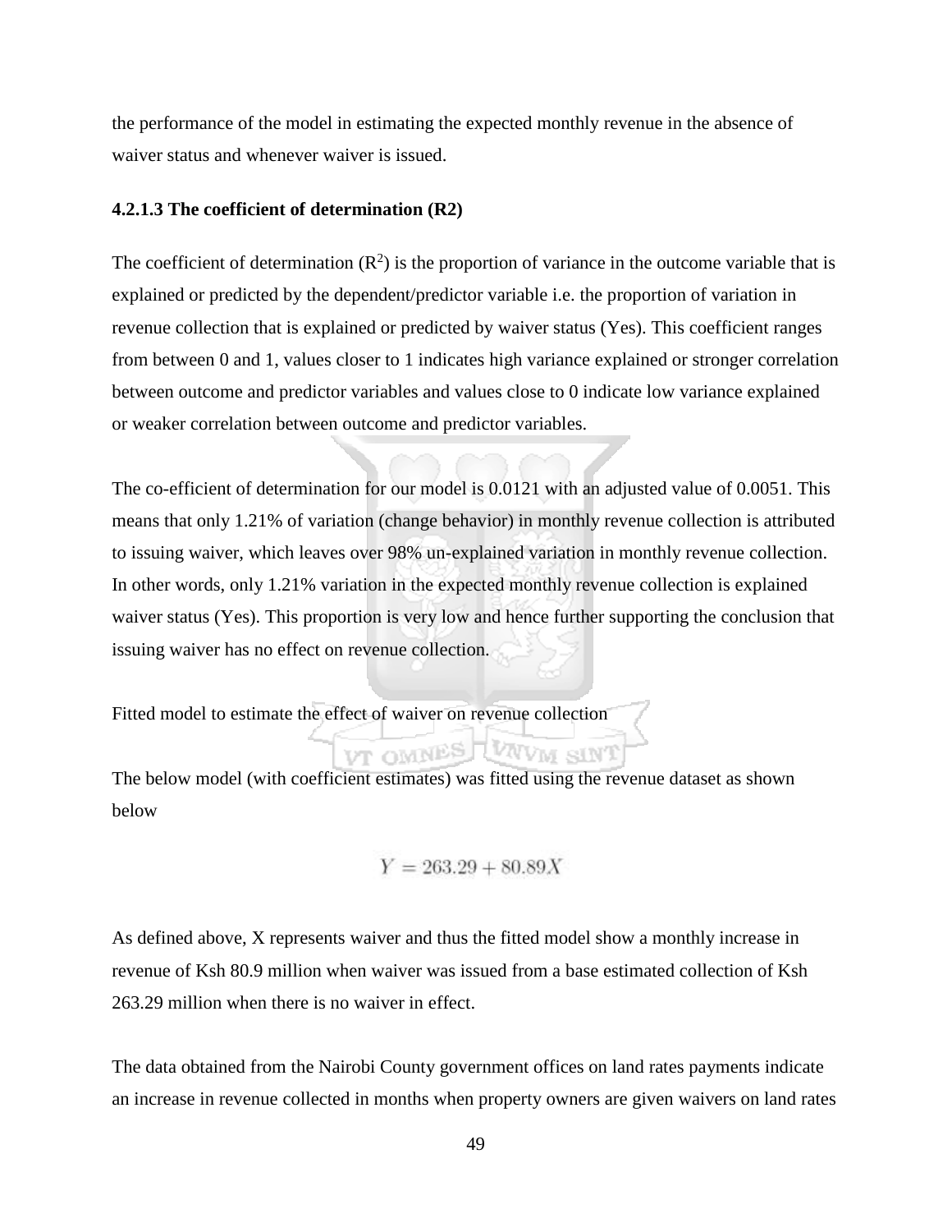the performance of the model in estimating the expected monthly revenue in the absence of waiver status and whenever waiver is issued.

#### 4.2.1.3 The coefficient of determination (R2)

The coefficient of determination ($R^2$) is the proportion of variance in the outcome variable that is explained or predicted by the dependent/predictor variable i.e. the proportion of variation in revenue collection that is explained or predicted by waiver status (Yes). This coefficient ranges from between 0 and 1, values closer to 1 indicates high variance explained or stronger correlation between outcome and predictor variables and values close to 0 indicate low variance explained or weaker correlation between outcome and predictor variables.

The co-efficient of determination for our model is 0.0121 with an adjusted value of 0.0051. This means that only 1.21% of variation (change behavior) in monthly revenue collection is attributed to issuing waiver, which leaves over 98% un-explained variation in monthly revenue collection. In other words, only 1.21% variation in the expected monthly revenue collection is explained waiver status (Yes). This proportion is very low and hence further supporting the conclusion that issuing waiver has no effect on revenue collection.

Fitted model to estimate the effect of waiver on revenue collection

The below model (with coefficient estimates) was fitted using the revenue dataset as shown below

$$Y = 263.29 + 80.89X$$

As defined above, X represents waiver and thus the fitted model show a monthly increase in revenue of Ksh 80.9 million when waiver was issued from a base estimated collection of Ksh 263.29 million when there is no waiver in effect.

The data obtained from the Nairobi County government offices on land rates payments indicate an increase in revenue collected in months when property owners are given waivers on land rates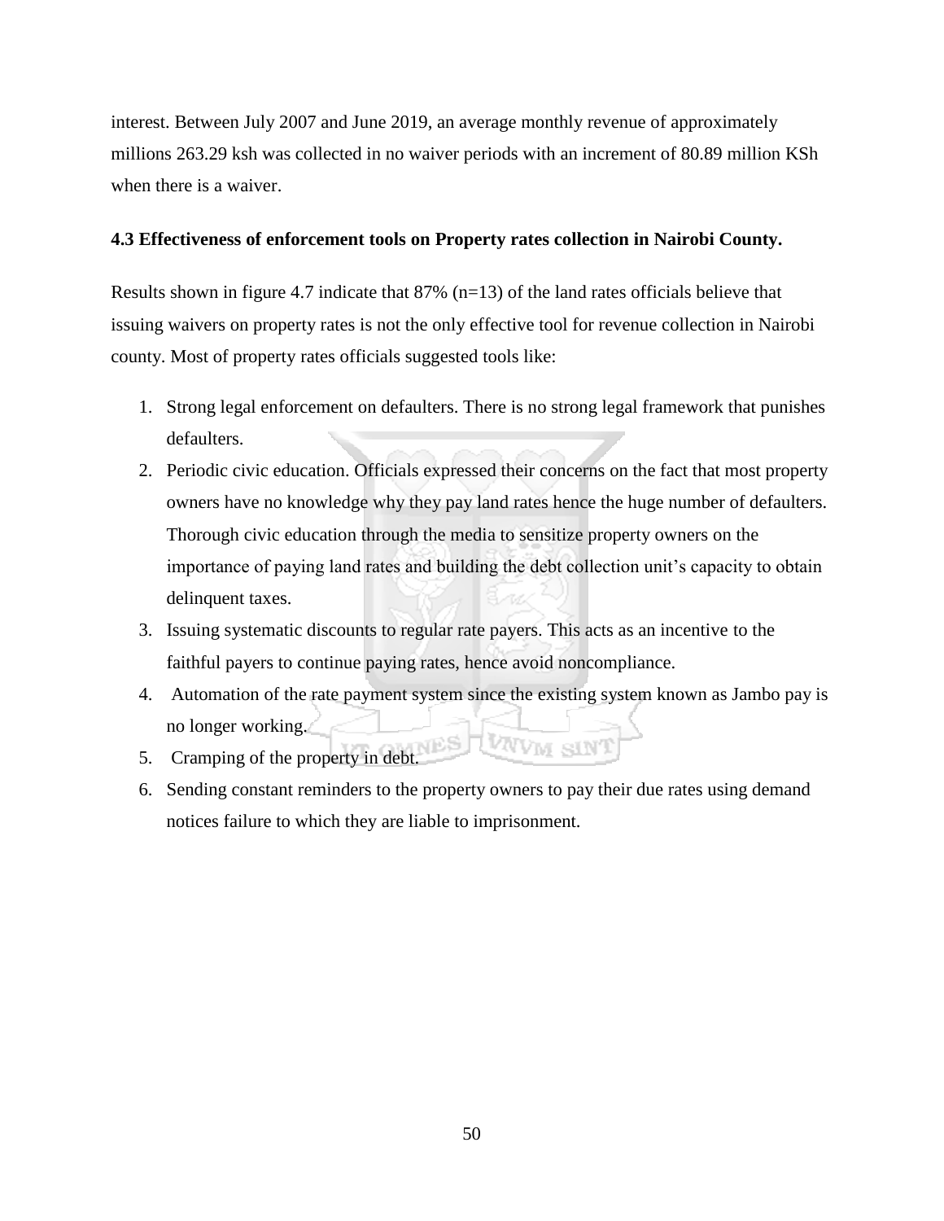interest. Between July 2007 and June 2019, an average monthly revenue of approximately millions 263.29 ksh was collected in no waiver periods with an increment of 80.89 million KSh when there is a waiver.

**4.3 Effectiveness of enforcement tools on Property rates collection in Nairobi County.**

Results shown in figure 4.7 indicate that 87% (n=13) of the land rates officials believe that issuing waivers on property rates is not the only effective tool for revenue collection in Nairobi county. Most of property rates officials suggested tools like:

1. Strong legal enforcement on defaulters. There is no strong legal framework that punishes defaulters.
2. Periodic civic education. Officials expressed their concerns on the fact that most property owners have no knowledge why they pay land rates hence the huge number of defaulters. Thorough civic education through the media to sensitize property owners on the importance of paying land rates and building the debt collection unit's capacity to obtain delinquent taxes.
3. Issuing systematic discounts to regular rate payers. This acts as an incentive to the faithful payers to continue paying rates, hence avoid noncompliance.
4. Automation of the rate payment system since the existing system known as Jambo pay is no longer working.
5. Cramping of the property in debt.
6. Sending constant reminders to the property owners to pay their due rates using demand notices failure to which they are liable to imprisonment.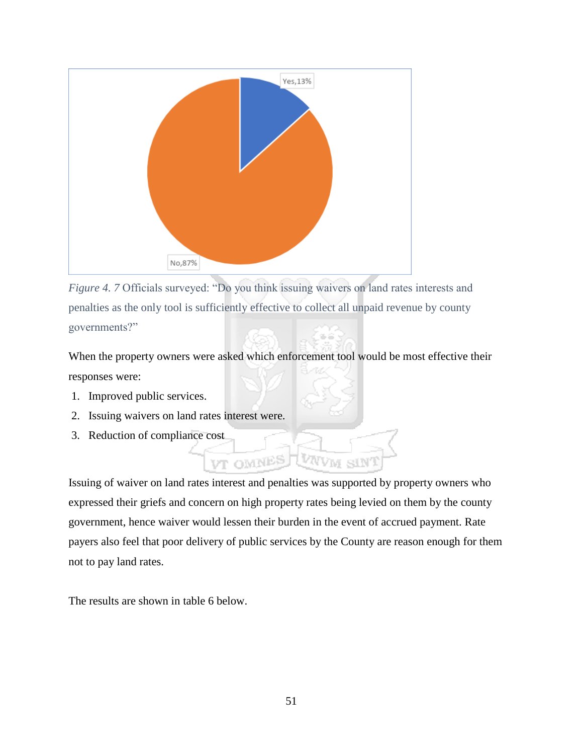Yes,13%

No,87%

*Figure 4. 7* Officials surveyed: "Do you think issuing waivers on land rates interests and penalties as the only tool is sufficiently effective to collect all unpaid revenue by county governments?"

When the property owners were asked which enforcement tool would be most effective their responses were:

1. Improved public services.
2. Issuing waivers on land rates interest were.
3. Reduction of compliance cost

Issuing of waiver on land rates interest and penalties was supported by property owners who expressed their griefs and concern on high property rates being levied on them by the county government, hence waiver would lessen their burden in the event of accrued payment. Rate payers also feel that poor delivery of public services by the County are reason enough for them not to pay land rates.

The results are shown in table 6 below.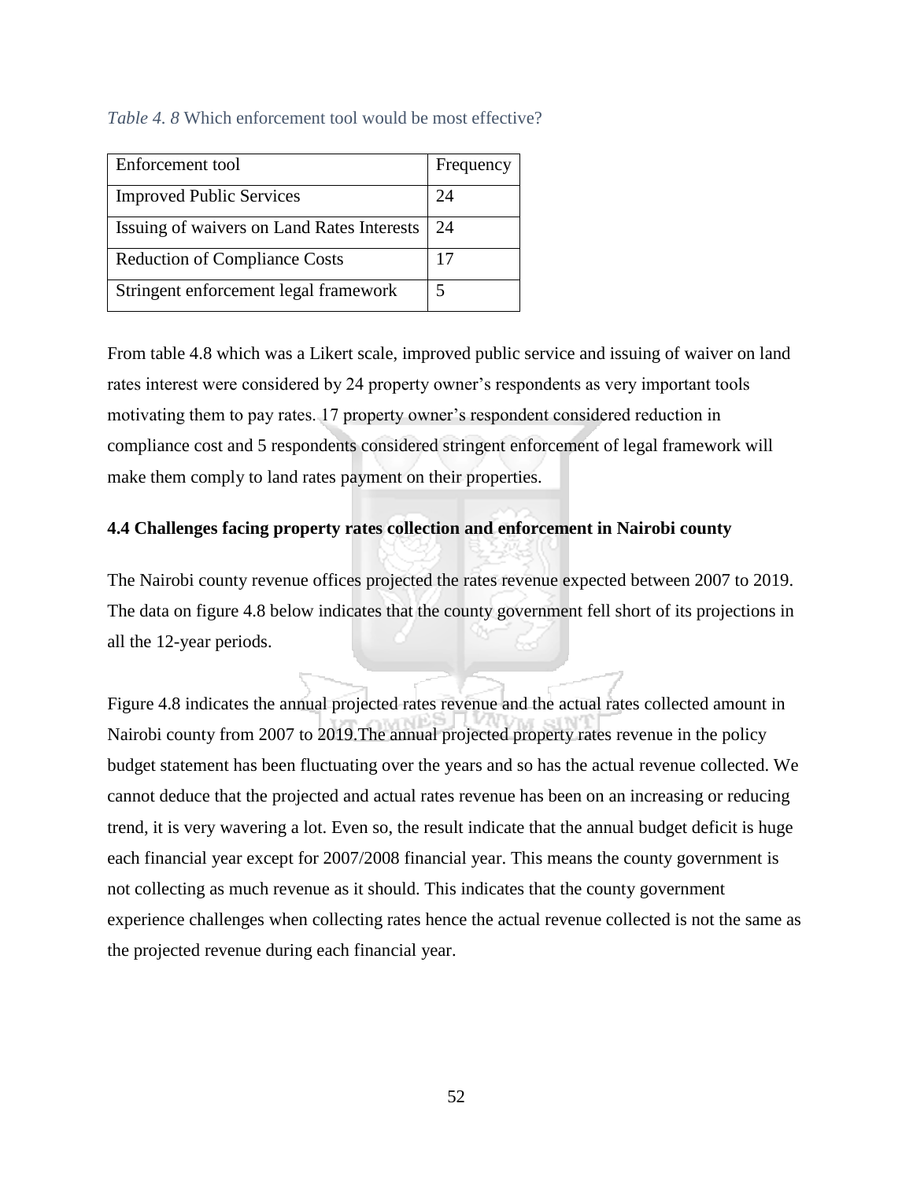*Table 4. 8* Which enforcement tool would be most effective?

| Enforcement tool | Frequency |
|---|---|
| Improved Public Services | 24 |
| Issuing of waivers on Land Rates Interests | 24 |
| Reduction of Compliance Costs | 17 |
| Stringent enforcement legal framework | 5 |

From table 4.8 which was a Likert scale, improved public service and issuing of waiver on land rates interest were considered by 24 property owner's respondents as very important tools motivating them to pay rates. 17 property owner's respondent considered reduction in compliance cost and 5 respondents considered stringent enforcement of legal framework will make them comply to land rates payment on their properties.

### 4.4 Challenges facing property rates collection and enforcement in Nairobi county

The Nairobi county revenue offices projected the rates revenue expected between 2007 to 2019. The data on figure 4.8 below indicates that the county government fell short of its projections in all the 12-year periods.

Figure 4.8 indicates the annual projected rates revenue and the actual rates collected amount in Nairobi county from 2007 to 2019.The annual projected property rates revenue in the policy budget statement has been fluctuating over the years and so has the actual revenue collected. We cannot deduce that the projected and actual rates revenue has been on an increasing or reducing trend, it is very wavering a lot. Even so, the result indicate that the annual budget deficit is huge each financial year except for 2007/2008 financial year. This means the county government is not collecting as much revenue as it should. This indicates that the county government experience challenges when collecting rates hence the actual revenue collected is not the same as the projected revenue during each financial year.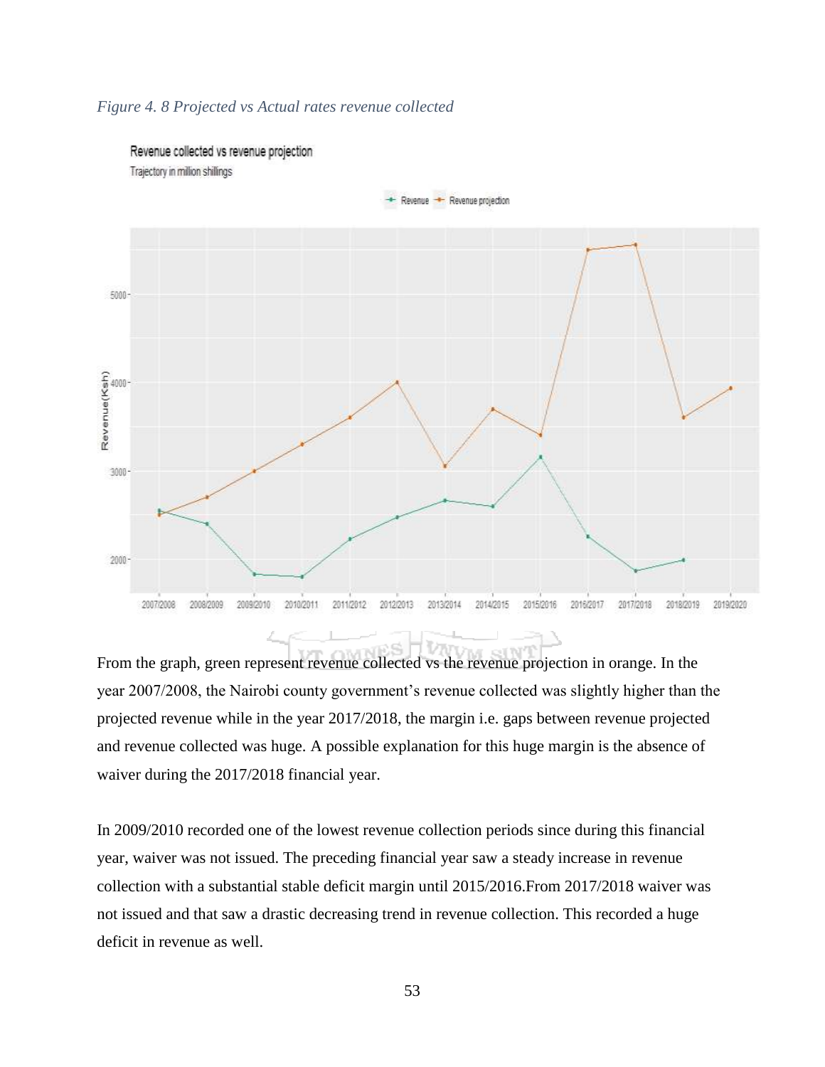*Figure 4. 8 Projected vs Actual rates revenue collected*

From the graph, green represent revenue collected vs the revenue projection in orange. In the year 2007/2008, the Nairobi county government's revenue collected was slightly higher than the projected revenue while in the year 2017/2018, the margin i.e. gaps between revenue projected and revenue collected was huge. A possible explanation for this huge margin is the absence of waiver during the 2017/2018 financial year.

In 2009/2010 recorded one of the lowest revenue collection periods since during this financial year, waiver was not issued. The preceding financial year saw a steady increase in revenue collection with a substantial stable deficit margin until 2015/2016.From 2017/2018 waiver was not issued and that saw a drastic decreasing trend in revenue collection. This recorded a huge deficit in revenue as well.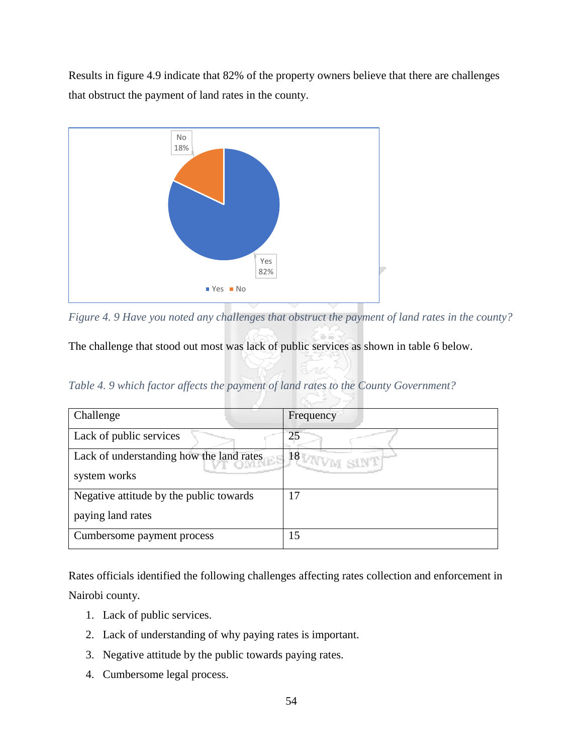Results in figure 4.9 indicate that 82% of the property owners believe that there are challenges that obstruct the payment of land rates in the county.

*Figure 4. 9 Have you noted any challenges that obstruct the payment of land rates in the county?*

The challenge that stood out most was lack of public services as shown in table 6 below.

*Table 4. 9 which factor affects the payment of land rates to the County Government?*

| Challenge | Frequency |
|---|---|
| Lack of public services | 25 |
| Lack of understanding how the land rates system works | 18 |
| Negative attitude by the public towards paying land rates | 17 |
| Cumbersome payment process | 15 |

Rates officials identified the following challenges affecting rates collection and enforcement in Nairobi county.

1. Lack of public services.
2. Lack of understanding of why paying rates is important.
3. Negative attitude by the public towards paying rates.
4. Cumbersome legal process.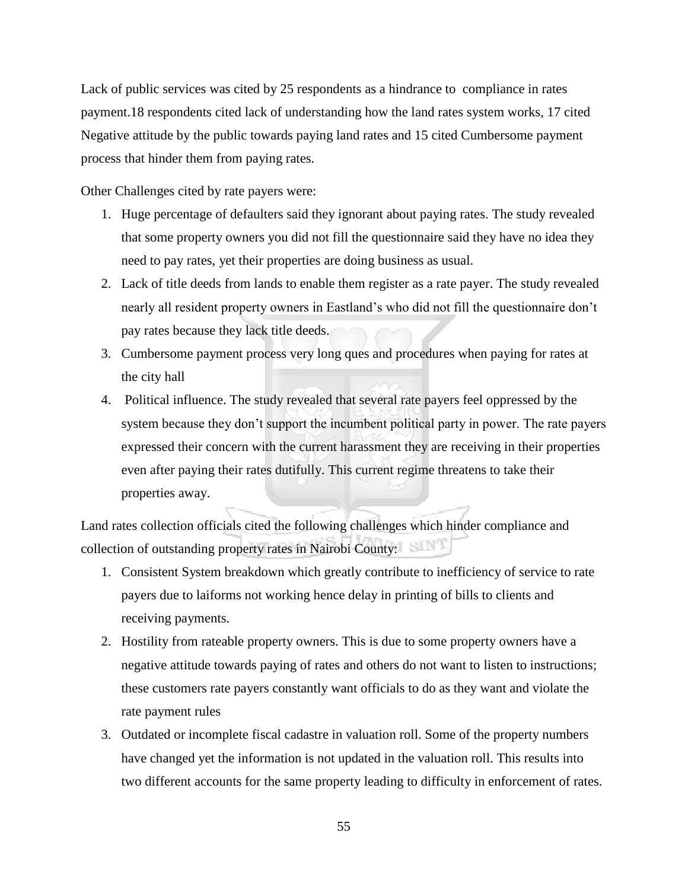Lack of public services was cited by 25 respondents as a hindrance to  compliance in rates payment.18 respondents cited lack of understanding how the land rates system works, 17 cited Negative attitude by the public towards paying land rates and 15 cited Cumbersome payment process that hinder them from paying rates.

Other Challenges cited by rate payers were:

1. Huge percentage of defaulters said they ignorant about paying rates. The study revealed that some property owners you did not fill the questionnaire said they have no idea they need to pay rates, yet their properties are doing business as usual.
2. Lack of title deeds from lands to enable them register as a rate payer. The study revealed nearly all resident property owners in Eastland's who did not fill the questionnaire don't pay rates because they lack title deeds.
3. Cumbersome payment process very long ques and procedures when paying for rates at the city hall
4. Political influence. The study revealed that several rate payers feel oppressed by the system because they don't support the incumbent political party in power. The rate payers expressed their concern with the current harassment they are receiving in their properties even after paying their rates dutifully. This current regime threatens to take their properties away.

Land rates collection officials cited the following challenges which hinder compliance and collection of outstanding property rates in Nairobi County:

1. Consistent System breakdown which greatly contribute to inefficiency of service to rate payers due to laiforms not working hence delay in printing of bills to clients and receiving payments.
2. Hostility from rateable property owners. This is due to some property owners have a negative attitude towards paying of rates and others do not want to listen to instructions; these customers rate payers constantly want officials to do as they want and violate the rate payment rules
3. Outdated or incomplete fiscal cadastre in valuation roll. Some of the property numbers have changed yet the information is not updated in the valuation roll. This results into two different accounts for the same property leading to difficulty in enforcement of rates.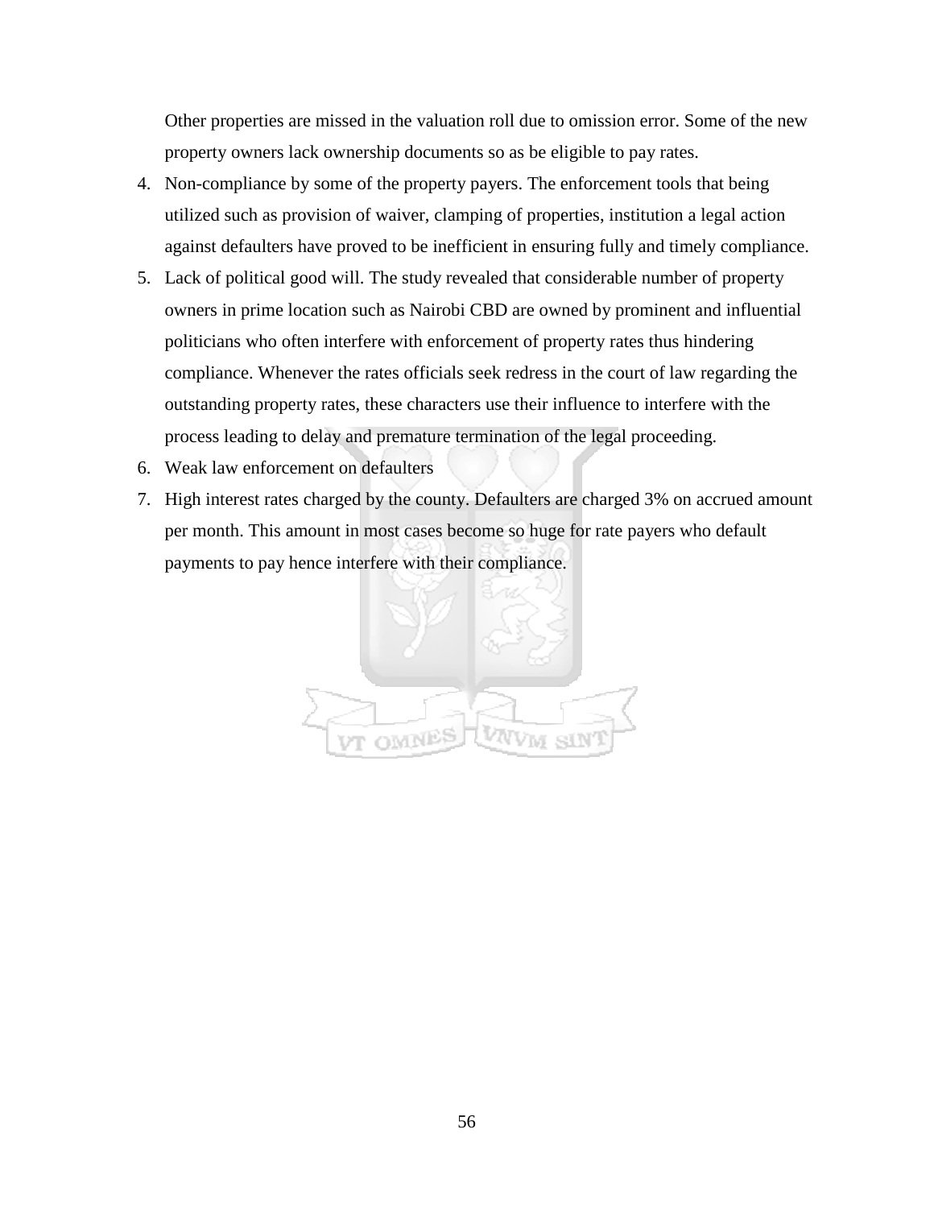Other properties are missed in the valuation roll due to omission error. Some of the new property owners lack ownership documents so as be eligible to pay rates.

4. Non-compliance by some of the property payers. The enforcement tools that being utilized such as provision of waiver, clamping of properties, institution a legal action against defaulters have proved to be inefficient in ensuring fully and timely compliance.
5. Lack of political good will. The study revealed that considerable number of property owners in prime location such as Nairobi CBD are owned by prominent and influential politicians who often interfere with enforcement of property rates thus hindering compliance. Whenever the rates officials seek redress in the court of law regarding the outstanding property rates, these characters use their influence to interfere with the process leading to delay and premature termination of the legal proceeding.
6. Weak law enforcement on defaulters
7. High interest rates charged by the county. Defaulters are charged 3% on accrued amount per month. This amount in most cases become so huge for rate payers who default payments to pay hence interfere with their compliance.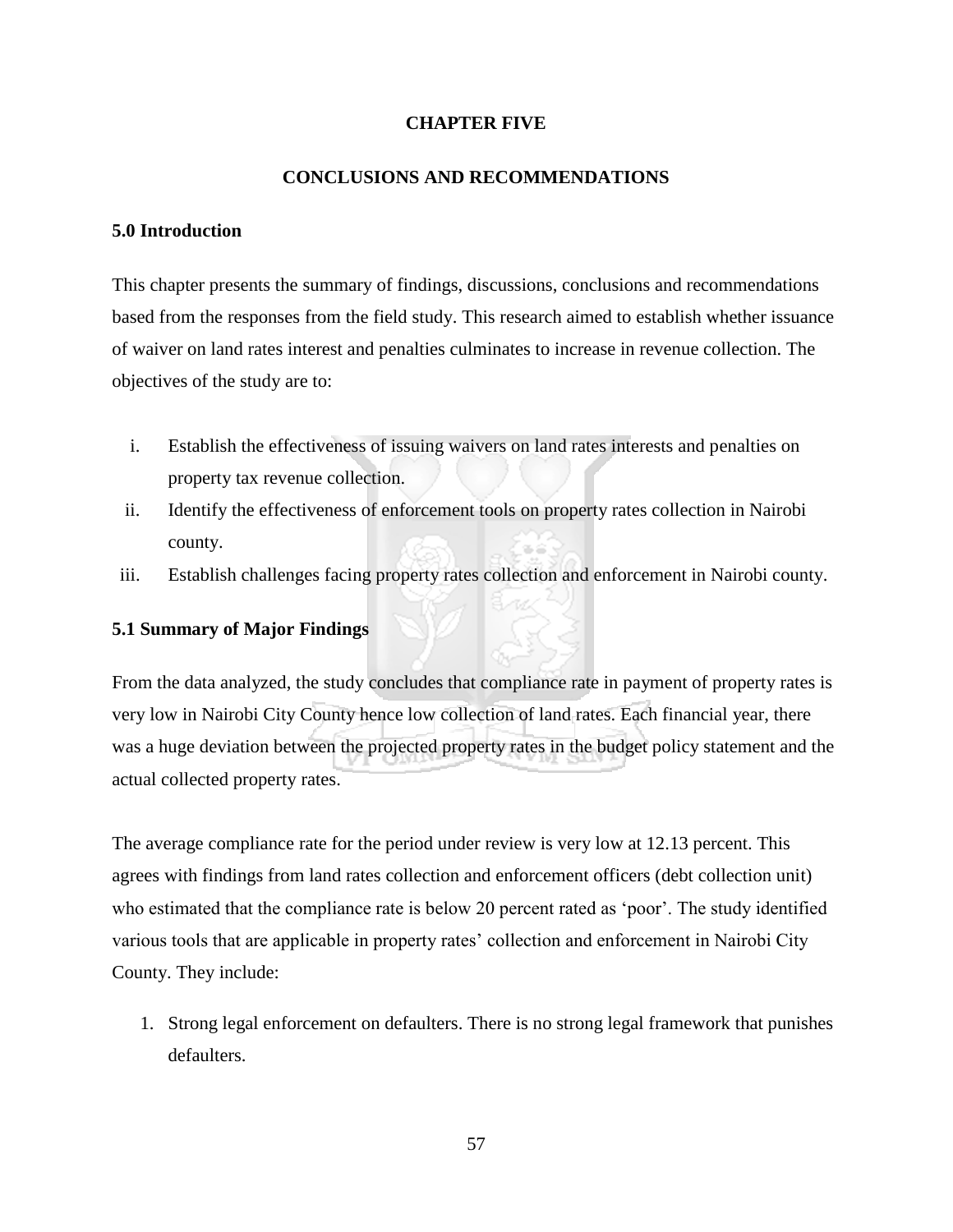# CHAPTER FIVE

# CONCLUSIONS AND RECOMMENDATIONS

## 5.0 Introduction

This chapter presents the summary of findings, discussions, conclusions and recommendations based from the responses from the field study. This research aimed to establish whether issuance of waiver on land rates interest and penalties culminates to increase in revenue collection. The objectives of the study are to:

i. Establish the effectiveness of issuing waivers on land rates interests and penalties on property tax revenue collection.
ii. Identify the effectiveness of enforcement tools on property rates collection in Nairobi county.
iii. Establish challenges facing property rates collection and enforcement in Nairobi county.

## 5.1 Summary of Major Findings

From the data analyzed, the study concludes that compliance rate in payment of property rates is very low in Nairobi City County hence low collection of land rates. Each financial year, there was a huge deviation between the projected property rates in the budget policy statement and the actual collected property rates.

The average compliance rate for the period under review is very low at 12.13 percent. This agrees with findings from land rates collection and enforcement officers (debt collection unit) who estimated that the compliance rate is below 20 percent rated as 'poor'. The study identified various tools that are applicable in property rates' collection and enforcement in Nairobi City County. They include:

1. Strong legal enforcement on defaulters. There is no strong legal framework that punishes defaulters.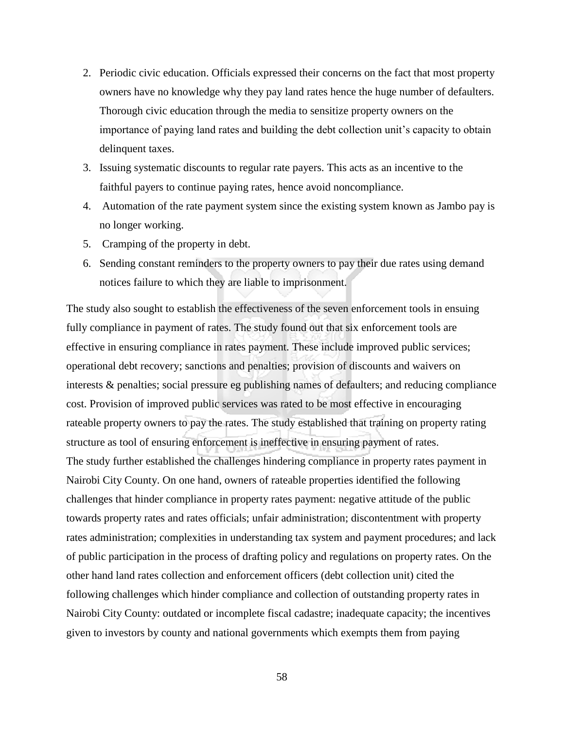2. Periodic civic education. Officials expressed their concerns on the fact that most property owners have no knowledge why they pay land rates hence the huge number of defaulters. Thorough civic education through the media to sensitize property owners on the importance of paying land rates and building the debt collection unit's capacity to obtain delinquent taxes.
3. Issuing systematic discounts to regular rate payers. This acts as an incentive to the faithful payers to continue paying rates, hence avoid noncompliance.
4. Automation of the rate payment system since the existing system known as Jambo pay is no longer working.
5. Cramping of the property in debt.
6. Sending constant reminders to the property owners to pay their due rates using demand notices failure to which they are liable to imprisonment.

The study also sought to establish the effectiveness of the seven enforcement tools in ensuing fully compliance in payment of rates. The study found out that six enforcement tools are effective in ensuring compliance in rates payment. These include improved public services; operational debt recovery; sanctions and penalties; provision of discounts and waivers on interests & penalties; social pressure eg publishing names of defaulters; and reducing compliance cost. Provision of improved public services was rated to be most effective in encouraging rateable property owners to pay the rates. The study established that training on property rating structure as tool of ensuring enforcement is ineffective in ensuring payment of rates.

The study further established the challenges hindering compliance in property rates payment in Nairobi City County. On one hand, owners of rateable properties identified the following challenges that hinder compliance in property rates payment: negative attitude of the public towards property rates and rates officials; unfair administration; discontentment with property rates administration; complexities in understanding tax system and payment procedures; and lack of public participation in the process of drafting policy and regulations on property rates. On the other hand land rates collection and enforcement officers (debt collection unit) cited the following challenges which hinder compliance and collection of outstanding property rates in Nairobi City County: outdated or incomplete fiscal cadastre; inadequate capacity; the incentives given to investors by county and national governments which exempts them from paying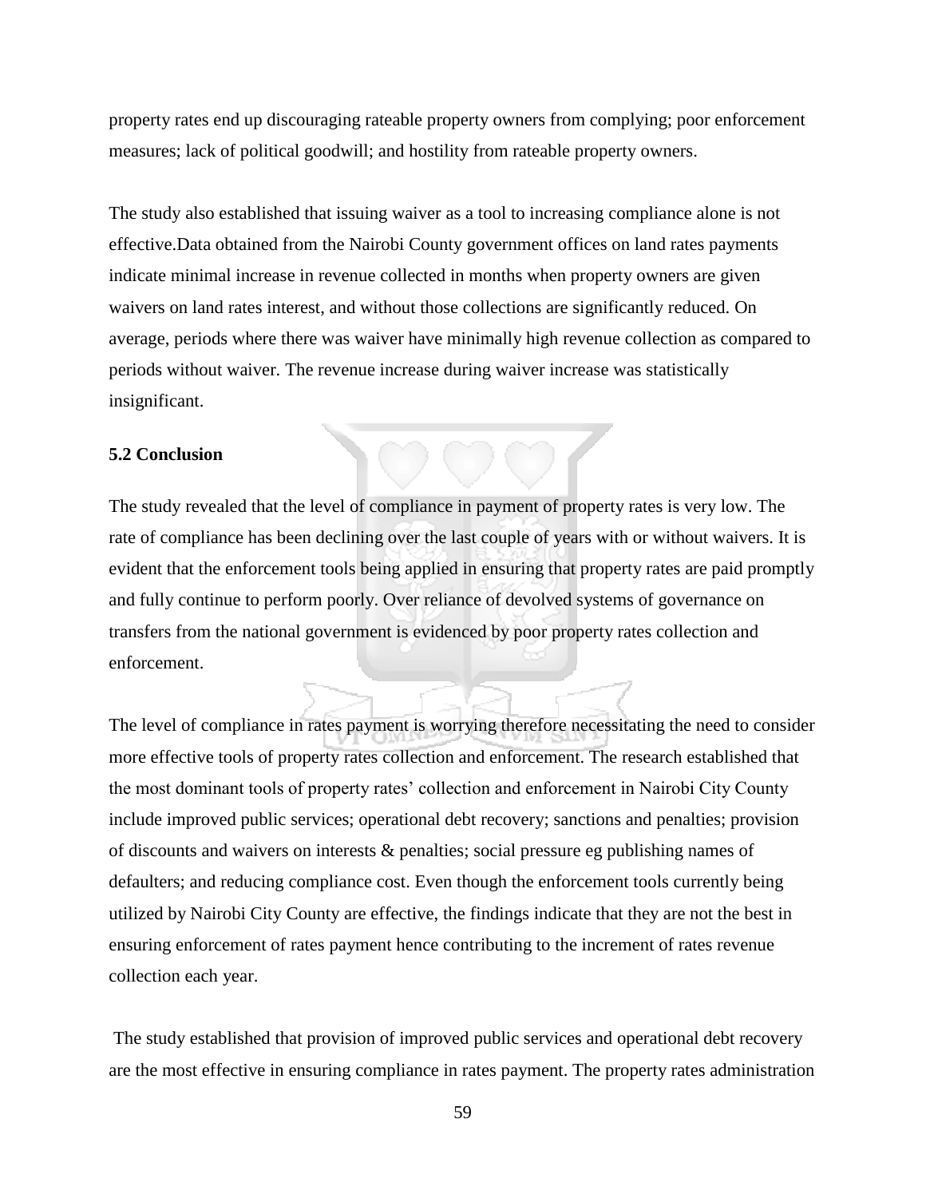property rates end up discouraging rateable property owners from complying; poor enforcement measures; lack of political goodwill; and hostility from rateable property owners.

The study also established that issuing waiver as a tool to increasing compliance alone is not effective.Data obtained from the Nairobi County government offices on land rates payments indicate minimal increase in revenue collected in months when property owners are given waivers on land rates interest, and without those collections are significantly reduced. On average, periods where there was waiver have minimally high revenue collection as compared to periods without waiver. The revenue increase during waiver increase was statistically insignificant.

## 5.2 Conclusion

The study revealed that the level of compliance in payment of property rates is very low. The rate of compliance has been declining over the last couple of years with or without waivers. It is evident that the enforcement tools being applied in ensuring that property rates are paid promptly and fully continue to perform poorly. Over reliance of devolved systems of governance on transfers from the national government is evidenced by poor property rates collection and enforcement.

The level of compliance in rates payment is worrying therefore necessitating the need to consider more effective tools of property rates collection and enforcement. The research established that the most dominant tools of property rates' collection and enforcement in Nairobi City County include improved public services; operational debt recovery; sanctions and penalties; provision of discounts and waivers on interests & penalties; social pressure eg publishing names of defaulters; and reducing compliance cost. Even though the enforcement tools currently being utilized by Nairobi City County are effective, the findings indicate that they are not the best in ensuring enforcement of rates payment hence contributing to the increment of rates revenue collection each year.

The study established that provision of improved public services and operational debt recovery are the most effective in ensuring compliance in rates payment. The property rates administration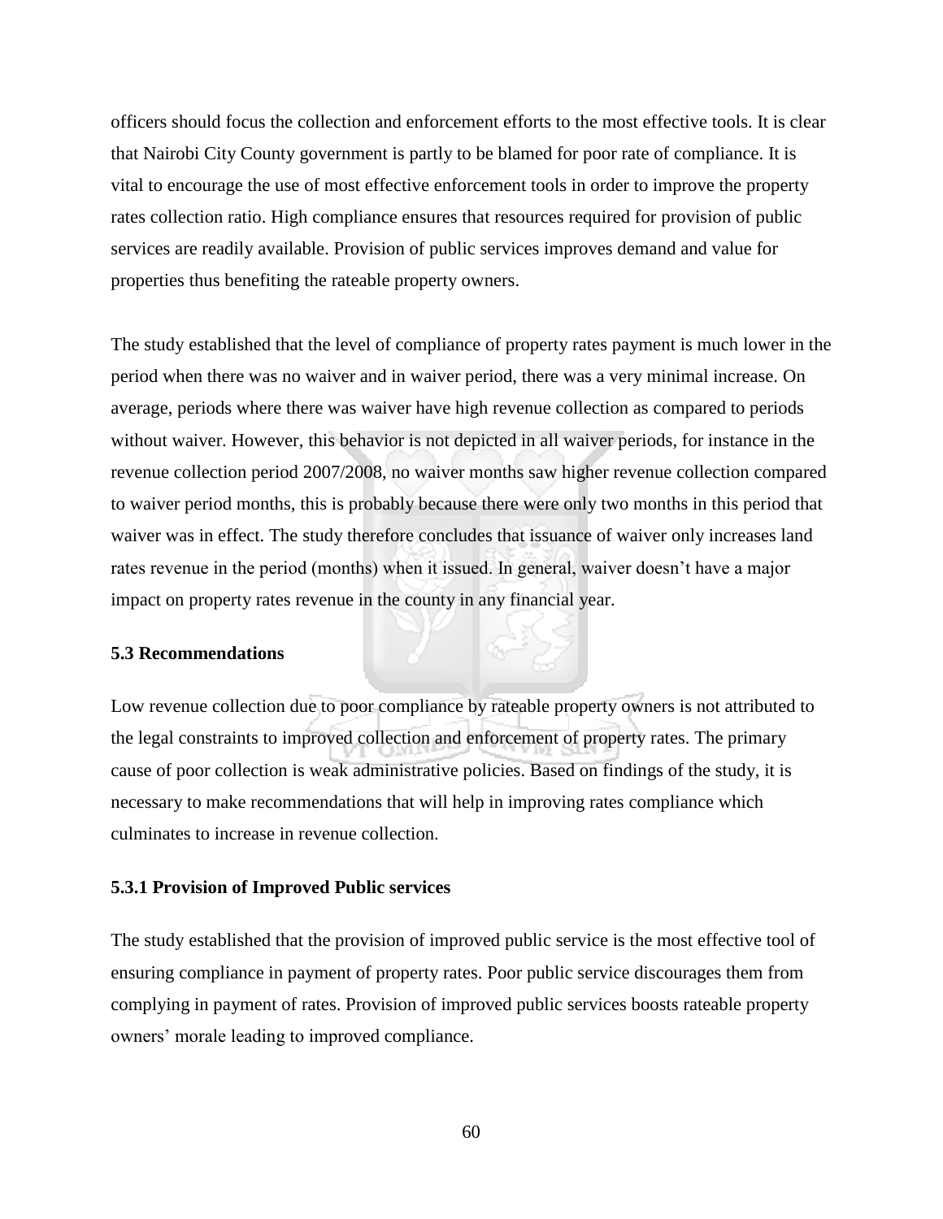officers should focus the collection and enforcement efforts to the most effective tools. It is clear that Nairobi City County government is partly to be blamed for poor rate of compliance. It is vital to encourage the use of most effective enforcement tools in order to improve the property rates collection ratio. High compliance ensures that resources required for provision of public services are readily available. Provision of public services improves demand and value for properties thus benefiting the rateable property owners.

The study established that the level of compliance of property rates payment is much lower in the period when there was no waiver and in waiver period, there was a very minimal increase. On average, periods where there was waiver have high revenue collection as compared to periods without waiver. However, this behavior is not depicted in all waiver periods, for instance in the revenue collection period 2007/2008, no waiver months saw higher revenue collection compared to waiver period months, this is probably because there were only two months in this period that waiver was in effect. The study therefore concludes that issuance of waiver only increases land rates revenue in the period (months) when it issued. In general, waiver doesn't have a major impact on property rates revenue in the county in any financial year.

### 5.3 Recommendations

Low revenue collection due to poor compliance by rateable property owners is not attributed to the legal constraints to improved collection and enforcement of property rates. The primary cause of poor collection is weak administrative policies. Based on findings of the study, it is necessary to make recommendations that will help in improving rates compliance which culminates to increase in revenue collection.

#### 5.3.1 Provision of Improved Public services

The study established that the provision of improved public service is the most effective tool of ensuring compliance in payment of property rates. Poor public service discourages them from complying in payment of rates. Provision of improved public services boosts rateable property owners' morale leading to improved compliance.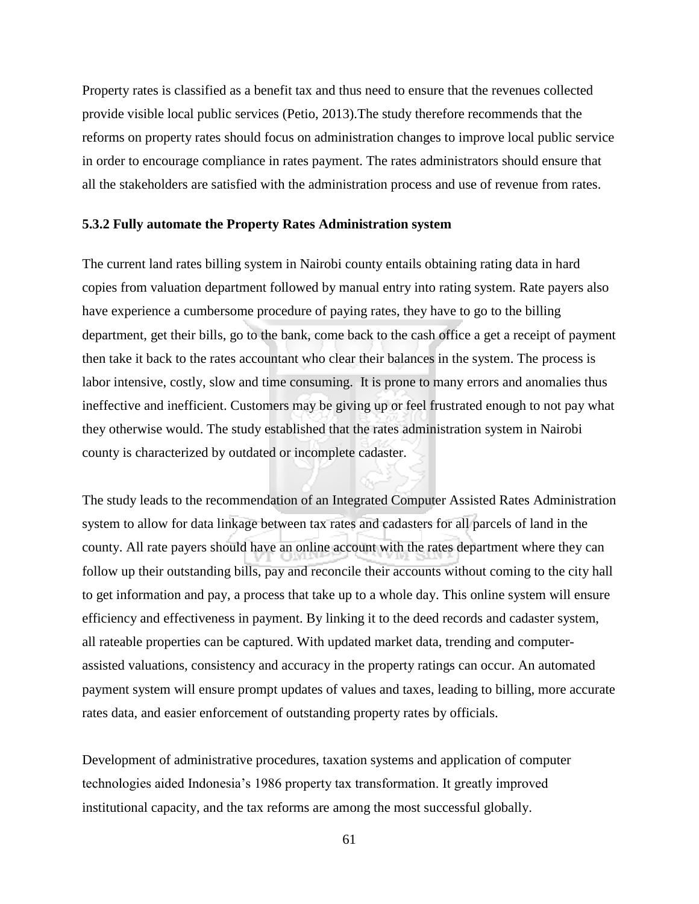Property rates is classified as a benefit tax and thus need to ensure that the revenues collected provide visible local public services (Petio, 2013).The study therefore recommends that the reforms on property rates should focus on administration changes to improve local public service in order to encourage compliance in rates payment. The rates administrators should ensure that all the stakeholders are satisfied with the administration process and use of revenue from rates.

### 5.3.2 Fully automate the Property Rates Administration system

The current land rates billing system in Nairobi county entails obtaining rating data in hard copies from valuation department followed by manual entry into rating system. Rate payers also have experience a cumbersome procedure of paying rates, they have to go to the billing department, get their bills, go to the bank, come back to the cash office a get a receipt of payment then take it back to the rates accountant who clear their balances in the system. The process is labor intensive, costly, slow and time consuming. It is prone to many errors and anomalies thus ineffective and inefficient. Customers may be giving up or feel frustrated enough to not pay what they otherwise would. The study established that the rates administration system in Nairobi county is characterized by outdated or incomplete cadaster.

The study leads to the recommendation of an Integrated Computer Assisted Rates Administration system to allow for data linkage between tax rates and cadasters for all parcels of land in the county. All rate payers should have an online account with the rates department where they can follow up their outstanding bills, pay and reconcile their accounts without coming to the city hall to get information and pay, a process that take up to a whole day. This online system will ensure efficiency and effectiveness in payment. By linking it to the deed records and cadaster system, all rateable properties can be captured. With updated market data, trending and computer-assisted valuations, consistency and accuracy in the property ratings can occur. An automated payment system will ensure prompt updates of values and taxes, leading to billing, more accurate rates data, and easier enforcement of outstanding property rates by officials.

Development of administrative procedures, taxation systems and application of computer technologies aided Indonesia's 1986 property tax transformation. It greatly improved institutional capacity, and the tax reforms are among the most successful globally.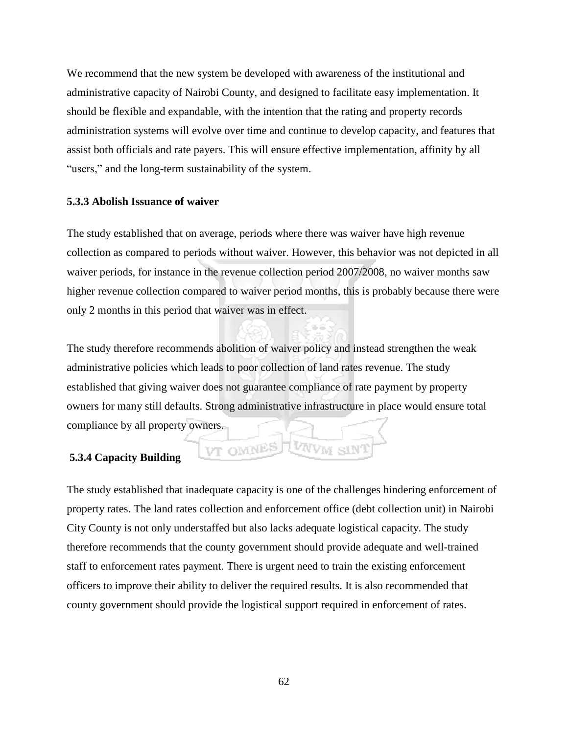We recommend that the new system be developed with awareness of the institutional and administrative capacity of Nairobi County, and designed to facilitate easy implementation. It should be flexible and expandable, with the intention that the rating and property records administration systems will evolve over time and continue to develop capacity, and features that assist both officials and rate payers. This will ensure effective implementation, affinity by all "users," and the long-term sustainability of the system.

### 5.3.3 Abolish Issuance of waiver

The study established that on average, periods where there was waiver have high revenue collection as compared to periods without waiver. However, this behavior was not depicted in all waiver periods, for instance in the revenue collection period 2007/2008, no waiver months saw higher revenue collection compared to waiver period months, this is probably because there were only 2 months in this period that waiver was in effect.

The study therefore recommends abolition of waiver policy and instead strengthen the weak administrative policies which leads to poor collection of land rates revenue. The study established that giving waiver does not guarantee compliance of rate payment by property owners for many still defaults. Strong administrative infrastructure in place would ensure total compliance by all property owners.

### 5.3.4 Capacity Building

The study established that inadequate capacity is one of the challenges hindering enforcement of property rates. The land rates collection and enforcement office (debt collection unit) in Nairobi City County is not only understaffed but also lacks adequate logistical capacity. The study therefore recommends that the county government should provide adequate and well-trained staff to enforcement rates payment. There is urgent need to train the existing enforcement officers to improve their ability to deliver the required results. It is also recommended that county government should provide the logistical support required in enforcement of rates.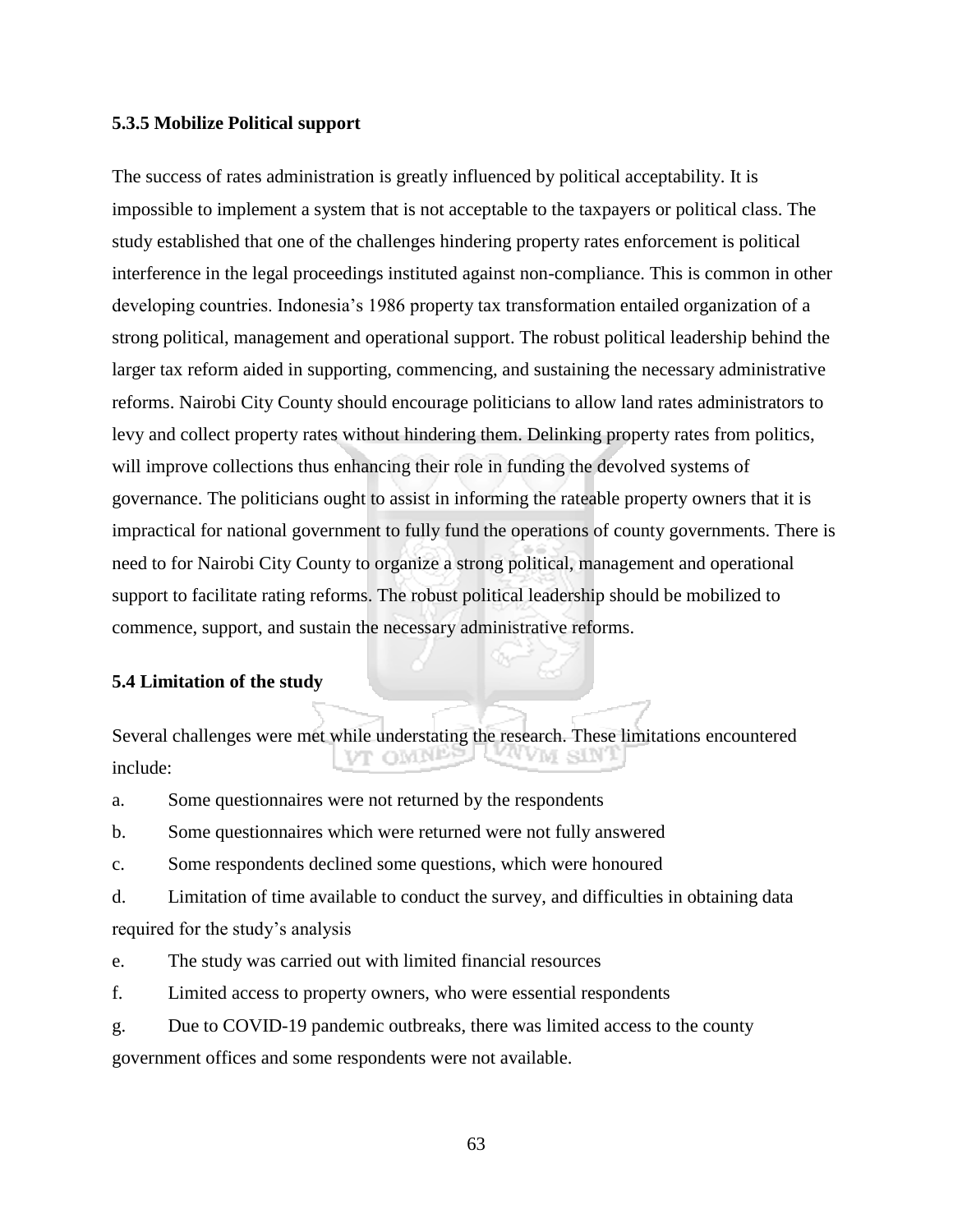### 5.3.5 Mobilize Political support

The success of rates administration is greatly influenced by political acceptability. It is impossible to implement a system that is not acceptable to the taxpayers or political class. The study established that one of the challenges hindering property rates enforcement is political interference in the legal proceedings instituted against non-compliance. This is common in other developing countries. Indonesia's 1986 property tax transformation entailed organization of a strong political, management and operational support. The robust political leadership behind the larger tax reform aided in supporting, commencing, and sustaining the necessary administrative reforms. Nairobi City County should encourage politicians to allow land rates administrators to levy and collect property rates without hindering them. Delinking property rates from politics, will improve collections thus enhancing their role in funding the devolved systems of governance. The politicians ought to assist in informing the rateable property owners that it is impractical for national government to fully fund the operations of county governments. There is need to for Nairobi City County to organize a strong political, management and operational support to facilitate rating reforms. The robust political leadership should be mobilized to commence, support, and sustain the necessary administrative reforms.

## 5.4 Limitation of the study

Several challenges were met while understating the research. These limitations encountered include:

a. Some questionnaires were not returned by the respondents

b. Some questionnaires which were returned were not fully answered

c. Some respondents declined some questions, which were honoured

d. Limitation of time available to conduct the survey, and difficulties in obtaining data required for the study's analysis

e. The study was carried out with limited financial resources

f. Limited access to property owners, who were essential respondents

g. Due to COVID-19 pandemic outbreaks, there was limited access to the county government offices and some respondents were not available.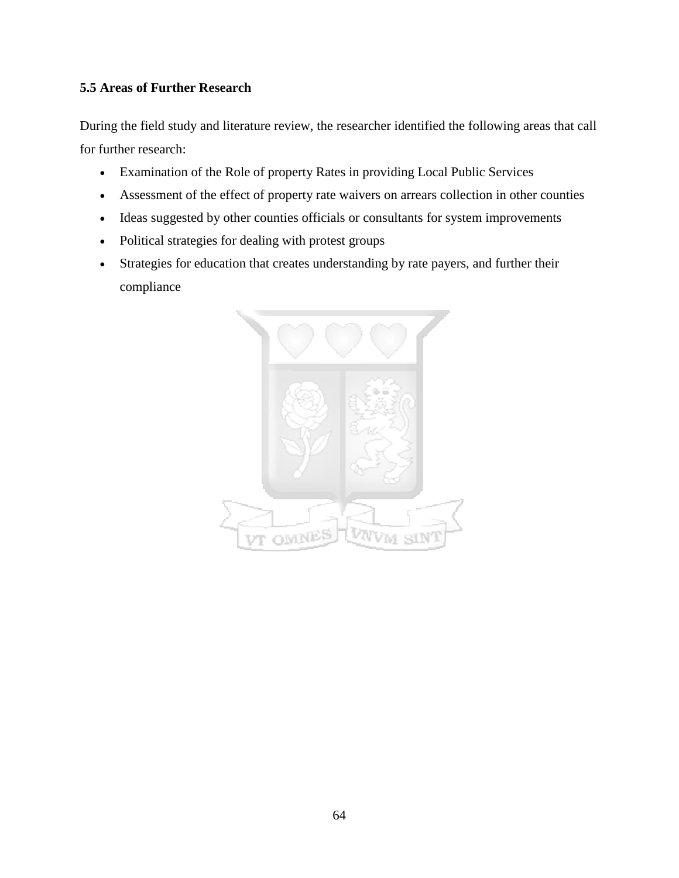### 5.5 Areas of Further Research

During the field study and literature review, the researcher identified the following areas that call for further research:

- Examination of the Role of property Rates in providing Local Public Services
- Assessment of the effect of property rate waivers on arrears collection in other counties
- Ideas suggested by other counties officials or consultants for system improvements
- Political strategies for dealing with protest groups
- Strategies for education that creates understanding by rate payers, and further their compliance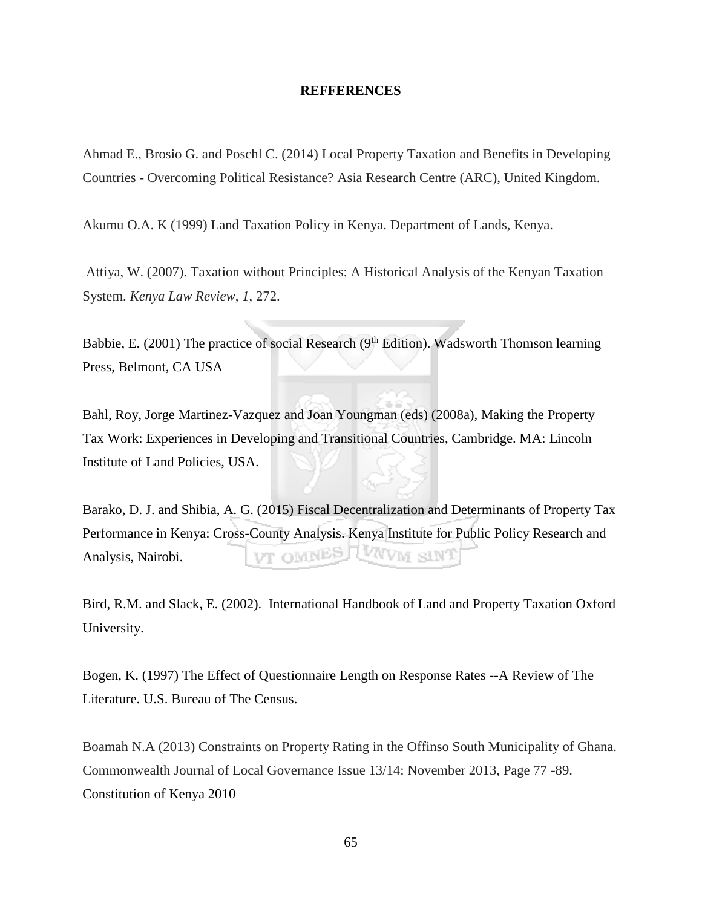# REFFERENCES

Ahmad E., Brosio G. and Poschl C. (2014) Local Property Taxation and Benefits in Developing Countries - Overcoming Political Resistance? Asia Research Centre (ARC), United Kingdom.

Akumu O.A. K (1999) Land Taxation Policy in Kenya. Department of Lands, Kenya.

Attiya, W. (2007). Taxation without Principles: A Historical Analysis of the Kenyan Taxation System. *Kenya Law Review*, *1*, 272.

Babbie, E. (2001) The practice of social Research (9th Edition). Wadsworth Thomson learning Press, Belmont, CA USA

Bahl, Roy, Jorge Martinez-Vazquez and Joan Youngman (eds) (2008a), Making the Property Tax Work: Experiences in Developing and Transitional Countries, Cambridge. MA: Lincoln Institute of Land Policies, USA.

Barako, D. J. and Shibia, A. G. (2015) Fiscal Decentralization and Determinants of Property Tax Performance in Kenya: Cross-County Analysis. Kenya Institute for Public Policy Research and Analysis, Nairobi.

Bird, R.M. and Slack, E. (2002). International Handbook of Land and Property Taxation Oxford University.

Bogen, K. (1997) The Effect of Questionnaire Length on Response Rates --A Review of The Literature. U.S. Bureau of The Census.

Boamah N.A (2013) Constraints on Property Rating in the Offinso South Municipality of Ghana. Commonwealth Journal of Local Governance Issue 13/14: November 2013, Page 77 -89.
Constitution of Kenya 2010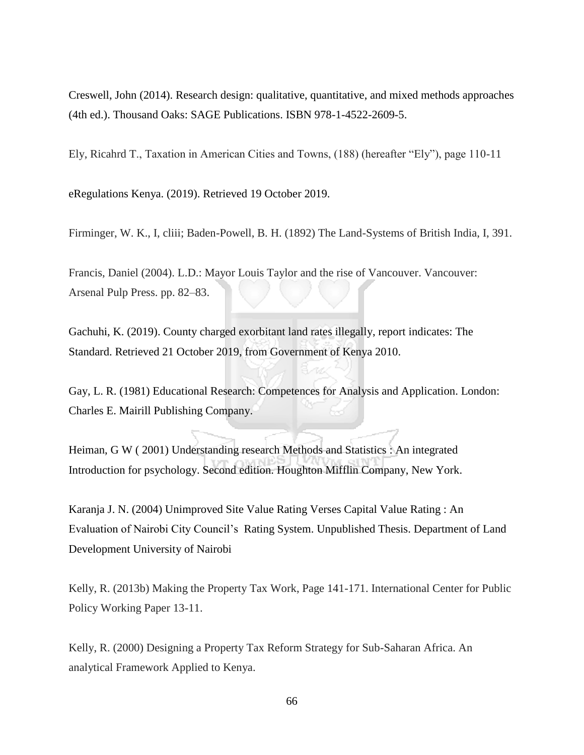Creswell, John (2014). Research design: qualitative, quantitative, and mixed methods approaches (4th ed.). Thousand Oaks: SAGE Publications. ISBN 978-1-4522-2609-5.

Ely, Ricahrd T., Taxation in American Cities and Towns, (188) (hereafter "Ely"), page 110-11

eRegulations Kenya. (2019). Retrieved 19 October 2019.

Firminger, W. K., I, cliii; Baden-Powell, B. H. (1892) The Land-Systems of British India, I, 391.

Francis, Daniel (2004). L.D.: Mayor Louis Taylor and the rise of Vancouver. Vancouver: Arsenal Pulp Press. pp. 82–83.

Gachuhi, K. (2019). County charged exorbitant land rates illegally, report indicates: The Standard. Retrieved 21 October 2019, from Government of Kenya 2010.

Gay, L. R. (1981) Educational Research: Competences for Analysis and Application. London: Charles E. Mairill Publishing Company.

Heiman, G W ( 2001) Understanding research Methods and Statistics : An integrated Introduction for psychology. Second edition. Houghton Mifflin Company, New York.

Karanja J. N. (2004) Unimproved Site Value Rating Verses Capital Value Rating : An Evaluation of Nairobi City Council's Rating System. Unpublished Thesis. Department of Land Development University of Nairobi

Kelly, R. (2013b) Making the Property Tax Work, Page 141-171. International Center for Public Policy Working Paper 13-11.

Kelly, R. (2000) Designing a Property Tax Reform Strategy for Sub-Saharan Africa. An analytical Framework Applied to Kenya.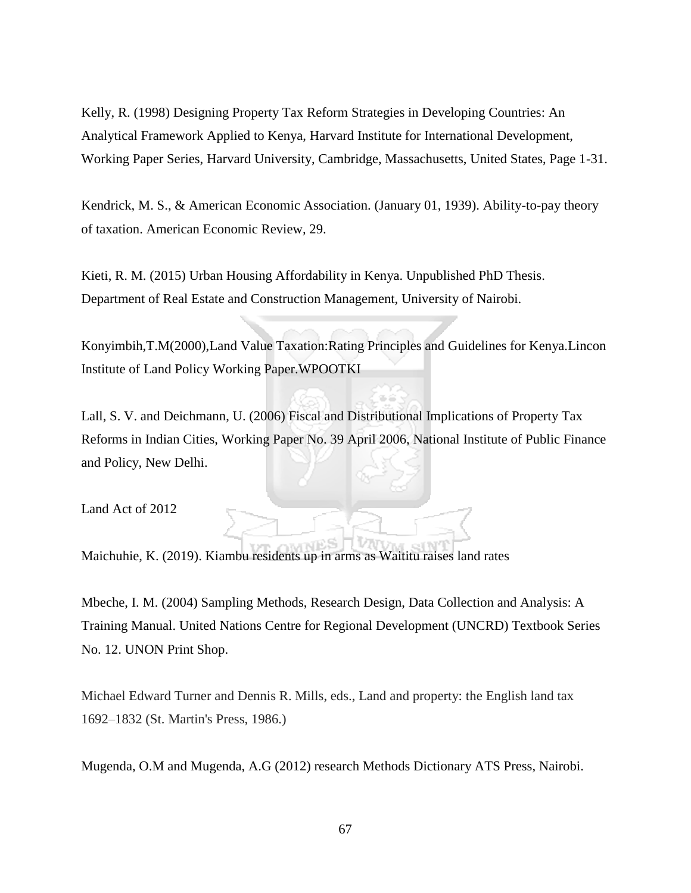Kelly, R. (1998) Designing Property Tax Reform Strategies in Developing Countries: An Analytical Framework Applied to Kenya, Harvard Institute for International Development, Working Paper Series, Harvard University, Cambridge, Massachusetts, United States, Page 1-31.

Kendrick, M. S., & American Economic Association. (January 01, 1939). Ability-to-pay theory of taxation. American Economic Review, 29.

Kieti, R. M. (2015) Urban Housing Affordability in Kenya. Unpublished PhD Thesis. Department of Real Estate and Construction Management, University of Nairobi.

Konyimbih,T.M(2000),Land Value Taxation:Rating Principles and Guidelines for Kenya.Lincon Institute of Land Policy Working Paper.WPOOTKI

Lall, S. V. and Deichmann, U. (2006) Fiscal and Distributional Implications of Property Tax Reforms in Indian Cities, Working Paper No. 39 April 2006, National Institute of Public Finance and Policy, New Delhi.

Land Act of 2012

Maichuhie, K. (2019). Kiambu residents up in arms as Waititu raises land rates

Mbeche, I. M. (2004) Sampling Methods, Research Design, Data Collection and Analysis: A Training Manual. United Nations Centre for Regional Development (UNCRD) Textbook Series No. 12. UNON Print Shop.

Michael Edward Turner and Dennis R. Mills, eds., Land and property: the English land tax 1692–1832 (St. Martin's Press, 1986.)

Mugenda, O.M and Mugenda, A.G (2012) research Methods Dictionary ATS Press, Nairobi.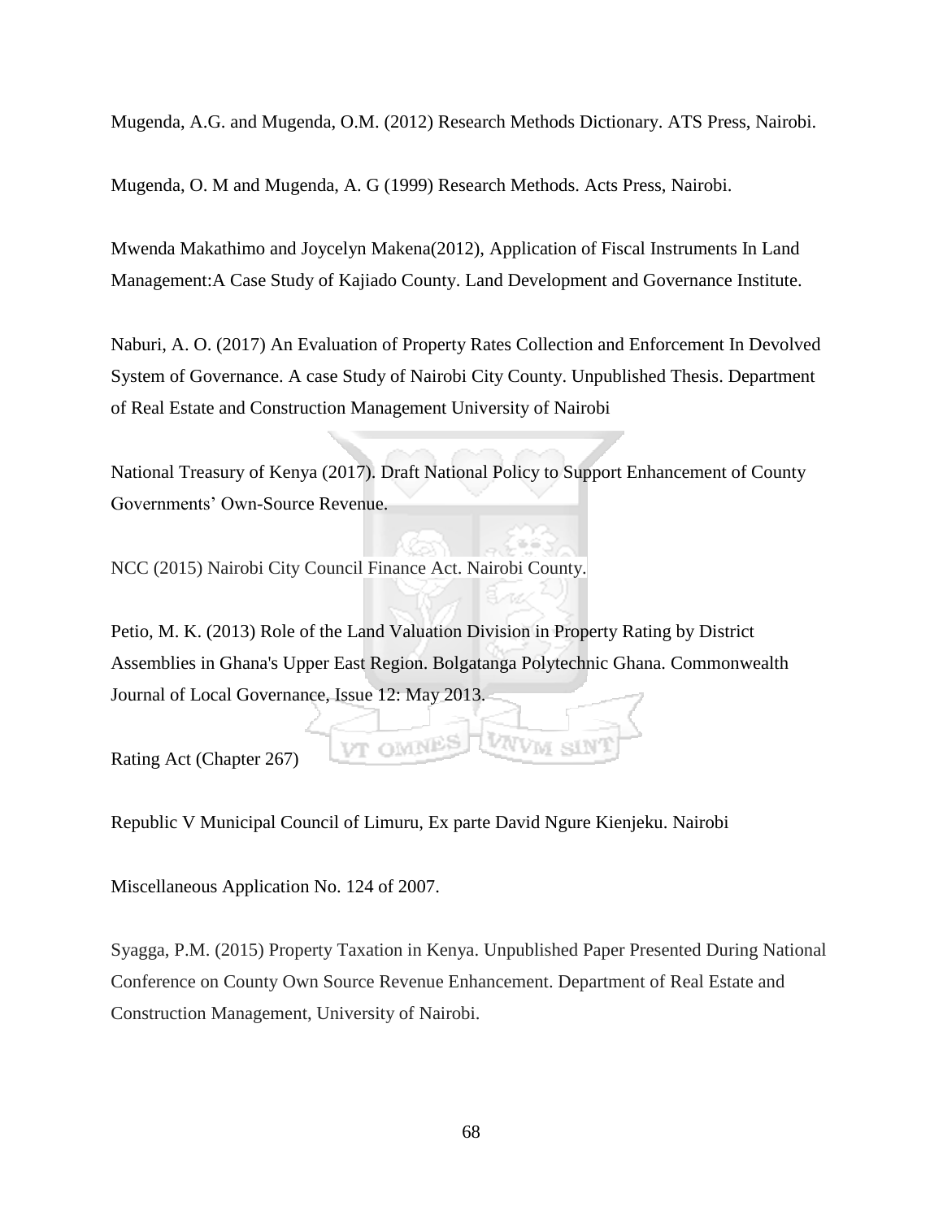Mugenda, A.G. and Mugenda, O.M. (2012) Research Methods Dictionary. ATS Press, Nairobi.

Mugenda, O. M and Mugenda, A. G (1999) Research Methods. Acts Press, Nairobi.

Mwenda Makathimo and Joycelyn Makena(2012), Application of Fiscal Instruments In Land Management:A Case Study of Kajiado County. Land Development and Governance Institute.

Naburi, A. O. (2017) An Evaluation of Property Rates Collection and Enforcement In Devolved System of Governance. A case Study of Nairobi City County. Unpublished Thesis. Department of Real Estate and Construction Management University of Nairobi

National Treasury of Kenya (2017). Draft National Policy to Support Enhancement of County Governments' Own-Source Revenue.

NCC (2015) Nairobi City Council Finance Act. Nairobi County.

Petio, M. K. (2013) Role of the Land Valuation Division in Property Rating by District Assemblies in Ghana's Upper East Region. Bolgatanga Polytechnic Ghana. Commonwealth Journal of Local Governance, Issue 12: May 2013.

Rating Act (Chapter 267)

Republic V Municipal Council of Limuru, Ex parte David Ngure Kienjeku. Nairobi

Miscellaneous Application No. 124 of 2007.

Syagga, P.M. (2015) Property Taxation in Kenya. Unpublished Paper Presented During National Conference on County Own Source Revenue Enhancement. Department of Real Estate and Construction Management, University of Nairobi.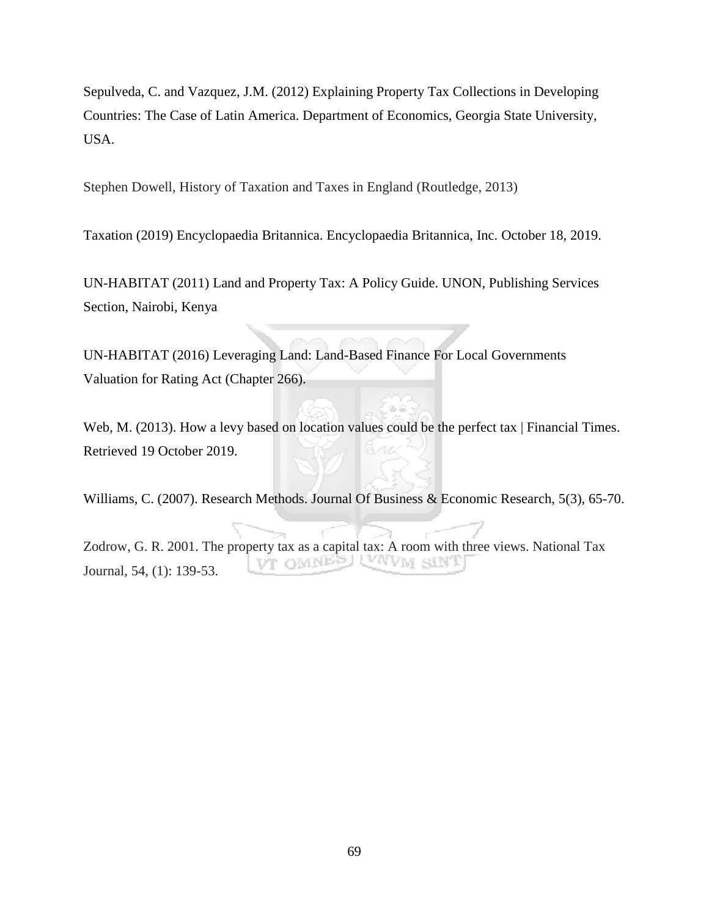Sepulveda, C. and Vazquez, J.M. (2012) Explaining Property Tax Collections in Developing Countries: The Case of Latin America. Department of Economics, Georgia State University, USA.

Stephen Dowell, History of Taxation and Taxes in England (Routledge, 2013)

Taxation (2019) Encyclopaedia Britannica. Encyclopaedia Britannica, Inc. October 18, 2019.

UN-HABITAT (2011) Land and Property Tax: A Policy Guide. UNON, Publishing Services Section, Nairobi, Kenya

UN-HABITAT (2016) Leveraging Land: Land-Based Finance For Local Governments Valuation for Rating Act (Chapter 266).

Web, M. (2013). How a levy based on location values could be the perfect tax | Financial Times. Retrieved 19 October 2019.

Williams, C. (2007). Research Methods. Journal Of Business & Economic Research, 5(3), 65-70.

Zodrow, G. R. 2001. The property tax as a capital tax: A room with three views. National Tax Journal, 54, (1): 139-53.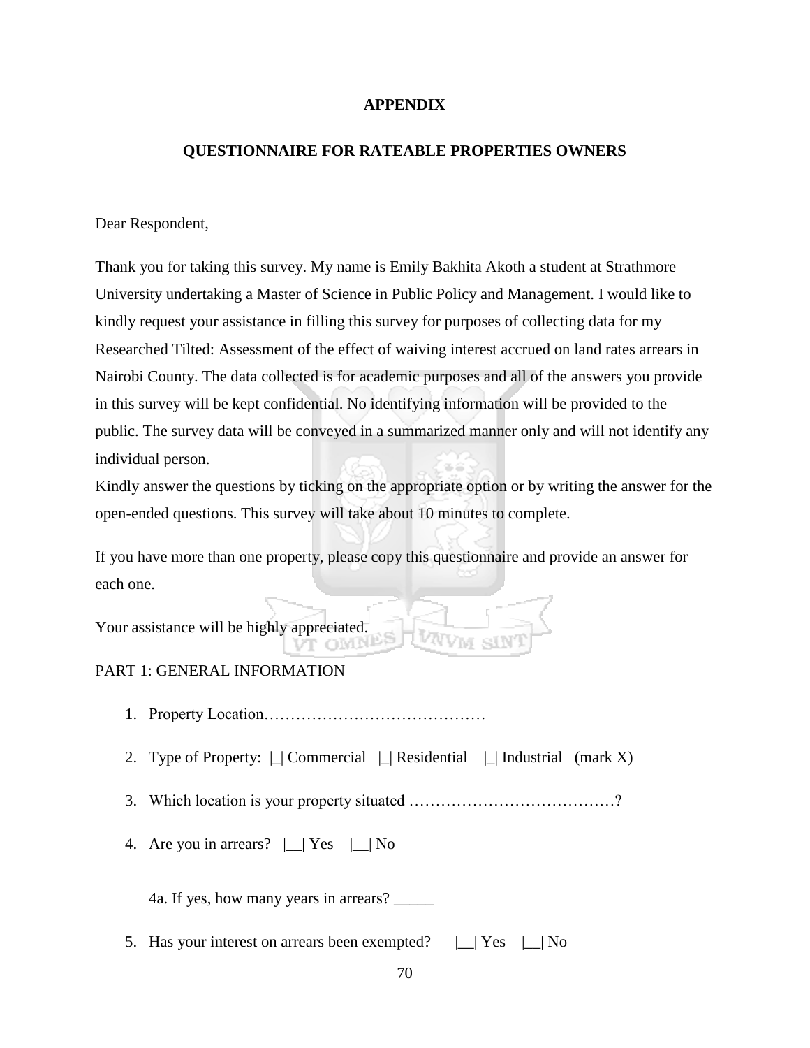# APPENDIX

## QUESTIONNAIRE FOR RATEABLE PROPERTIES OWNERS

Dear Respondent,

Thank you for taking this survey. My name is Emily Bakhita Akoth a student at Strathmore University undertaking a Master of Science in Public Policy and Management. I would like to kindly request your assistance in filling this survey for purposes of collecting data for my Researched Tilted: Assessment of the effect of waiving interest accrued on land rates arrears in Nairobi County. The data collected is for academic purposes and all of the answers you provide in this survey will be kept confidential. No identifying information will be provided to the public. The survey data will be conveyed in a summarized manner only and will not identify any individual person.
Kindly answer the questions by ticking on the appropriate option or by writing the answer for the open-ended questions. This survey will take about 10 minutes to complete.

If you have more than one property, please copy this questionnaire and provide an answer for each one.

Your assistance will be highly appreciated.

PART 1: GENERAL INFORMATION

1. Property Location……………………………………
2. Type of Property: |_| Commercial |_| Residential |_| Industrial (mark X)
3. Which location is your property situated …………………………………?
4. Are you in arrears? |__| Yes |__| No

   4a. If yes, how many years in arrears? _____

5. Has your interest on arrears been exempted? |__| Yes |__| No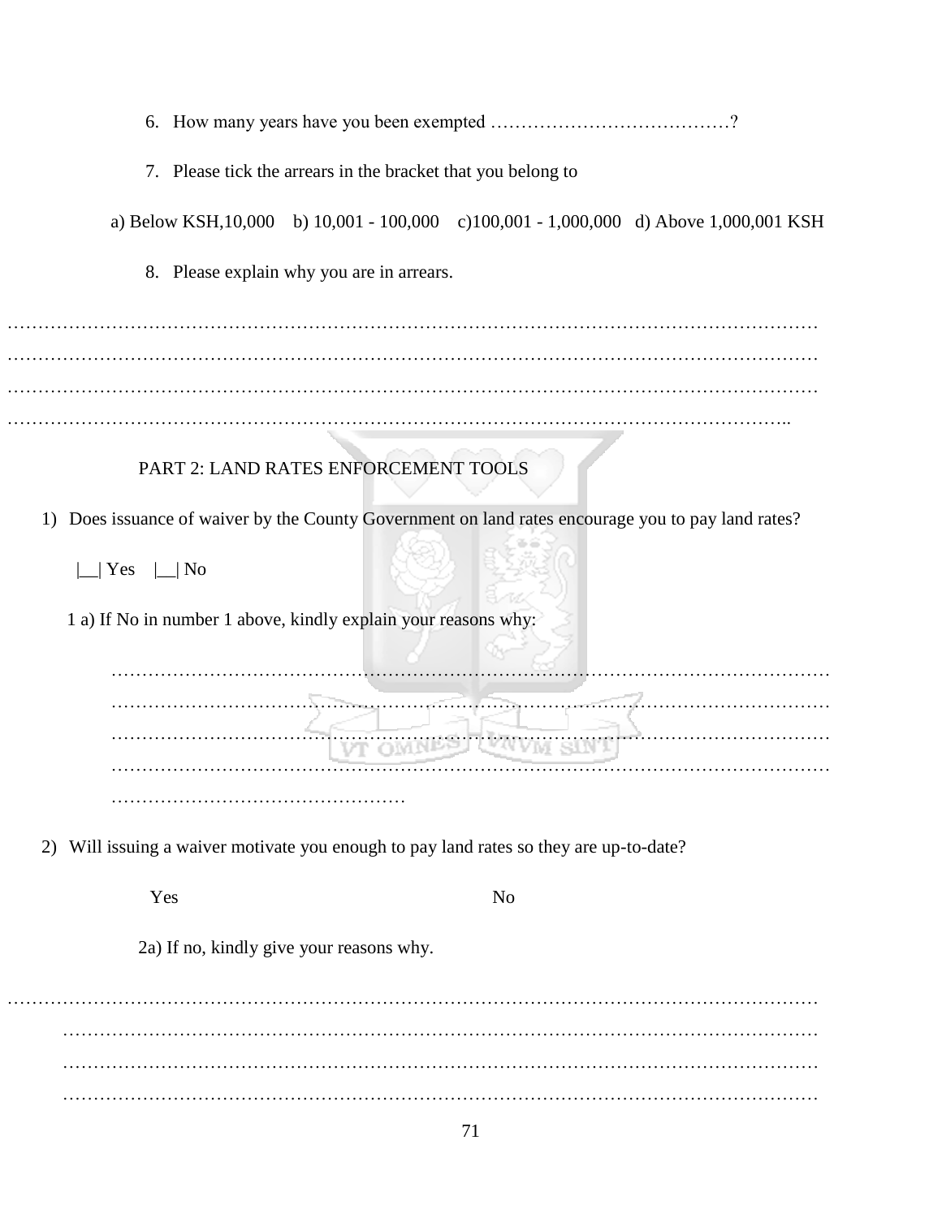6. How many years have you been exempted …………………………………?

7. Please tick the arrears in the bracket that you belong to

a) Below KSH,10,000 b) 10,001 - 100,000 c)100,001 - 1,000,000 d) Above 1,000,001 KSH

8. Please explain why you are in arrears.

…………………………………………………………………………………………………………………
…………………………………………………………………………………………………………………
…………………………………………………………………………………………………………………
………………………………………………………………………………………………………………..

PART 2: LAND RATES ENFORCEMENT TOOLS

1) Does issuance of waiver by the County Government on land rates encourage you to pay land rates?

|__| Yes |__| No

1 a) If No in number 1 above, kindly explain your reasons why:

…………………………………………………………………………………………………………
…………………………………………………………………………………………………………
…………………………………………………………………………………………………………
…………………………………………………………………………………………………………
…………………………………………

2) Will issuing a waiver motivate you enough to pay land rates so they are up-to-date?

Yes No

2a) If no, kindly give your reasons why.

…………………………………………………………………………………………………………………
…………………………………………………………………………………………………………
…………………………………………………………………………………………………………
…………………………………………………………………………………………………………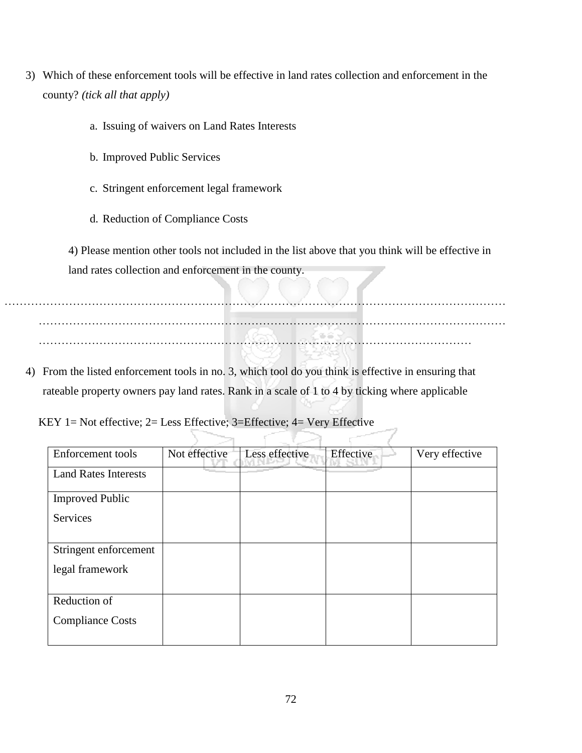3) Which of these enforcement tools will be effective in land rates collection and enforcement in the county? *(tick all that apply)*

   a. Issuing of waivers on Land Rates Interests

   b. Improved Public Services

   c. Stringent enforcement legal framework

   d. Reduction of Compliance Costs

4) Please mention other tools not included in the list above that you think will be effective in land rates collection and enforcement in the county.

…………………………………………………………………………………………………………………
…………………………………………………………………………………………………………………
………………………………………………………………………………………………………

4) From the listed enforcement tools in no. 3, which tool do you think is effective in ensuring that rateable property owners pay land rates. Rank in a scale of 1 to 4 by ticking where applicable

KEY 1= Not effective; 2= Less Effective; 3=Effective; 4= Very Effective

| Enforcement tools | Not effective | Less effective | Effective | Very effective |
|---|---|---|---|---|
| Land Rates Interests | | | | |
| Improved Public Services | | | | |
| Stringent enforcement legal framework | | | | |
| Reduction of Compliance Costs | | | | |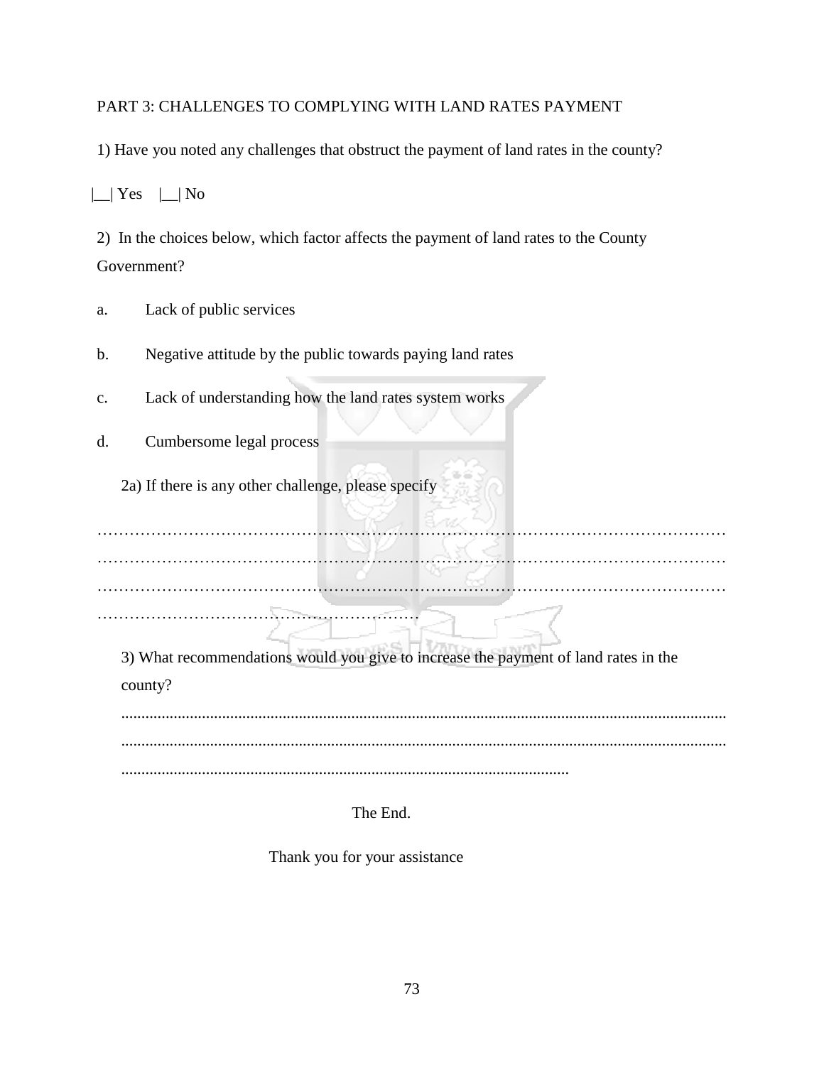PART 3: CHALLENGES TO COMPLYING WITH LAND RATES PAYMENT

1) Have you noted any challenges that obstruct the payment of land rates in the county?

|__| Yes |__| No

2) In the choices below, which factor affects the payment of land rates to the County Government?

a. Lack of public services

b. Negative attitude by the public towards paying land rates

c. Lack of understanding how the land rates system works

d. Cumbersome legal process

2a) If there is any other challenge, please specify

…………………………………………………………………………………………………………
…………………………………………………………………………………………………………
…………………………………………………………………………………………………………
…………………………………………………………

3) What recommendations would you give to increase the payment of land rates in the county?

......................................................................................................................................................
......................................................................................................................................................
.................................................................................................................

The End.

Thank you for your assistance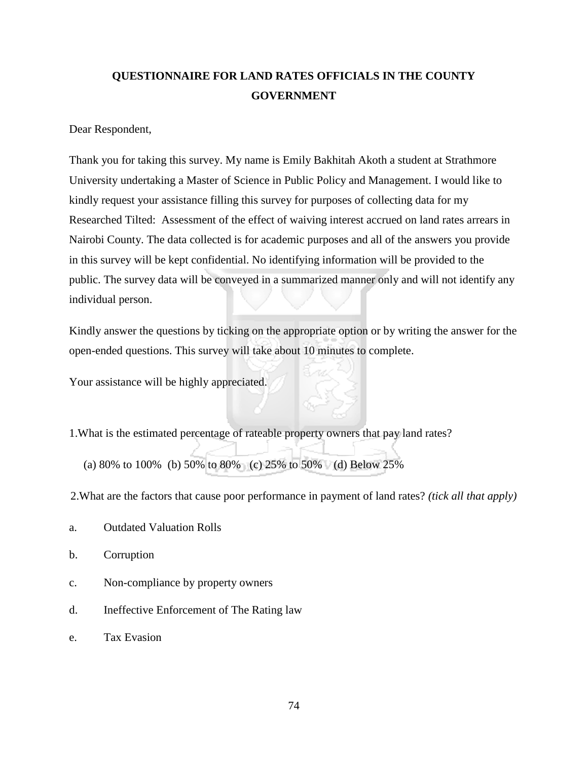# QUESTIONNAIRE FOR LAND RATES OFFICIALS IN THE COUNTY GOVERNMENT

Dear Respondent,

Thank you for taking this survey. My name is Emily Bakhitah Akoth a student at Strathmore University undertaking a Master of Science in Public Policy and Management. I would like to kindly request your assistance filling this survey for purposes of collecting data for my Researched Tilted: Assessment of the effect of waiving interest accrued on land rates arrears in Nairobi County. The data collected is for academic purposes and all of the answers you provide in this survey will be kept confidential. No identifying information will be provided to the public. The survey data will be conveyed in a summarized manner only and will not identify any individual person.

Kindly answer the questions by ticking on the appropriate option or by writing the answer for the open-ended questions. This survey will take about 10 minutes to complete.

Your assistance will be highly appreciated.

1.What is the estimated percentage of rateable property owners that pay land rates?

(a) 80% to 100% (b) 50% to 80% (c) 25% to 50% (d) Below 25%

2.What are the factors that cause poor performance in payment of land rates? *(tick all that apply)*

a. Outdated Valuation Rolls

b. Corruption

c. Non-compliance by property owners

d. Ineffective Enforcement of The Rating law

e. Tax Evasion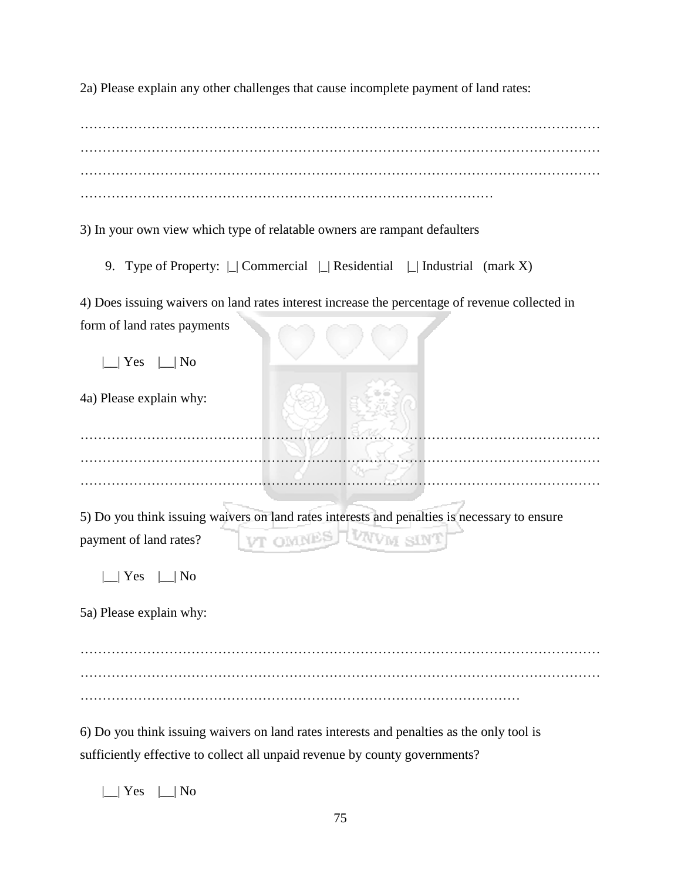2a) Please explain any other challenges that cause incomplete payment of land rates:

…………………………………………………………………………………………………………
…………………………………………………………………………………………………………
…………………………………………………………………………………………………………
……………………………………………………………………………………

3) In your own view which type of relatable owners are rampant defaulters

9. Type of Property: |_| Commercial |_| Residential |_| Industrial (mark X)

4) Does issuing waivers on land rates interest increase the percentage of revenue collected in form of land rates payments

|__| Yes |__| No

4a) Please explain why:

…………………………………………………………………………………………………………
…………………………………………………………………………………………………………
…………………………………………………………………………………………………………

5) Do you think issuing waivers on land rates interests and penalties is necessary to ensure payment of land rates?

|__| Yes |__| No

5a) Please explain why:

…………………………………………………………………………………………………………
…………………………………………………………………………………………………………
……………………………………………………………………………………

6) Do you think issuing waivers on land rates interests and penalties as the only tool is sufficiently effective to collect all unpaid revenue by county governments?

|__| Yes |__| No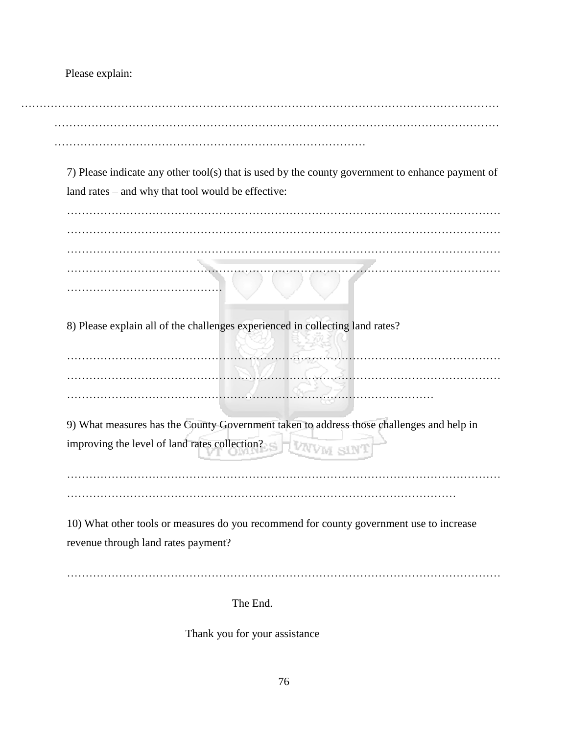Please explain:

……………………………………………………………………………………………………………
……………………………………………………………………………………………………………
……………………………………………………………………………

7) Please indicate any other tool(s) that is used by the county government to enhance payment of land rates – and why that tool would be effective:

……………………………………………………………………………………………………………
……………………………………………………………………………………………………………
……………………………………………………………………………………………………………
……………………………………………………………………………………………………………
……………………………………

8) Please explain all of the challenges experienced in collecting land rates?

……………………………………………………………………………………………………………
……………………………………………………………………………………………………………
……………………………………………………………………………………………

9) What measures has the County Government taken to address those challenges and help in improving the level of land rates collection?

……………………………………………………………………………………………………………
………………………………………………………………………………………………

10) What other tools or measures do you recommend for county government use to increase revenue through land rates payment?

……………………………………………………………………………………………………………

The End.

Thank you for your assistance